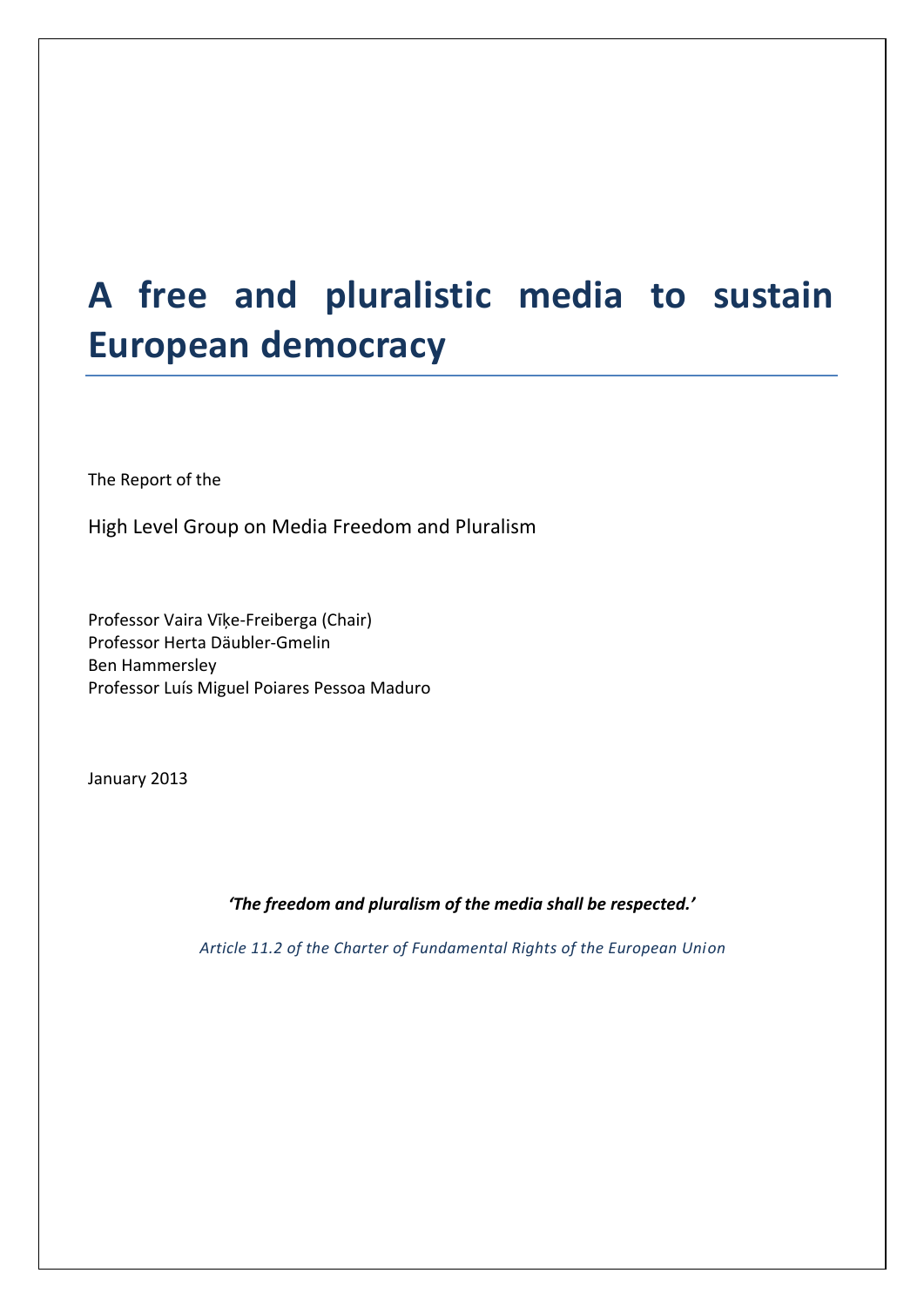# A free and pluralistic media to sustain European democracy

The Report of the

High Level Group on Media Freedom and Pluralism

Professor Vaira Vīķe-Freiberga (Chair)
Professor Herta Däubler-Gmelin
Ben Hammersley
Professor Luís Miguel Poiares Pessoa Maduro

January 2013

***'The freedom and pluralism of the media shall be respected.'***

*Article 11.2 of the Charter of Fundamental Rights of the European Union*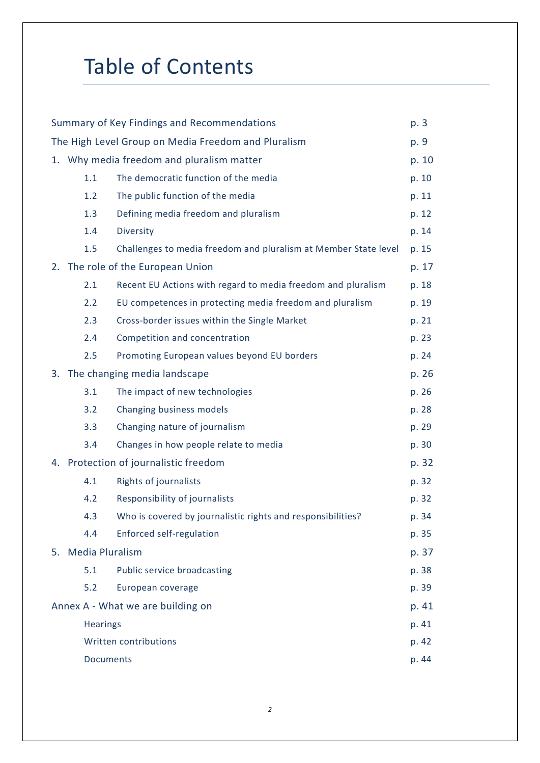# Table of Contents

| | | |
|---|---|---|
| Summary of Key Findings and Recommendations | | p. 3 |
| The High Level Group on Media Freedom and Pluralism | | p. 9 |
| 1. Why media freedom and pluralism matter | | p. 10 |
| 1.1 | The democratic function of the media | p. 10 |
| 1.2 | The public function of the media | p. 11 |
| 1.3 | Defining media freedom and pluralism | p. 12 |
| 1.4 | Diversity | p. 14 |
| 1.5 | Challenges to media freedom and pluralism at Member State level | p. 15 |
| 2. The role of the European Union | | p. 17 |
| 2.1 | Recent EU Actions with regard to media freedom and pluralism | p. 18 |
| 2.2 | EU competences in protecting media freedom and pluralism | p. 19 |
| 2.3 | Cross-border issues within the Single Market | p. 21 |
| 2.4 | Competition and concentration | p. 23 |
| 2.5 | Promoting European values beyond EU borders | p. 24 |
| 3. The changing media landscape | | p. 26 |
| 3.1 | The impact of new technologies | p. 26 |
| 3.2 | Changing business models | p. 28 |
| 3.3 | Changing nature of journalism | p. 29 |
| 3.4 | Changes in how people relate to media | p. 30 |
| 4. Protection of journalistic freedom | | p. 32 |
| 4.1 | Rights of journalists | p. 32 |
| 4.2 | Responsibility of journalists | p. 32 |
| 4.3 | Who is covered by journalistic rights and responsibilities? | p. 34 |
| 4.4 | Enforced self-regulation | p. 35 |
| 5. Media Pluralism | | p. 37 |
| 5.1 | Public service broadcasting | p. 38 |
| 5.2 | European coverage | p. 39 |
| Annex A - What we are building on | | p. 41 |
| Hearings | | p. 41 |
| Written contributions | | p. 42 |
| Documents | | p. 44 |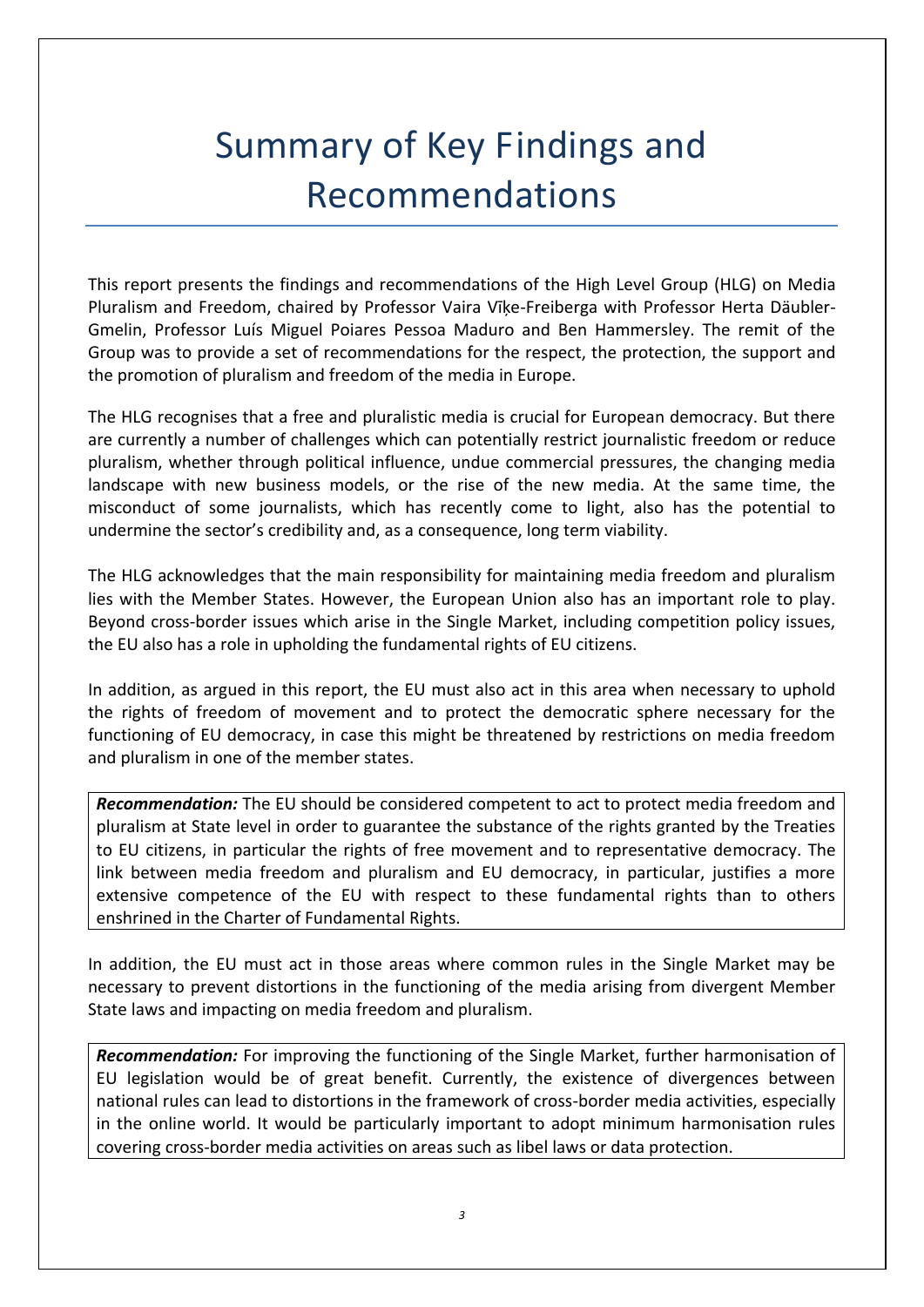# Summary of Key Findings and Recommendations

This report presents the findings and recommendations of the High Level Group (HLG) on Media Pluralism and Freedom, chaired by Professor Vaira Vīķe-Freiberga with Professor Herta Däubler-Gmelin, Professor Luís Miguel Poiares Pessoa Maduro and Ben Hammersley. The remit of the Group was to provide a set of recommendations for the respect, the protection, the support and the promotion of pluralism and freedom of the media in Europe.

The HLG recognises that a free and pluralistic media is crucial for European democracy. But there are currently a number of challenges which can potentially restrict journalistic freedom or reduce pluralism, whether through political influence, undue commercial pressures, the changing media landscape with new business models, or the rise of the new media. At the same time, the misconduct of some journalists, which has recently come to light, also has the potential to undermine the sector's credibility and, as a consequence, long term viability.

The HLG acknowledges that the main responsibility for maintaining media freedom and pluralism lies with the Member States. However, the European Union also has an important role to play. Beyond cross-border issues which arise in the Single Market, including competition policy issues, the EU also has a role in upholding the fundamental rights of EU citizens.

In addition, as argued in this report, the EU must also act in this area when necessary to uphold the rights of freedom of movement and to protect the democratic sphere necessary for the functioning of EU democracy, in case this might be threatened by restrictions on media freedom and pluralism in one of the member states.

> ***Recommendation:*** The EU should be considered competent to act to protect media freedom and pluralism at State level in order to guarantee the substance of the rights granted by the Treaties to EU citizens, in particular the rights of free movement and to representative democracy. The link between media freedom and pluralism and EU democracy, in particular, justifies a more extensive competence of the EU with respect to these fundamental rights than to others enshrined in the Charter of Fundamental Rights.

In addition, the EU must act in those areas where common rules in the Single Market may be necessary to prevent distortions in the functioning of the media arising from divergent Member State laws and impacting on media freedom and pluralism.

> ***Recommendation:*** For improving the functioning of the Single Market, further harmonisation of EU legislation would be of great benefit. Currently, the existence of divergences between national rules can lead to distortions in the framework of cross-border media activities, especially in the online world. It would be particularly important to adopt minimum harmonisation rules covering cross-border media activities on areas such as libel laws or data protection.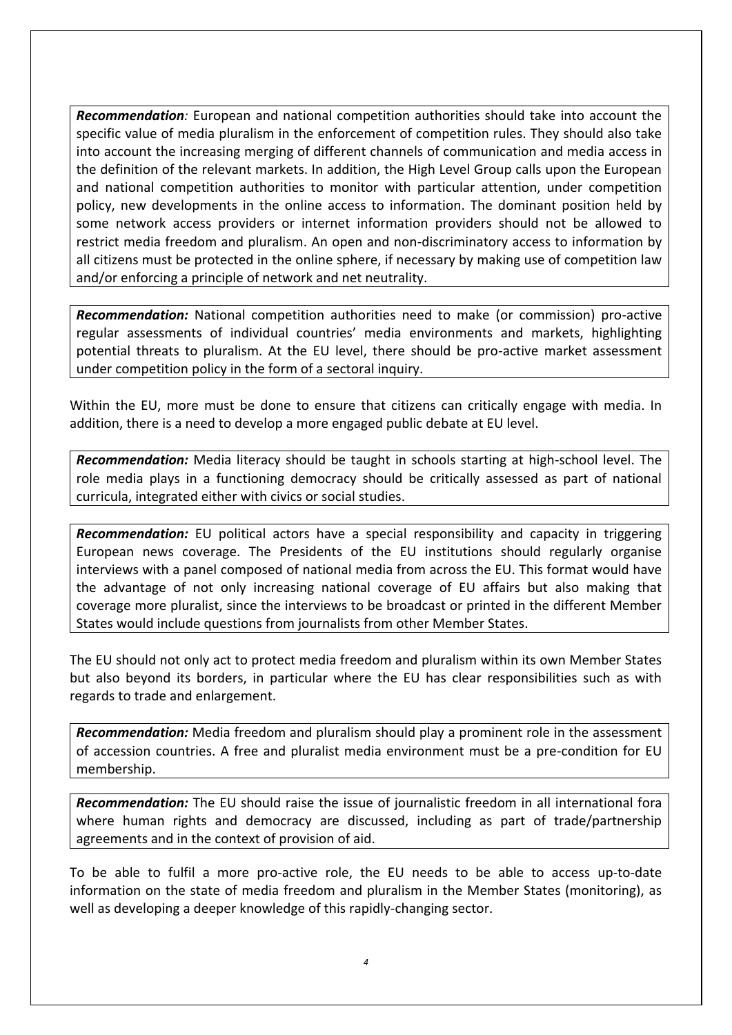***Recommendation**:* European and national competition authorities should take into account the specific value of media pluralism in the enforcement of competition rules. They should also take into account the increasing merging of different channels of communication and media access in the definition of the relevant markets. In addition, the High Level Group calls upon the European and national competition authorities to monitor with particular attention, under competition policy, new developments in the online access to information. The dominant position held by some network access providers or internet information providers should not be allowed to restrict media freedom and pluralism. An open and non-discriminatory access to information by all citizens must be protected in the online sphere, if necessary by making use of competition law and/or enforcing a principle of network and net neutrality.

***Recommendation:*** National competition authorities need to make (or commission) pro-active regular assessments of individual countries' media environments and markets, highlighting potential threats to pluralism. At the EU level, there should be pro-active market assessment under competition policy in the form of a sectoral inquiry.

Within the EU, more must be done to ensure that citizens can critically engage with media. In addition, there is a need to develop a more engaged public debate at EU level.

***Recommendation:*** Media literacy should be taught in schools starting at high-school level. The role media plays in a functioning democracy should be critically assessed as part of national curricula, integrated either with civics or social studies.

***Recommendation:*** EU political actors have a special responsibility and capacity in triggering European news coverage. The Presidents of the EU institutions should regularly organise interviews with a panel composed of national media from across the EU. This format would have the advantage of not only increasing national coverage of EU affairs but also making that coverage more pluralist, since the interviews to be broadcast or printed in the different Member States would include questions from journalists from other Member States.

The EU should not only act to protect media freedom and pluralism within its own Member States but also beyond its borders, in particular where the EU has clear responsibilities such as with regards to trade and enlargement.

***Recommendation:*** Media freedom and pluralism should play a prominent role in the assessment of accession countries. A free and pluralist media environment must be a pre-condition for EU membership.

***Recommendation:*** The EU should raise the issue of journalistic freedom in all international fora where human rights and democracy are discussed, including as part of trade/partnership agreements and in the context of provision of aid.

To be able to fulfil a more pro-active role, the EU needs to be able to access up-to-date information on the state of media freedom and pluralism in the Member States (monitoring), as well as developing a deeper knowledge of this rapidly-changing sector.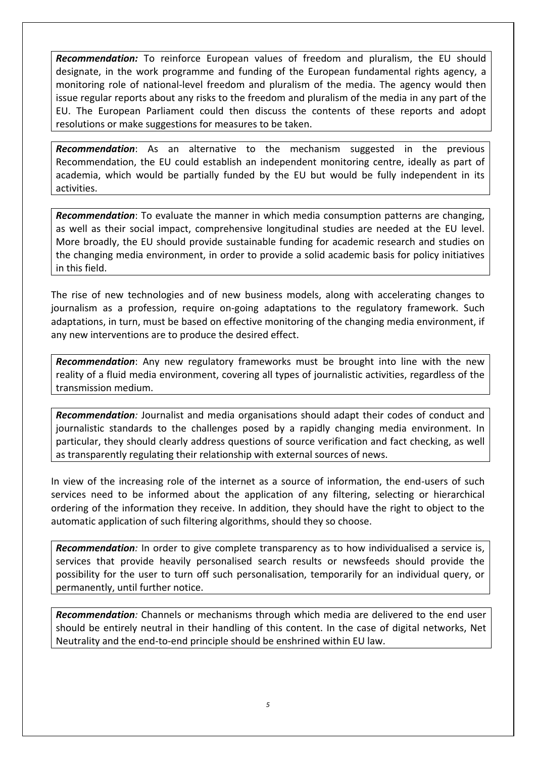***Recommendation:*** To reinforce European values of freedom and pluralism, the EU should designate, in the work programme and funding of the European fundamental rights agency, a monitoring role of national-level freedom and pluralism of the media. The agency would then issue regular reports about any risks to the freedom and pluralism of the media in any part of the EU. The European Parliament could then discuss the contents of these reports and adopt resolutions or make suggestions for measures to be taken.

***Recommendation***: As an alternative to the mechanism suggested in the previous Recommendation, the EU could establish an independent monitoring centre, ideally as part of academia, which would be partially funded by the EU but would be fully independent in its activities.

***Recommendation***: To evaluate the manner in which media consumption patterns are changing, as well as their social impact, comprehensive longitudinal studies are needed at the EU level. More broadly, the EU should provide sustainable funding for academic research and studies on the changing media environment, in order to provide a solid academic basis for policy initiatives in this field.

The rise of new technologies and of new business models, along with accelerating changes to journalism as a profession, require on-going adaptations to the regulatory framework. Such adaptations, in turn, must be based on effective monitoring of the changing media environment, if any new interventions are to produce the desired effect.

***Recommendation***: Any new regulatory frameworks must be brought into line with the new reality of a fluid media environment, covering all types of journalistic activities, regardless of the transmission medium.

***Recommendation****:* Journalist and media organisations should adapt their codes of conduct and journalistic standards to the challenges posed by a rapidly changing media environment. In particular, they should clearly address questions of source verification and fact checking, as well as transparently regulating their relationship with external sources of news.

In view of the increasing role of the internet as a source of information, the end-users of such services need to be informed about the application of any filtering, selecting or hierarchical ordering of the information they receive. In addition, they should have the right to object to the automatic application of such filtering algorithms, should they so choose.

***Recommendation****:* In order to give complete transparency as to how individualised a service is, services that provide heavily personalised search results or newsfeeds should provide the possibility for the user to turn off such personalisation, temporarily for an individual query, or permanently, until further notice.

***Recommendation****:* Channels or mechanisms through which media are delivered to the end user should be entirely neutral in their handling of this content. In the case of digital networks, Net Neutrality and the end-to-end principle should be enshrined within EU law.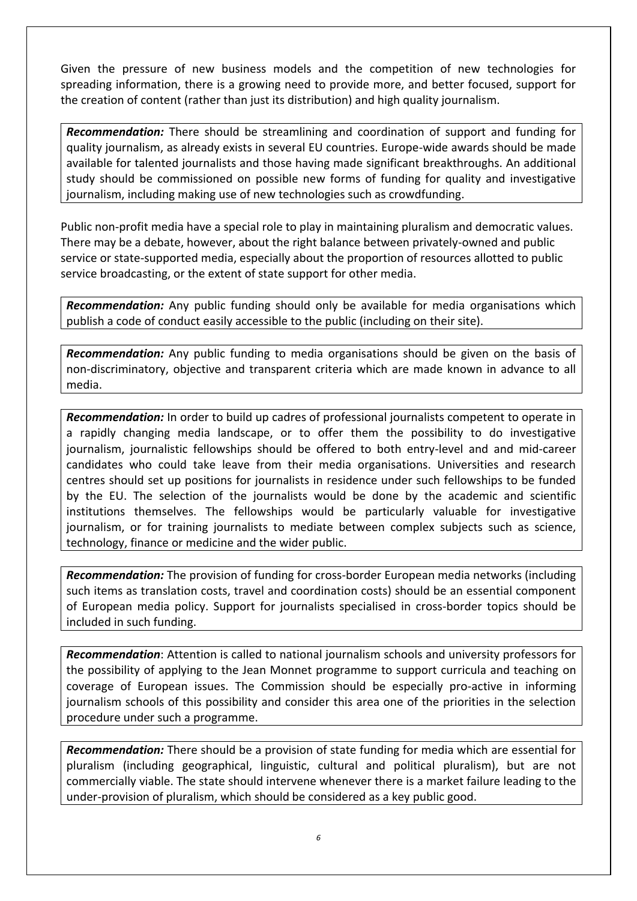Given the pressure of new business models and the competition of new technologies for spreading information, there is a growing need to provide more, and better focused, support for the creation of content (rather than just its distribution) and high quality journalism.

> ***Recommendation:*** There should be streamlining and coordination of support and funding for quality journalism, as already exists in several EU countries. Europe-wide awards should be made available for talented journalists and those having made significant breakthroughs. An additional study should be commissioned on possible new forms of funding for quality and investigative journalism, including making use of new technologies such as crowdfunding.

Public non-profit media have a special role to play in maintaining pluralism and democratic values. There may be a debate, however, about the right balance between privately-owned and public service or state-supported media, especially about the proportion of resources allotted to public service broadcasting, or the extent of state support for other media.

> ***Recommendation:*** Any public funding should only be available for media organisations which publish a code of conduct easily accessible to the public (including on their site).

> ***Recommendation:*** Any public funding to media organisations should be given on the basis of non-discriminatory, objective and transparent criteria which are made known in advance to all media.

> ***Recommendation:*** In order to build up cadres of professional journalists competent to operate in a rapidly changing media landscape, or to offer them the possibility to do investigative journalism, journalistic fellowships should be offered to both entry-level and and mid-career candidates who could take leave from their media organisations. Universities and research centres should set up positions for journalists in residence under such fellowships to be funded by the EU. The selection of the journalists would be done by the academic and scientific institutions themselves. The fellowships would be particularly valuable for investigative journalism, or for training journalists to mediate between complex subjects such as science, technology, finance or medicine and the wider public.

> ***Recommendation:*** The provision of funding for cross-border European media networks (including such items as translation costs, travel and coordination costs) should be an essential component of European media policy. Support for journalists specialised in cross-border topics should be included in such funding.

> ***Recommendation***: Attention is called to national journalism schools and university professors for the possibility of applying to the Jean Monnet programme to support curricula and teaching on coverage of European issues. The Commission should be especially pro-active in informing journalism schools of this possibility and consider this area one of the priorities in the selection procedure under such a programme.

> ***Recommendation:*** There should be a provision of state funding for media which are essential for pluralism (including geographical, linguistic, cultural and political pluralism), but are not commercially viable. The state should intervene whenever there is a market failure leading to the under-provision of pluralism, which should be considered as a key public good.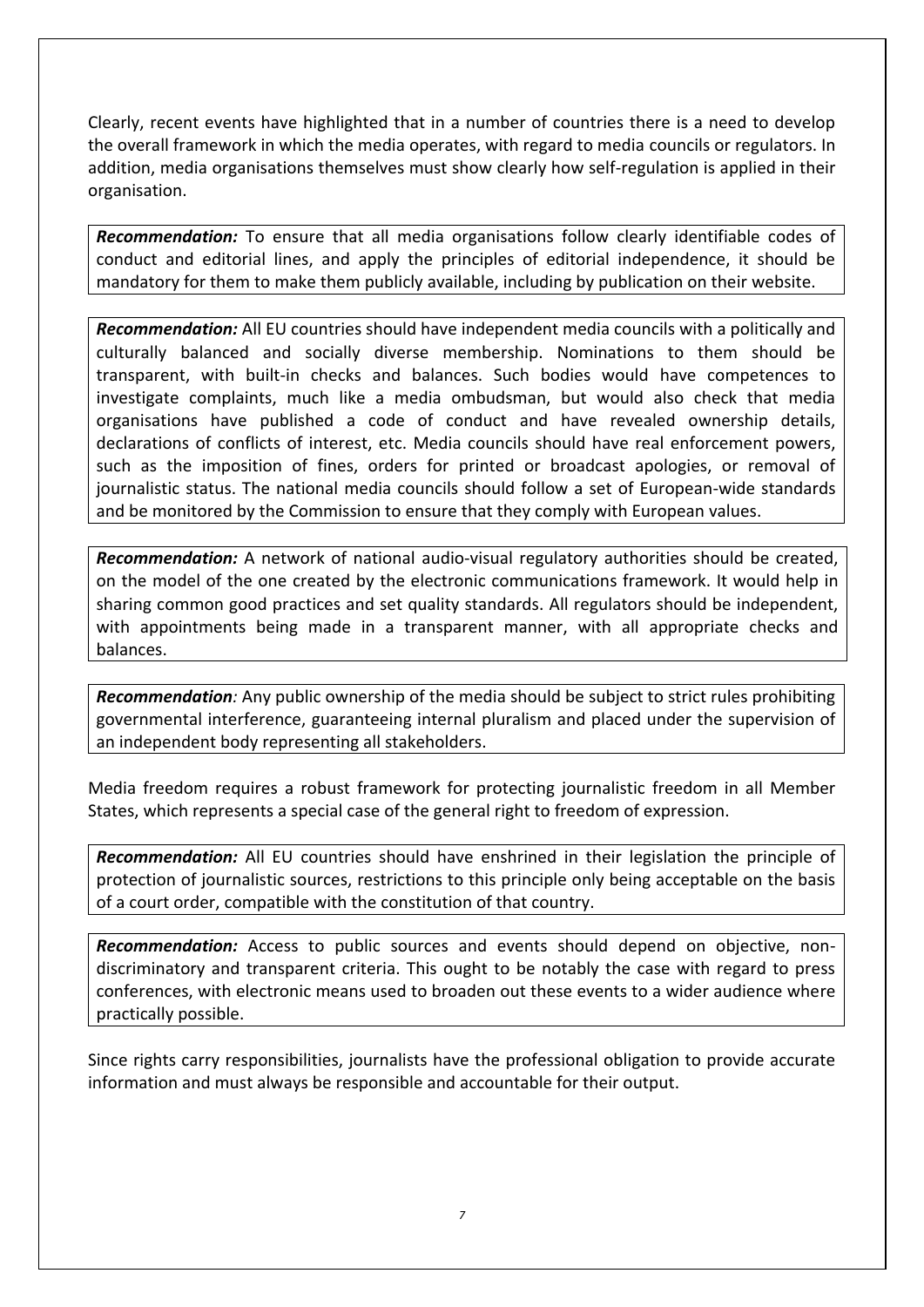Clearly, recent events have highlighted that in a number of countries there is a need to develop the overall framework in which the media operates, with regard to media councils or regulators. In addition, media organisations themselves must show clearly how self-regulation is applied in their organisation.

***Recommendation:*** To ensure that all media organisations follow clearly identifiable codes of conduct and editorial lines, and apply the principles of editorial independence, it should be mandatory for them to make them publicly available, including by publication on their website.

***Recommendation:*** All EU countries should have independent media councils with a politically and culturally balanced and socially diverse membership. Nominations to them should be transparent, with built-in checks and balances. Such bodies would have competences to investigate complaints, much like a media ombudsman, but would also check that media organisations have published a code of conduct and have revealed ownership details, declarations of conflicts of interest, etc. Media councils should have real enforcement powers, such as the imposition of fines, orders for printed or broadcast apologies, or removal of journalistic status. The national media councils should follow a set of European-wide standards and be monitored by the Commission to ensure that they comply with European values.

***Recommendation:*** A network of national audio-visual regulatory authorities should be created, on the model of the one created by the electronic communications framework. It would help in sharing common good practices and set quality standards. All regulators should be independent, with appointments being made in a transparent manner, with all appropriate checks and balances.

***Recommendation****:* Any public ownership of the media should be subject to strict rules prohibiting governmental interference, guaranteeing internal pluralism and placed under the supervision of an independent body representing all stakeholders.

Media freedom requires a robust framework for protecting journalistic freedom in all Member States, which represents a special case of the general right to freedom of expression.

***Recommendation:*** All EU countries should have enshrined in their legislation the principle of protection of journalistic sources, restrictions to this principle only being acceptable on the basis of a court order, compatible with the constitution of that country.

***Recommendation:*** Access to public sources and events should depend on objective, non-discriminatory and transparent criteria. This ought to be notably the case with regard to press conferences, with electronic means used to broaden out these events to a wider audience where practically possible.

Since rights carry responsibilities, journalists have the professional obligation to provide accurate information and must always be responsible and accountable for their output.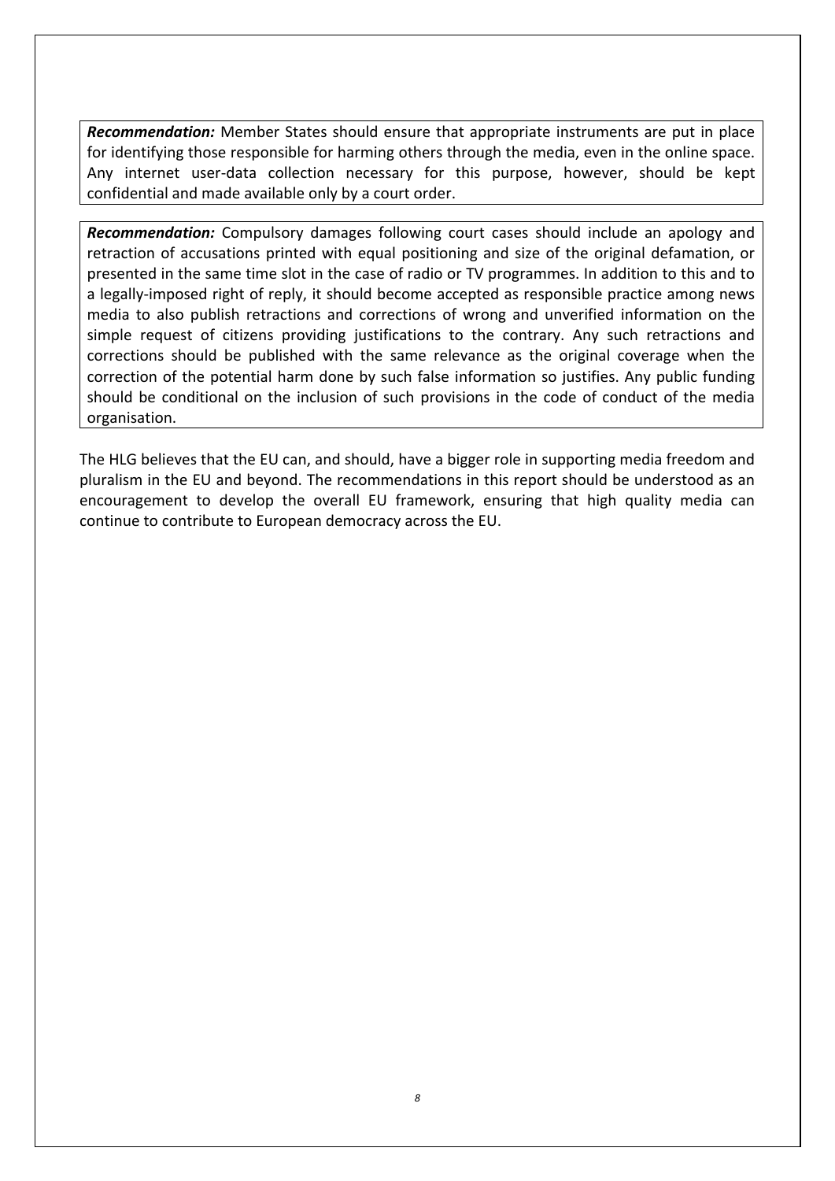***Recommendation:*** Member States should ensure that appropriate instruments are put in place for identifying those responsible for harming others through the media, even in the online space. Any internet user-data collection necessary for this purpose, however, should be kept confidential and made available only by a court order.

***Recommendation:*** Compulsory damages following court cases should include an apology and retraction of accusations printed with equal positioning and size of the original defamation, or presented in the same time slot in the case of radio or TV programmes. In addition to this and to a legally-imposed right of reply, it should become accepted as responsible practice among news media to also publish retractions and corrections of wrong and unverified information on the simple request of citizens providing justifications to the contrary. Any such retractions and corrections should be published with the same relevance as the original coverage when the correction of the potential harm done by such false information so justifies. Any public funding should be conditional on the inclusion of such provisions in the code of conduct of the media organisation.

The HLG believes that the EU can, and should, have a bigger role in supporting media freedom and pluralism in the EU and beyond. The recommendations in this report should be understood as an encouragement to develop the overall EU framework, ensuring that high quality media can continue to contribute to European democracy across the EU.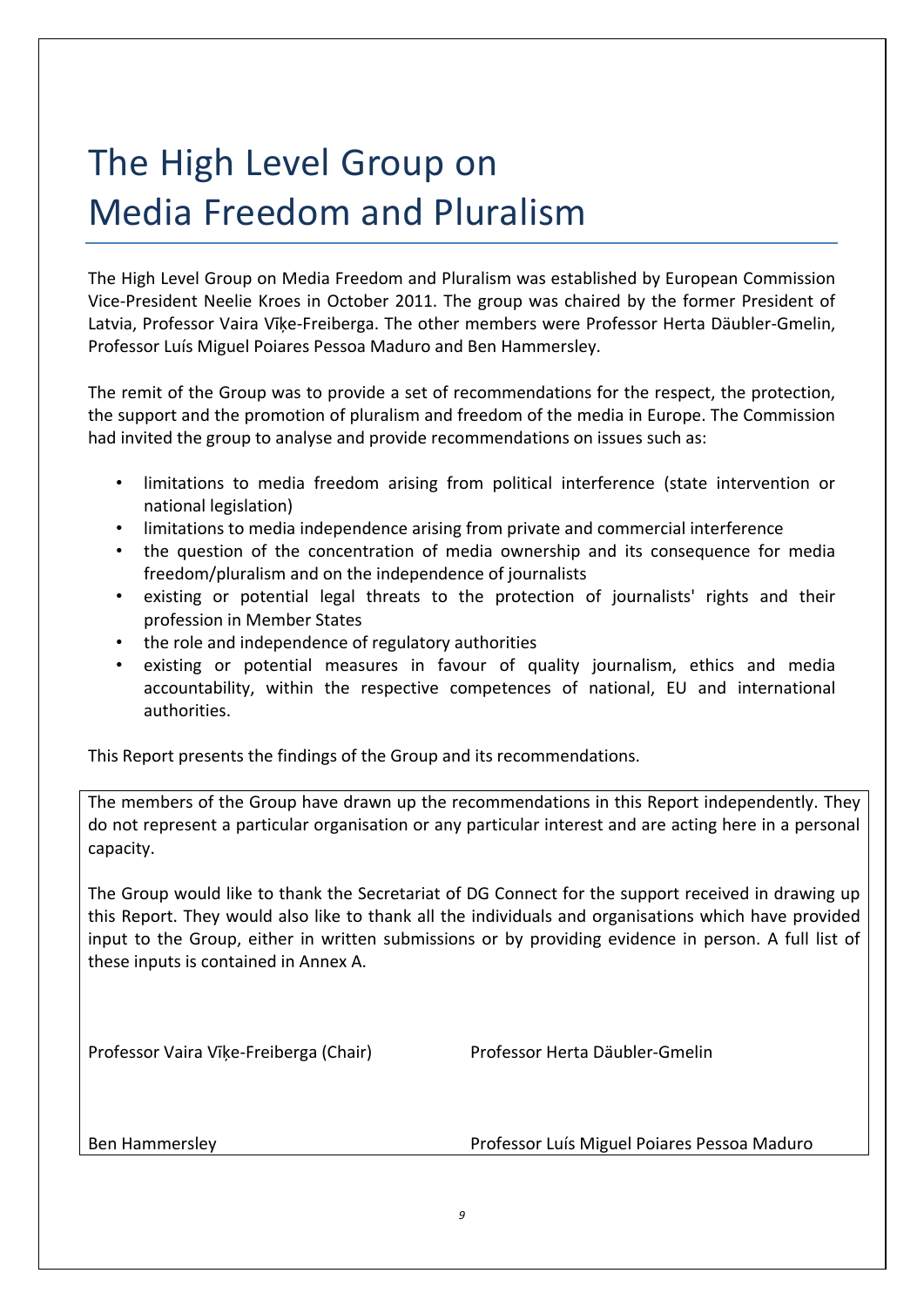# The High Level Group on Media Freedom and Pluralism

The High Level Group on Media Freedom and Pluralism was established by European Commission Vice-President Neelie Kroes in October 2011. The group was chaired by the former President of Latvia, Professor Vaira Vīķe-Freiberga. The other members were Professor Herta Däubler-Gmelin, Professor Luís Miguel Poiares Pessoa Maduro and Ben Hammersley.

The remit of the Group was to provide a set of recommendations for the respect, the protection, the support and the promotion of pluralism and freedom of the media in Europe. The Commission had invited the group to analyse and provide recommendations on issues such as:

- limitations to media freedom arising from political interference (state intervention or national legislation)
- limitations to media independence arising from private and commercial interference
- the question of the concentration of media ownership and its consequence for media freedom/pluralism and on the independence of journalists
- existing or potential legal threats to the protection of journalists' rights and their profession in Member States
- the role and independence of regulatory authorities
- existing or potential measures in favour of quality journalism, ethics and media accountability, within the respective competences of national, EU and international authorities.

This Report presents the findings of the Group and its recommendations.

The members of the Group have drawn up the recommendations in this Report independently. They do not represent a particular organisation or any particular interest and are acting here in a personal capacity.

The Group would like to thank the Secretariat of DG Connect for the support received in drawing up this Report. They would also like to thank all the individuals and organisations which have provided input to the Group, either in written submissions or by providing evidence in person. A full list of these inputs is contained in Annex A.

Professor Vaira Vīķe-Freiberga (Chair)

Professor Herta Däubler-Gmelin

Ben Hammersley

Professor Luís Miguel Poiares Pessoa Maduro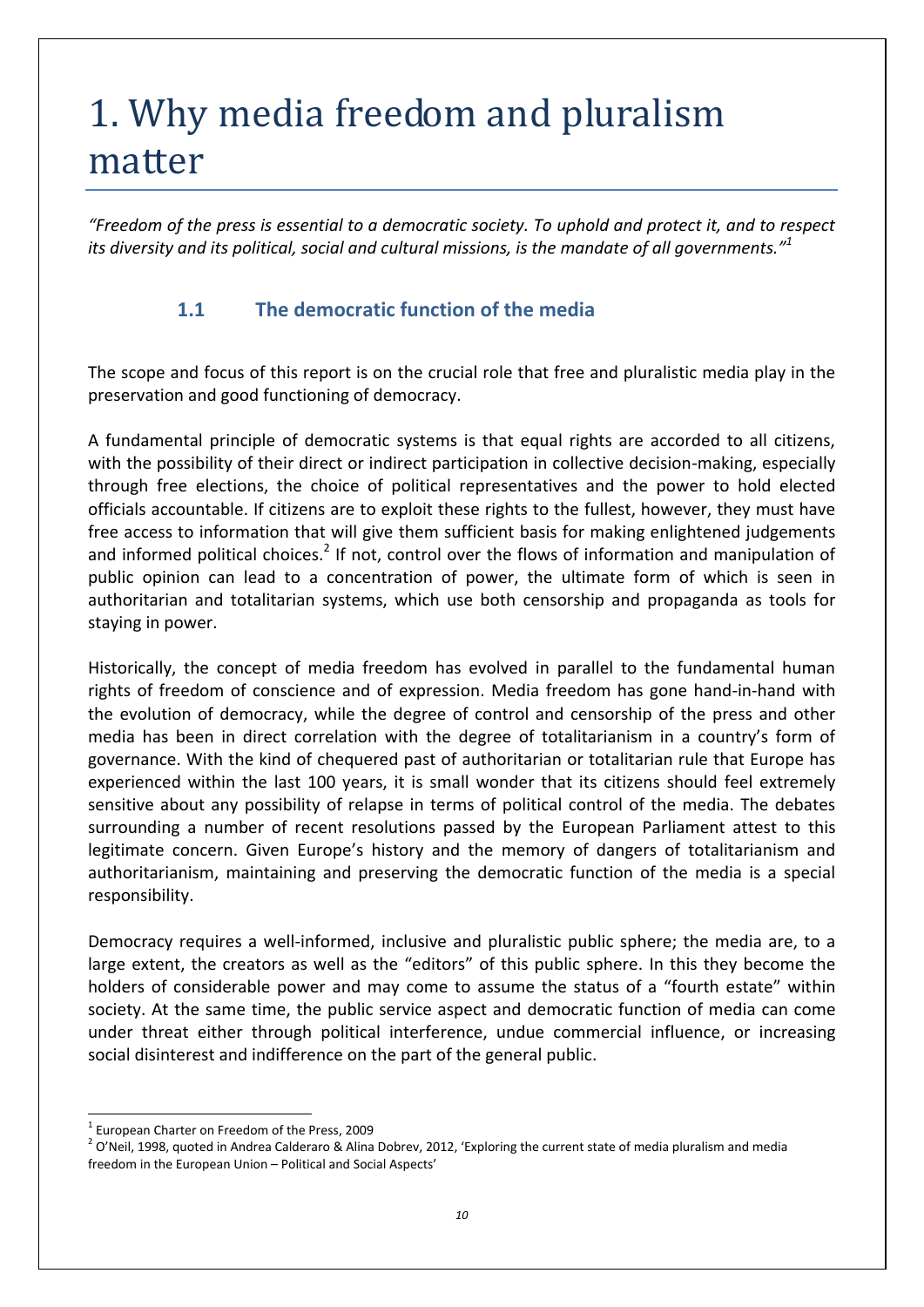# 1. Why media freedom and pluralism matter

*"Freedom of the press is essential to a democratic society. To uphold and protect it, and to respect its diversity and its political, social and cultural missions, is the mandate of all governments."*[1]

## 1.1 The democratic function of the media

The scope and focus of this report is on the crucial role that free and pluralistic media play in the preservation and good functioning of democracy.

A fundamental principle of democratic systems is that equal rights are accorded to all citizens, with the possibility of their direct or indirect participation in collective decision-making, especially through free elections, the choice of political representatives and the power to hold elected officials accountable. If citizens are to exploit these rights to the fullest, however, they must have free access to information that will give them sufficient basis for making enlightened judgements and informed political choices.[2] If not, control over the flows of information and manipulation of public opinion can lead to a concentration of power, the ultimate form of which is seen in authoritarian and totalitarian systems, which use both censorship and propaganda as tools for staying in power.

Historically, the concept of media freedom has evolved in parallel to the fundamental human rights of freedom of conscience and of expression. Media freedom has gone hand-in-hand with the evolution of democracy, while the degree of control and censorship of the press and other media has been in direct correlation with the degree of totalitarianism in a country's form of governance. With the kind of chequered past of authoritarian or totalitarian rule that Europe has experienced within the last 100 years, it is small wonder that its citizens should feel extremely sensitive about any possibility of relapse in terms of political control of the media. The debates surrounding a number of recent resolutions passed by the European Parliament attest to this legitimate concern. Given Europe's history and the memory of dangers of totalitarianism and authoritarianism, maintaining and preserving the democratic function of the media is a special responsibility.

Democracy requires a well-informed, inclusive and pluralistic public sphere; the media are, to a large extent, the creators as well as the "editors" of this public sphere. In this they become the holders of considerable power and may come to assume the status of a "fourth estate" within society. At the same time, the public service aspect and democratic function of media can come under threat either through political interference, undue commercial influence, or increasing social disinterest and indifference on the part of the general public.

---

[1] European Charter on Freedom of the Press, 2009

[2] O'Neil, 1998, quoted in Andrea Calderaro & Alina Dobrev, 2012, 'Exploring the current state of media pluralism and media freedom in the European Union – Political and Social Aspects'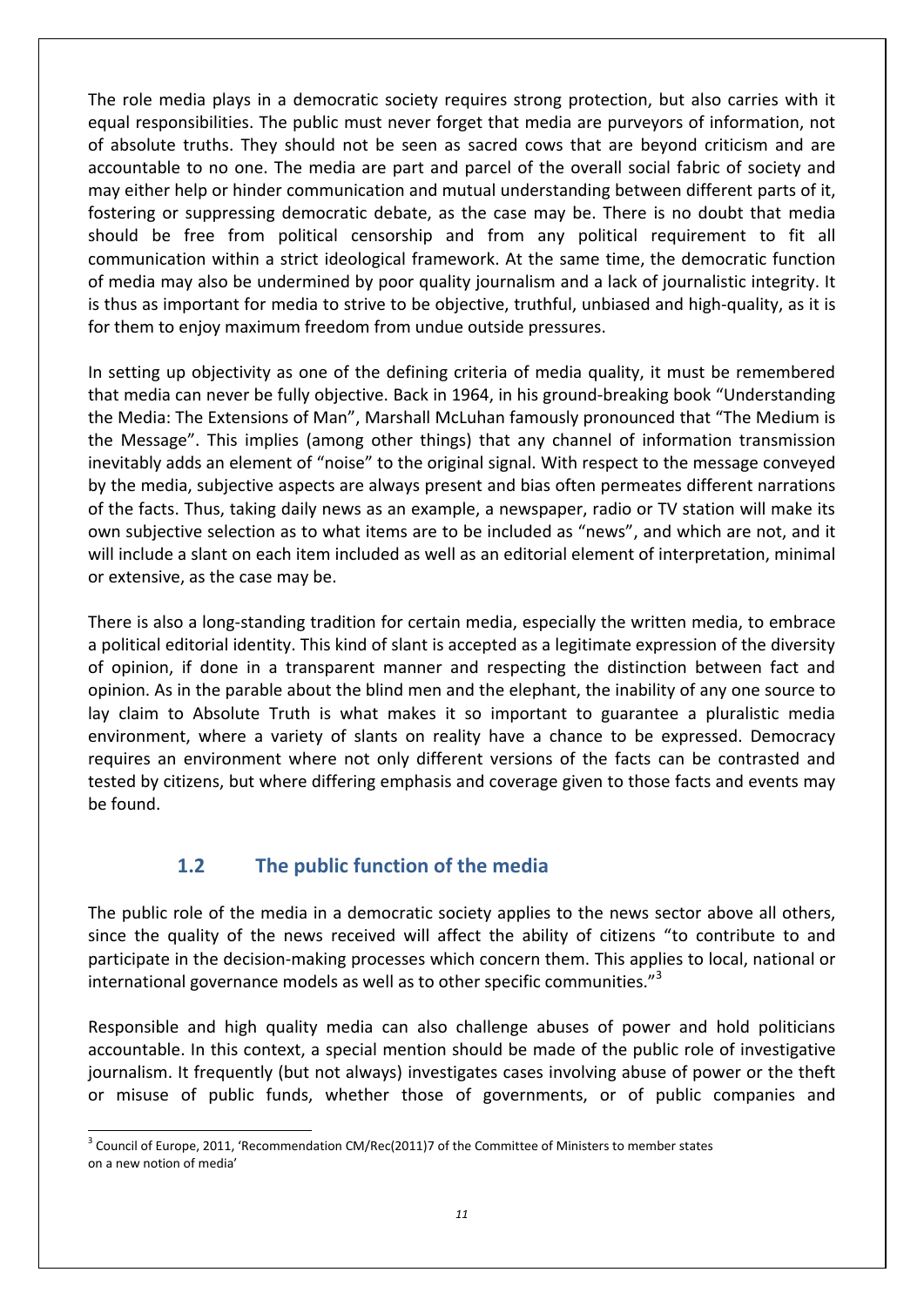The role media plays in a democratic society requires strong protection, but also carries with it equal responsibilities. The public must never forget that media are purveyors of information, not of absolute truths. They should not be seen as sacred cows that are beyond criticism and are accountable to no one. The media are part and parcel of the overall social fabric of society and may either help or hinder communication and mutual understanding between different parts of it, fostering or suppressing democratic debate, as the case may be. There is no doubt that media should be free from political censorship and from any political requirement to fit all communication within a strict ideological framework. At the same time, the democratic function of media may also be undermined by poor quality journalism and a lack of journalistic integrity. It is thus as important for media to strive to be objective, truthful, unbiased and high-quality, as it is for them to enjoy maximum freedom from undue outside pressures.

In setting up objectivity as one of the defining criteria of media quality, it must be remembered that media can never be fully objective. Back in 1964, in his ground-breaking book "Understanding the Media: The Extensions of Man", Marshall McLuhan famously pronounced that "The Medium is the Message". This implies (among other things) that any channel of information transmission inevitably adds an element of "noise" to the original signal. With respect to the message conveyed by the media, subjective aspects are always present and bias often permeates different narrations of the facts. Thus, taking daily news as an example, a newspaper, radio or TV station will make its own subjective selection as to what items are to be included as "news", and which are not, and it will include a slant on each item included as well as an editorial element of interpretation, minimal or extensive, as the case may be.

There is also a long-standing tradition for certain media, especially the written media, to embrace a political editorial identity. This kind of slant is accepted as a legitimate expression of the diversity of opinion, if done in a transparent manner and respecting the distinction between fact and opinion. As in the parable about the blind men and the elephant, the inability of any one source to lay claim to Absolute Truth is what makes it so important to guarantee a pluralistic media environment, where a variety of slants on reality have a chance to be expressed. Democracy requires an environment where not only different versions of the facts can be contrasted and tested by citizens, but where differing emphasis and coverage given to those facts and events may be found.

## 1.2 The public function of the media

The public role of the media in a democratic society applies to the news sector above all others, since the quality of the news received will affect the ability of citizens "to contribute to and participate in the decision-making processes which concern them. This applies to local, national or international governance models as well as to other specific communities."[3]

Responsible and high quality media can also challenge abuses of power and hold politicians accountable. In this context, a special mention should be made of the public role of investigative journalism. It frequently (but not always) investigates cases involving abuse of power or the theft or misuse of public funds, whether those of governments, or of public companies and

[3] Council of Europe, 2011, 'Recommendation CM/Rec(2011)7 of the Committee of Ministers to member states on a new notion of media'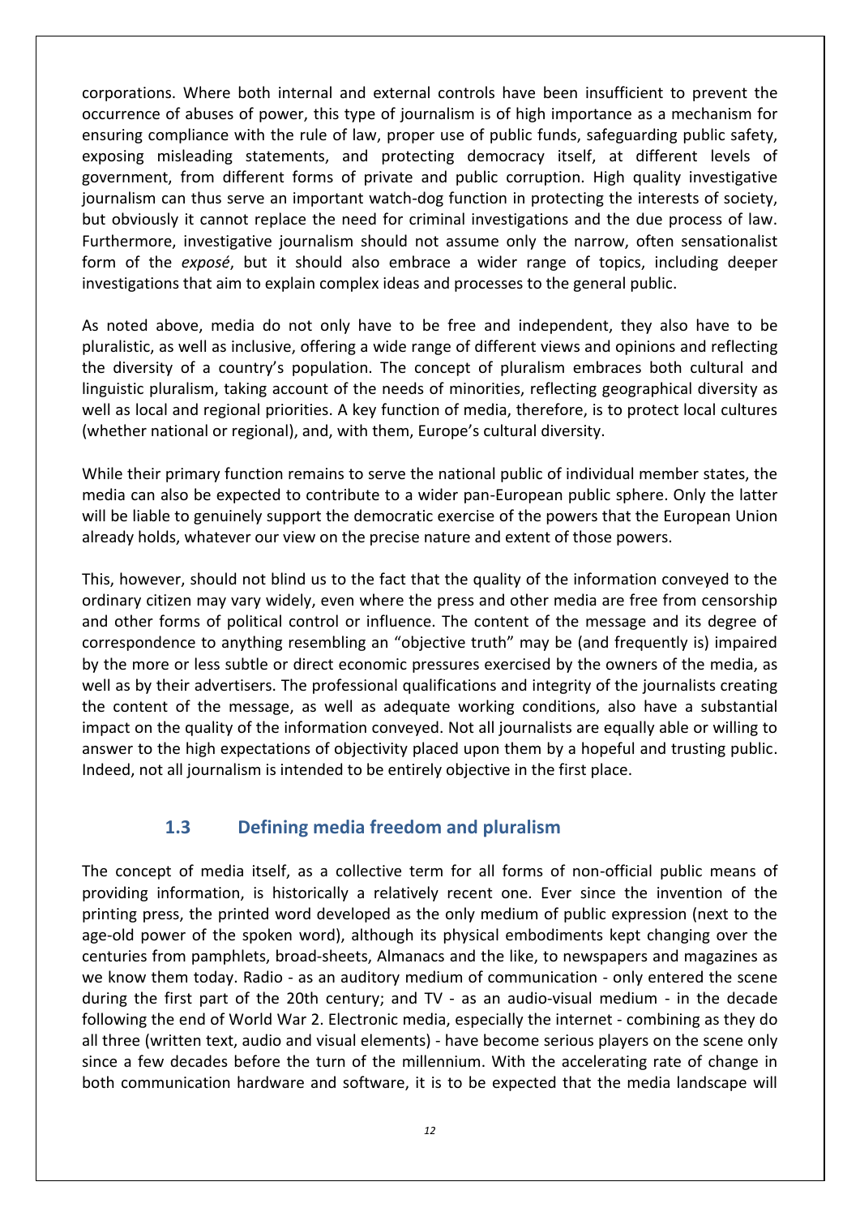corporations. Where both internal and external controls have been insufficient to prevent the occurrence of abuses of power, this type of journalism is of high importance as a mechanism for ensuring compliance with the rule of law, proper use of public funds, safeguarding public safety, exposing misleading statements, and protecting democracy itself, at different levels of government, from different forms of private and public corruption. High quality investigative journalism can thus serve an important watch-dog function in protecting the interests of society, but obviously it cannot replace the need for criminal investigations and the due process of law. Furthermore, investigative journalism should not assume only the narrow, often sensationalist form of the *exposé*, but it should also embrace a wider range of topics, including deeper investigations that aim to explain complex ideas and processes to the general public.

As noted above, media do not only have to be free and independent, they also have to be pluralistic, as well as inclusive, offering a wide range of different views and opinions and reflecting the diversity of a country's population. The concept of pluralism embraces both cultural and linguistic pluralism, taking account of the needs of minorities, reflecting geographical diversity as well as local and regional priorities. A key function of media, therefore, is to protect local cultures (whether national or regional), and, with them, Europe's cultural diversity.

While their primary function remains to serve the national public of individual member states, the media can also be expected to contribute to a wider pan-European public sphere. Only the latter will be liable to genuinely support the democratic exercise of the powers that the European Union already holds, whatever our view on the precise nature and extent of those powers.

This, however, should not blind us to the fact that the quality of the information conveyed to the ordinary citizen may vary widely, even where the press and other media are free from censorship and other forms of political control or influence. The content of the message and its degree of correspondence to anything resembling an "objective truth" may be (and frequently is) impaired by the more or less subtle or direct economic pressures exercised by the owners of the media, as well as by their advertisers. The professional qualifications and integrity of the journalists creating the content of the message, as well as adequate working conditions, also have a substantial impact on the quality of the information conveyed. Not all journalists are equally able or willing to answer to the high expectations of objectivity placed upon them by a hopeful and trusting public. Indeed, not all journalism is intended to be entirely objective in the first place.

## 1.3 Defining media freedom and pluralism

The concept of media itself, as a collective term for all forms of non-official public means of providing information, is historically a relatively recent one. Ever since the invention of the printing press, the printed word developed as the only medium of public expression (next to the age-old power of the spoken word), although its physical embodiments kept changing over the centuries from pamphlets, broad-sheets, Almanacs and the like, to newspapers and magazines as we know them today. Radio - as an auditory medium of communication - only entered the scene during the first part of the 20th century; and TV - as an audio-visual medium - in the decade following the end of World War 2. Electronic media, especially the internet - combining as they do all three (written text, audio and visual elements) - have become serious players on the scene only since a few decades before the turn of the millennium. With the accelerating rate of change in both communication hardware and software, it is to be expected that the media landscape will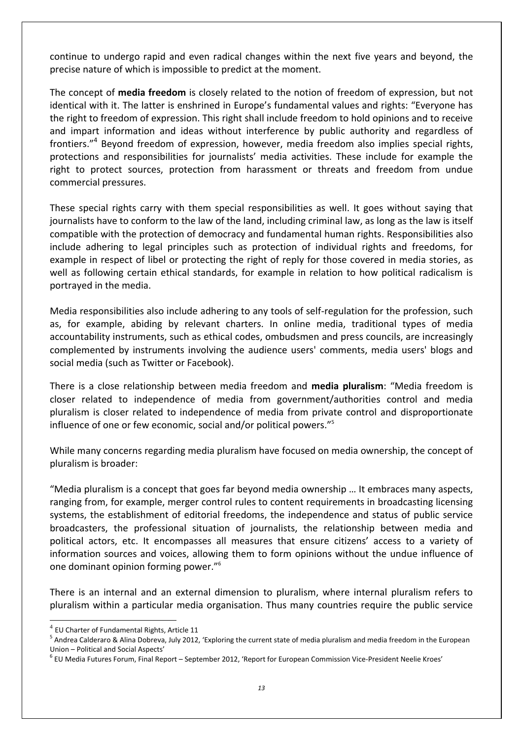continue to undergo rapid and even radical changes within the next five years and beyond, the precise nature of which is impossible to predict at the moment.

The concept of **media freedom** is closely related to the notion of freedom of expression, but not identical with it. The latter is enshrined in Europe's fundamental values and rights: "Everyone has the right to freedom of expression. This right shall include freedom to hold opinions and to receive and impart information and ideas without interference by public authority and regardless of frontiers."[4] Beyond freedom of expression, however, media freedom also implies special rights, protections and responsibilities for journalists' media activities. These include for example the right to protect sources, protection from harassment or threats and freedom from undue commercial pressures.

These special rights carry with them special responsibilities as well. It goes without saying that journalists have to conform to the law of the land, including criminal law, as long as the law is itself compatible with the protection of democracy and fundamental human rights. Responsibilities also include adhering to legal principles such as protection of individual rights and freedoms, for example in respect of libel or protecting the right of reply for those covered in media stories, as well as following certain ethical standards, for example in relation to how political radicalism is portrayed in the media.

Media responsibilities also include adhering to any tools of self-regulation for the profession, such as, for example, abiding by relevant charters. In online media, traditional types of media accountability instruments, such as ethical codes, ombudsmen and press councils, are increasingly complemented by instruments involving the audience users' comments, media users' blogs and social media (such as Twitter or Facebook).

There is a close relationship between media freedom and **media pluralism**: "Media freedom is closer related to independence of media from government/authorities control and media pluralism is closer related to independence of media from private control and disproportionate influence of one or few economic, social and/or political powers."[5]

While many concerns regarding media pluralism have focused on media ownership, the concept of pluralism is broader:

"Media pluralism is a concept that goes far beyond media ownership … It embraces many aspects, ranging from, for example, merger control rules to content requirements in broadcasting licensing systems, the establishment of editorial freedoms, the independence and status of public service broadcasters, the professional situation of journalists, the relationship between media and political actors, etc. It encompasses all measures that ensure citizens' access to a variety of information sources and voices, allowing them to form opinions without the undue influence of one dominant opinion forming power."[6]

There is an internal and an external dimension to pluralism, where internal pluralism refers to pluralism within a particular media organisation. Thus many countries require the public service

---

[4] EU Charter of Fundamental Rights, Article 11

[5] Andrea Calderaro & Alina Dobreva, July 2012, 'Exploring the current state of media pluralism and media freedom in the European Union – Political and Social Aspects'

[6] EU Media Futures Forum, Final Report – September 2012, 'Report for European Commission Vice-President Neelie Kroes'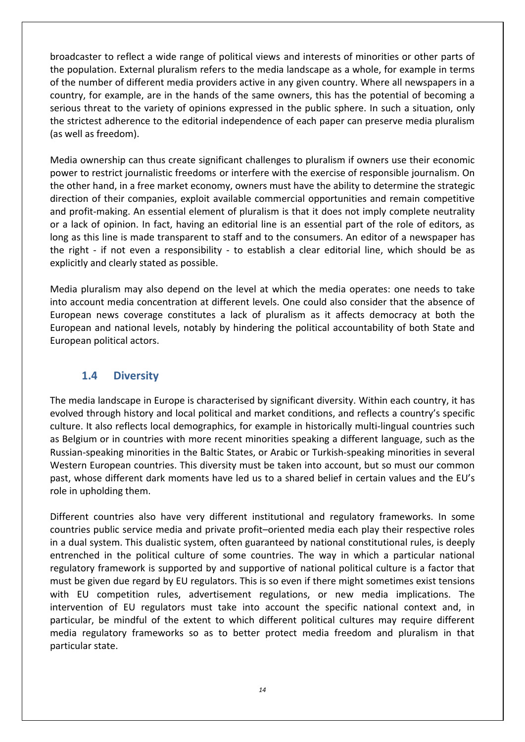broadcaster to reflect a wide range of political views and interests of minorities or other parts of the population. External pluralism refers to the media landscape as a whole, for example in terms of the number of different media providers active in any given country. Where all newspapers in a country, for example, are in the hands of the same owners, this has the potential of becoming a serious threat to the variety of opinions expressed in the public sphere. In such a situation, only the strictest adherence to the editorial independence of each paper can preserve media pluralism (as well as freedom).

Media ownership can thus create significant challenges to pluralism if owners use their economic power to restrict journalistic freedoms or interfere with the exercise of responsible journalism. On the other hand, in a free market economy, owners must have the ability to determine the strategic direction of their companies, exploit available commercial opportunities and remain competitive and profit-making. An essential element of pluralism is that it does not imply complete neutrality or a lack of opinion. In fact, having an editorial line is an essential part of the role of editors, as long as this line is made transparent to staff and to the consumers. An editor of a newspaper has the right - if not even a responsibility - to establish a clear editorial line, which should be as explicitly and clearly stated as possible.

Media pluralism may also depend on the level at which the media operates: one needs to take into account media concentration at different levels. One could also consider that the absence of European news coverage constitutes a lack of pluralism as it affects democracy at both the European and national levels, notably by hindering the political accountability of both State and European political actors.

## 1.4 Diversity

The media landscape in Europe is characterised by significant diversity. Within each country, it has evolved through history and local political and market conditions, and reflects a country's specific culture. It also reflects local demographics, for example in historically multi-lingual countries such as Belgium or in countries with more recent minorities speaking a different language, such as the Russian-speaking minorities in the Baltic States, or Arabic or Turkish-speaking minorities in several Western European countries. This diversity must be taken into account, but so must our common past, whose different dark moments have led us to a shared belief in certain values and the EU's role in upholding them.

Different countries also have very different institutional and regulatory frameworks. In some countries public service media and private profit–oriented media each play their respective roles in a dual system. This dualistic system, often guaranteed by national constitutional rules, is deeply entrenched in the political culture of some countries. The way in which a particular national regulatory framework is supported by and supportive of national political culture is a factor that must be given due regard by EU regulators. This is so even if there might sometimes exist tensions with EU competition rules, advertisement regulations, or new media implications. The intervention of EU regulators must take into account the specific national context and, in particular, be mindful of the extent to which different political cultures may require different media regulatory frameworks so as to better protect media freedom and pluralism in that particular state.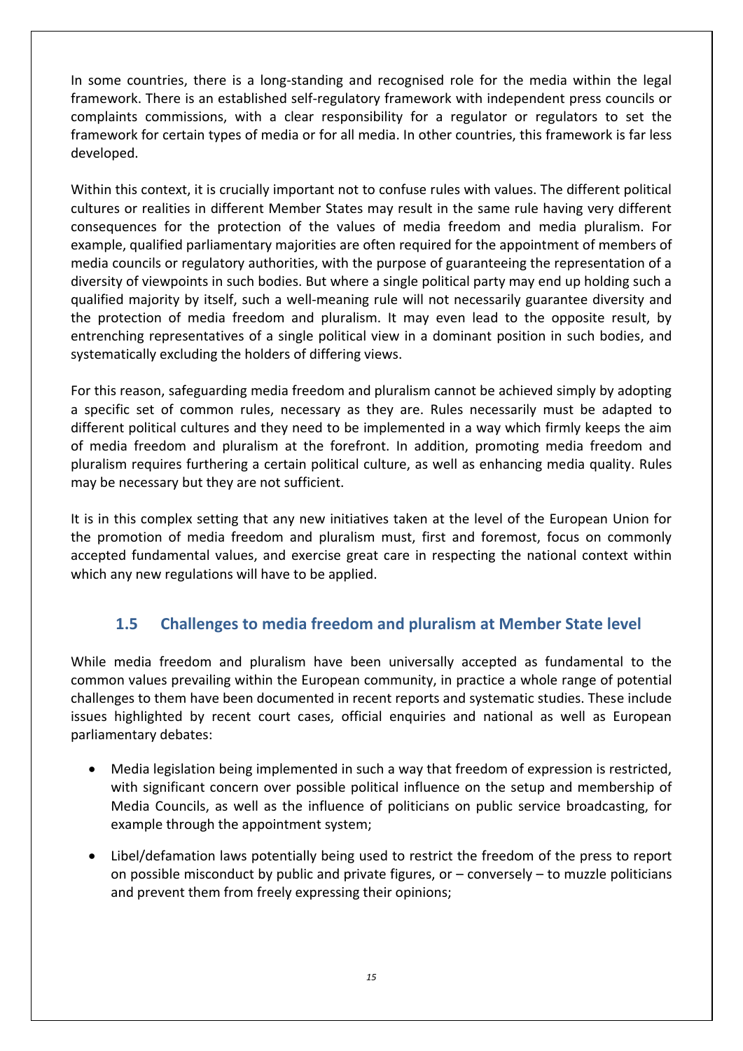In some countries, there is a long-standing and recognised role for the media within the legal framework. There is an established self-regulatory framework with independent press councils or complaints commissions, with a clear responsibility for a regulator or regulators to set the framework for certain types of media or for all media. In other countries, this framework is far less developed.

Within this context, it is crucially important not to confuse rules with values. The different political cultures or realities in different Member States may result in the same rule having very different consequences for the protection of the values of media freedom and media pluralism. For example, qualified parliamentary majorities are often required for the appointment of members of media councils or regulatory authorities, with the purpose of guaranteeing the representation of a diversity of viewpoints in such bodies. But where a single political party may end up holding such a qualified majority by itself, such a well-meaning rule will not necessarily guarantee diversity and the protection of media freedom and pluralism. It may even lead to the opposite result, by entrenching representatives of a single political view in a dominant position in such bodies, and systematically excluding the holders of differing views.

For this reason, safeguarding media freedom and pluralism cannot be achieved simply by adopting a specific set of common rules, necessary as they are. Rules necessarily must be adapted to different political cultures and they need to be implemented in a way which firmly keeps the aim of media freedom and pluralism at the forefront. In addition, promoting media freedom and pluralism requires furthering a certain political culture, as well as enhancing media quality. Rules may be necessary but they are not sufficient.

It is in this complex setting that any new initiatives taken at the level of the European Union for the promotion of media freedom and pluralism must, first and foremost, focus on commonly accepted fundamental values, and exercise great care in respecting the national context within which any new regulations will have to be applied.

## 1.5 Challenges to media freedom and pluralism at Member State level

While media freedom and pluralism have been universally accepted as fundamental to the common values prevailing within the European community, in practice a whole range of potential challenges to them have been documented in recent reports and systematic studies. These include issues highlighted by recent court cases, official enquiries and national as well as European parliamentary debates:

- Media legislation being implemented in such a way that freedom of expression is restricted, with significant concern over possible political influence on the setup and membership of Media Councils, as well as the influence of politicians on public service broadcasting, for example through the appointment system;
- Libel/defamation laws potentially being used to restrict the freedom of the press to report on possible misconduct by public and private figures, or – conversely – to muzzle politicians and prevent them from freely expressing their opinions;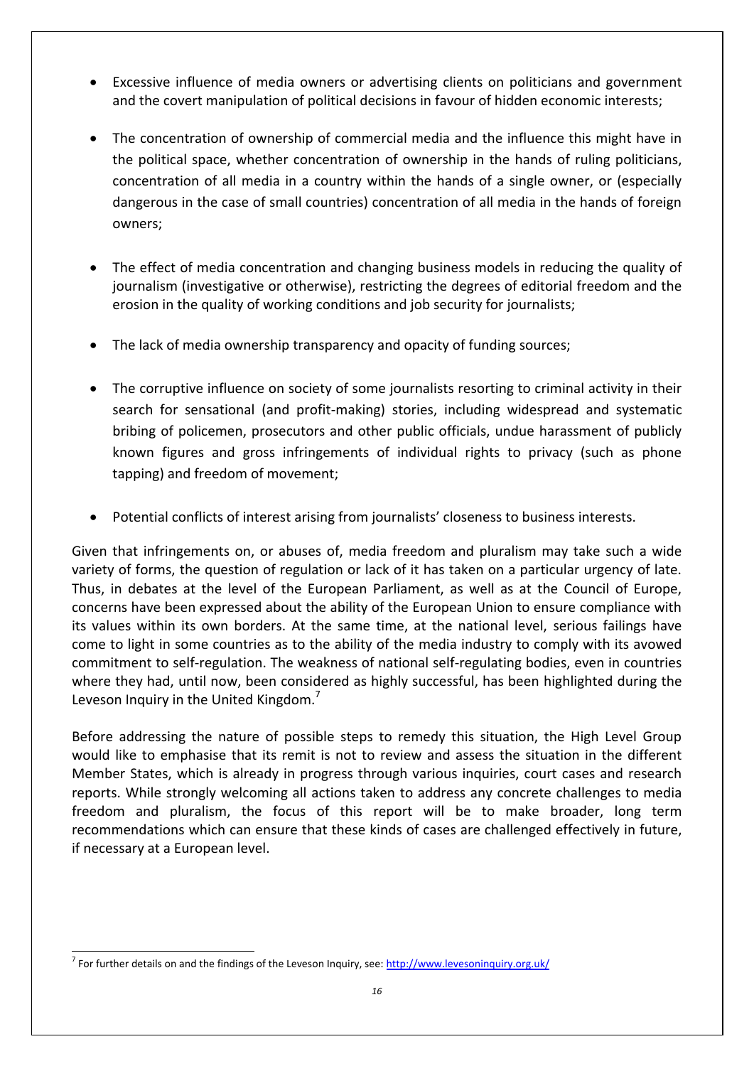- Excessive influence of media owners or advertising clients on politicians and government and the covert manipulation of political decisions in favour of hidden economic interests;

- The concentration of ownership of commercial media and the influence this might have in the political space, whether concentration of ownership in the hands of ruling politicians, concentration of all media in a country within the hands of a single owner, or (especially dangerous in the case of small countries) concentration of all media in the hands of foreign owners;

- The effect of media concentration and changing business models in reducing the quality of journalism (investigative or otherwise), restricting the degrees of editorial freedom and the erosion in the quality of working conditions and job security for journalists;

- The lack of media ownership transparency and opacity of funding sources;

- The corruptive influence on society of some journalists resorting to criminal activity in their search for sensational (and profit-making) stories, including widespread and systematic bribing of policemen, prosecutors and other public officials, undue harassment of publicly known figures and gross infringements of individual rights to privacy (such as phone tapping) and freedom of movement;

- Potential conflicts of interest arising from journalists' closeness to business interests.

Given that infringements on, or abuses of, media freedom and pluralism may take such a wide variety of forms, the question of regulation or lack of it has taken on a particular urgency of late. Thus, in debates at the level of the European Parliament, as well as at the Council of Europe, concerns have been expressed about the ability of the European Union to ensure compliance with its values within its own borders. At the same time, at the national level, serious failings have come to light in some countries as to the ability of the media industry to comply with its avowed commitment to self-regulation. The weakness of national self-regulating bodies, even in countries where they had, until now, been considered as highly successful, has been highlighted during the Leveson Inquiry in the United Kingdom.[7]

Before addressing the nature of possible steps to remedy this situation, the High Level Group would like to emphasise that its remit is not to review and assess the situation in the different Member States, which is already in progress through various inquiries, court cases and research reports. While strongly welcoming all actions taken to address any concrete challenges to media freedom and pluralism, the focus of this report will be to make broader, long term recommendations which can ensure that these kinds of cases are challenged effectively in future, if necessary at a European level.

[7] For further details on and the findings of the Leveson Inquiry, see: http://www.levesoninquiry.org.uk/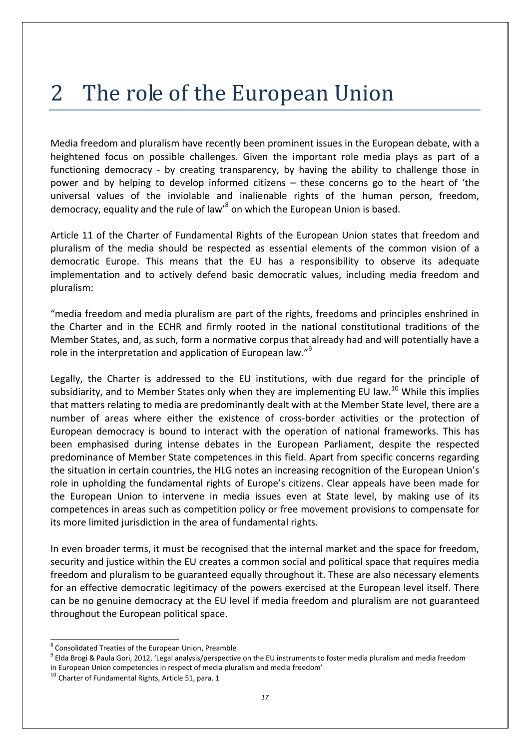# 2 The role of the European Union

Media freedom and pluralism have recently been prominent issues in the European debate, with a heightened focus on possible challenges. Given the important role media plays as part of a functioning democracy - by creating transparency, by having the ability to challenge those in power and by helping to develop informed citizens – these concerns go to the heart of 'the universal values of the inviolable and inalienable rights of the human person, freedom, democracy, equality and the rule of law'[8] on which the European Union is based.

Article 11 of the Charter of Fundamental Rights of the European Union states that freedom and pluralism of the media should be respected as essential elements of the common vision of a democratic Europe. This means that the EU has a responsibility to observe its adequate implementation and to actively defend basic democratic values, including media freedom and pluralism:

"media freedom and media pluralism are part of the rights, freedoms and principles enshrined in the Charter and in the ECHR and firmly rooted in the national constitutional traditions of the Member States, and, as such, form a normative corpus that already had and will potentially have a role in the interpretation and application of European law."[9]

Legally, the Charter is addressed to the EU institutions, with due regard for the principle of subsidiarity, and to Member States only when they are implementing EU law.[10] While this implies that matters relating to media are predominantly dealt with at the Member State level, there are a number of areas where either the existence of cross-border activities or the protection of European democracy is bound to interact with the operation of national frameworks. This has been emphasised during intense debates in the European Parliament, despite the respected predominance of Member State competences in this field. Apart from specific concerns regarding the situation in certain countries, the HLG notes an increasing recognition of the European Union's role in upholding the fundamental rights of Europe's citizens. Clear appeals have been made for the European Union to intervene in media issues even at State level, by making use of its competences in areas such as competition policy or free movement provisions to compensate for its more limited jurisdiction in the area of fundamental rights.

In even broader terms, it must be recognised that the internal market and the space for freedom, security and justice within the EU creates a common social and political space that requires media freedom and pluralism to be guaranteed equally throughout it. These are also necessary elements for an effective democratic legitimacy of the powers exercised at the European level itself. There can be no genuine democracy at the EU level if media freedom and pluralism are not guaranteed throughout the European political space.

[8] Consolidated Treaties of the European Union, Preamble

[9] Elda Brogi & Paula Gori, 2012, 'Legal analysis/perspective on the EU instruments to foster media pluralism and media freedom in European Union competencies in respect of media pluralism and media freedom'

[10] Charter of Fundamental Rights, Article 51, para. 1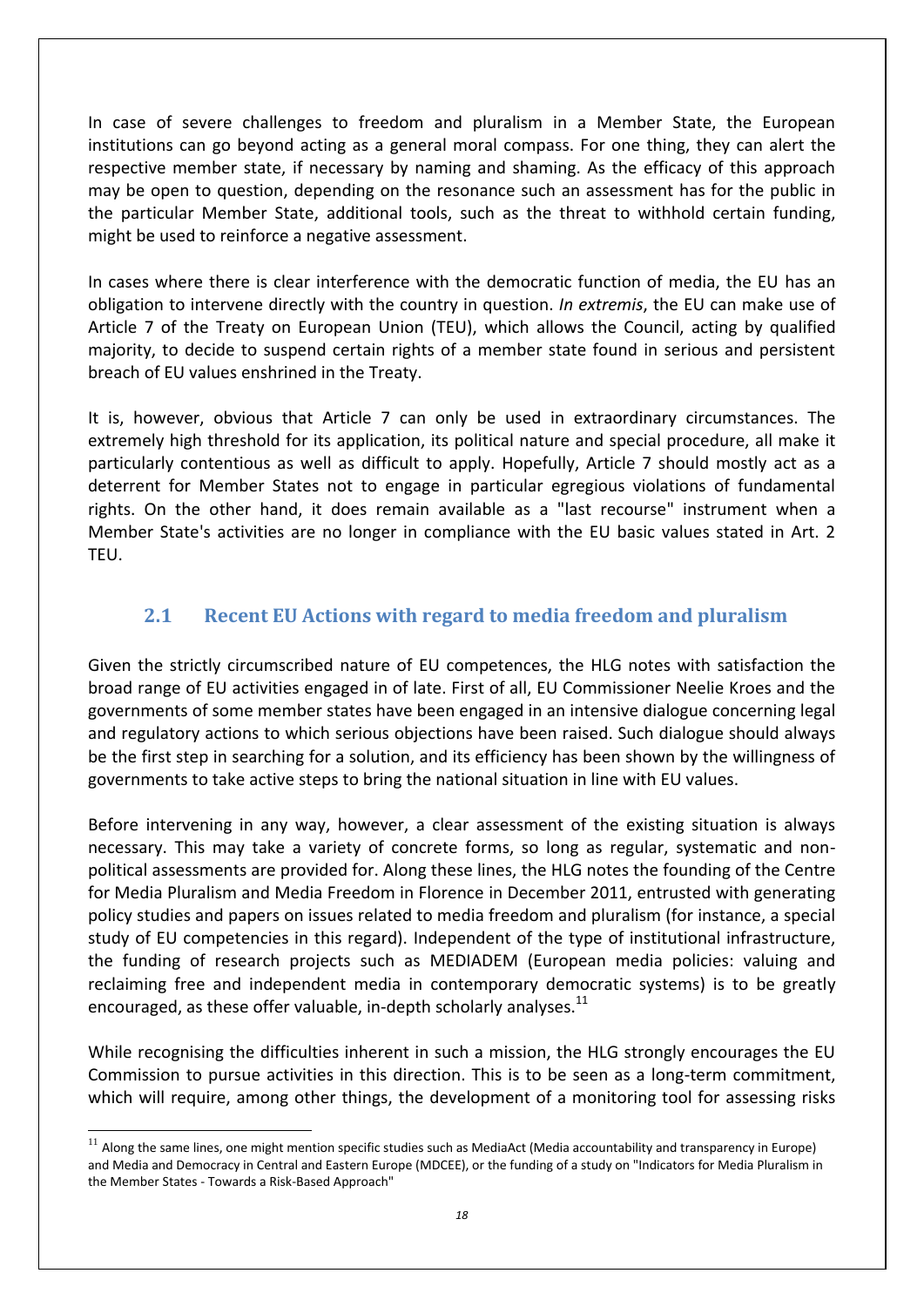In case of severe challenges to freedom and pluralism in a Member State, the European institutions can go beyond acting as a general moral compass. For one thing, they can alert the respective member state, if necessary by naming and shaming. As the efficacy of this approach may be open to question, depending on the resonance such an assessment has for the public in the particular Member State, additional tools, such as the threat to withhold certain funding, might be used to reinforce a negative assessment.

In cases where there is clear interference with the democratic function of media, the EU has an obligation to intervene directly with the country in question. *In extremis*, the EU can make use of Article 7 of the Treaty on European Union (TEU), which allows the Council, acting by qualified majority, to decide to suspend certain rights of a member state found in serious and persistent breach of EU values enshrined in the Treaty.

It is, however, obvious that Article 7 can only be used in extraordinary circumstances. The extremely high threshold for its application, its political nature and special procedure, all make it particularly contentious as well as difficult to apply. Hopefully, Article 7 should mostly act as a deterrent for Member States not to engage in particular egregious violations of fundamental rights. On the other hand, it does remain available as a "last recourse" instrument when a Member State's activities are no longer in compliance with the EU basic values stated in Art. 2 TEU.

## 2.1 Recent EU Actions with regard to media freedom and pluralism

Given the strictly circumscribed nature of EU competences, the HLG notes with satisfaction the broad range of EU activities engaged in of late. First of all, EU Commissioner Neelie Kroes and the governments of some member states have been engaged in an intensive dialogue concerning legal and regulatory actions to which serious objections have been raised. Such dialogue should always be the first step in searching for a solution, and its efficiency has been shown by the willingness of governments to take active steps to bring the national situation in line with EU values.

Before intervening in any way, however, a clear assessment of the existing situation is always necessary. This may take a variety of concrete forms, so long as regular, systematic and non-political assessments are provided for. Along these lines, the HLG notes the founding of the Centre for Media Pluralism and Media Freedom in Florence in December 2011, entrusted with generating policy studies and papers on issues related to media freedom and pluralism (for instance, a special study of EU competencies in this regard). Independent of the type of institutional infrastructure, the funding of research projects such as MEDIADEM (European media policies: valuing and reclaiming free and independent media in contemporary democratic systems) is to be greatly encouraged, as these offer valuable, in-depth scholarly analyses.[11]

While recognising the difficulties inherent in such a mission, the HLG strongly encourages the EU Commission to pursue activities in this direction. This is to be seen as a long-term commitment, which will require, among other things, the development of a monitoring tool for assessing risks

[11] Along the same lines, one might mention specific studies such as MediaAct (Media accountability and transparency in Europe) and Media and Democracy in Central and Eastern Europe (MDCEE), or the funding of a study on "Indicators for Media Pluralism in the Member States - Towards a Risk-Based Approach"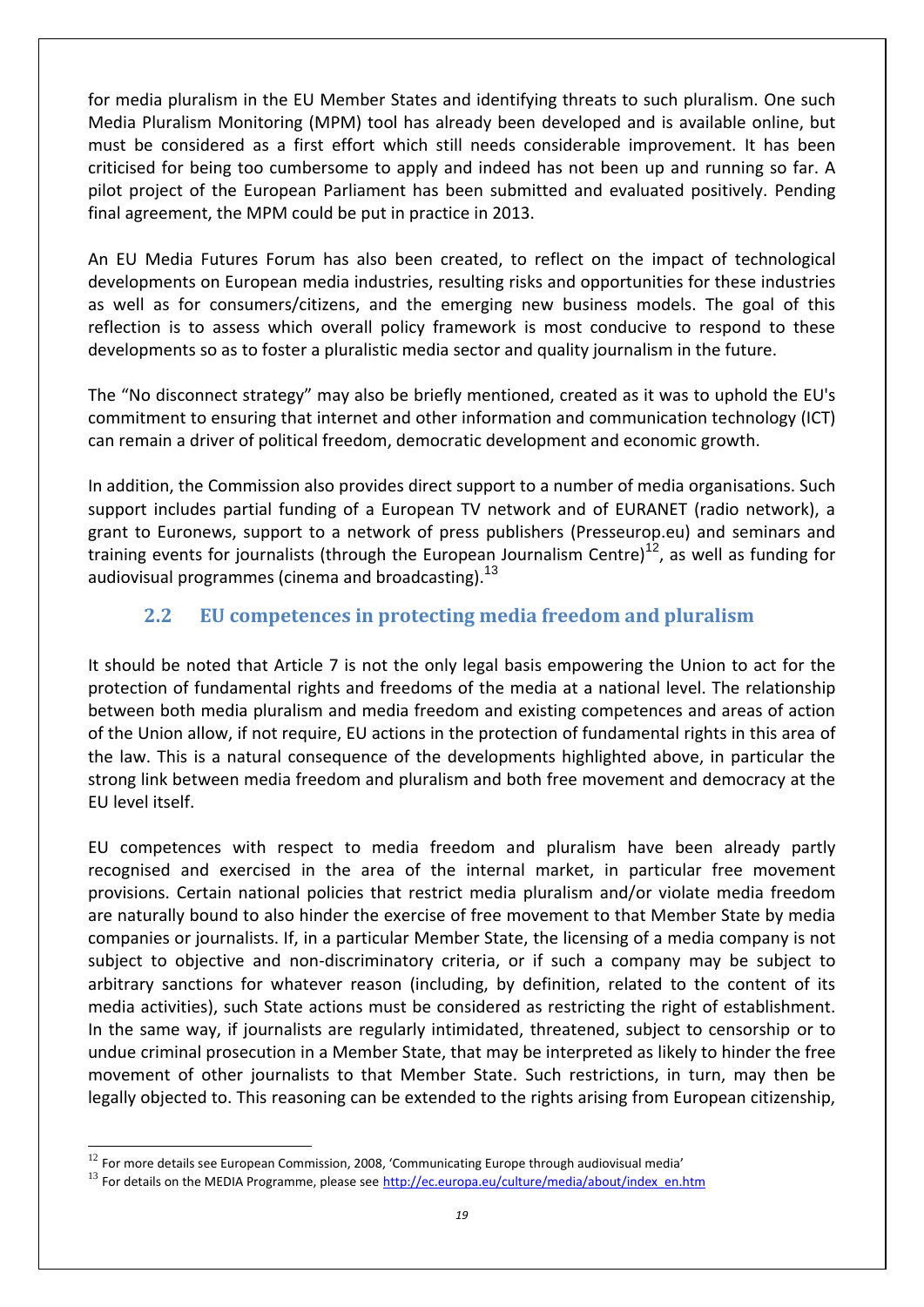for media pluralism in the EU Member States and identifying threats to such pluralism. One such Media Pluralism Monitoring (MPM) tool has already been developed and is available online, but must be considered as a first effort which still needs considerable improvement. It has been criticised for being too cumbersome to apply and indeed has not been up and running so far. A pilot project of the European Parliament has been submitted and evaluated positively. Pending final agreement, the MPM could be put in practice in 2013.

An EU Media Futures Forum has also been created, to reflect on the impact of technological developments on European media industries, resulting risks and opportunities for these industries as well as for consumers/citizens, and the emerging new business models. The goal of this reflection is to assess which overall policy framework is most conducive to respond to these developments so as to foster a pluralistic media sector and quality journalism in the future.

The "No disconnect strategy" may also be briefly mentioned, created as it was to uphold the EU's commitment to ensuring that internet and other information and communication technology (ICT) can remain a driver of political freedom, democratic development and economic growth.

In addition, the Commission also provides direct support to a number of media organisations. Such support includes partial funding of a European TV network and of EURANET (radio network), a grant to Euronews, support to a network of press publishers (Presseurop.eu) and seminars and training events for journalists (through the European Journalism Centre)[12], as well as funding for audiovisual programmes (cinema and broadcasting).[13]

## 2.2 EU competences in protecting media freedom and pluralism

It should be noted that Article 7 is not the only legal basis empowering the Union to act for the protection of fundamental rights and freedoms of the media at a national level. The relationship between both media pluralism and media freedom and existing competences and areas of action of the Union allow, if not require, EU actions in the protection of fundamental rights in this area of the law. This is a natural consequence of the developments highlighted above, in particular the strong link between media freedom and pluralism and both free movement and democracy at the EU level itself.

EU competences with respect to media freedom and pluralism have been already partly recognised and exercised in the area of the internal market, in particular free movement provisions. Certain national policies that restrict media pluralism and/or violate media freedom are naturally bound to also hinder the exercise of free movement to that Member State by media companies or journalists. If, in a particular Member State, the licensing of a media company is not subject to objective and non-discriminatory criteria, or if such a company may be subject to arbitrary sanctions for whatever reason (including, by definition, related to the content of its media activities), such State actions must be considered as restricting the right of establishment. In the same way, if journalists are regularly intimidated, threatened, subject to censorship or to undue criminal prosecution in a Member State, that may be interpreted as likely to hinder the free movement of other journalists to that Member State. Such restrictions, in turn, may then be legally objected to. This reasoning can be extended to the rights arising from European citizenship,

---

[12] For more details see European Commission, 2008, 'Communicating Europe through audiovisual media'

[13] For details on the MEDIA Programme, please see http://ec.europa.eu/culture/media/about/index_en.htm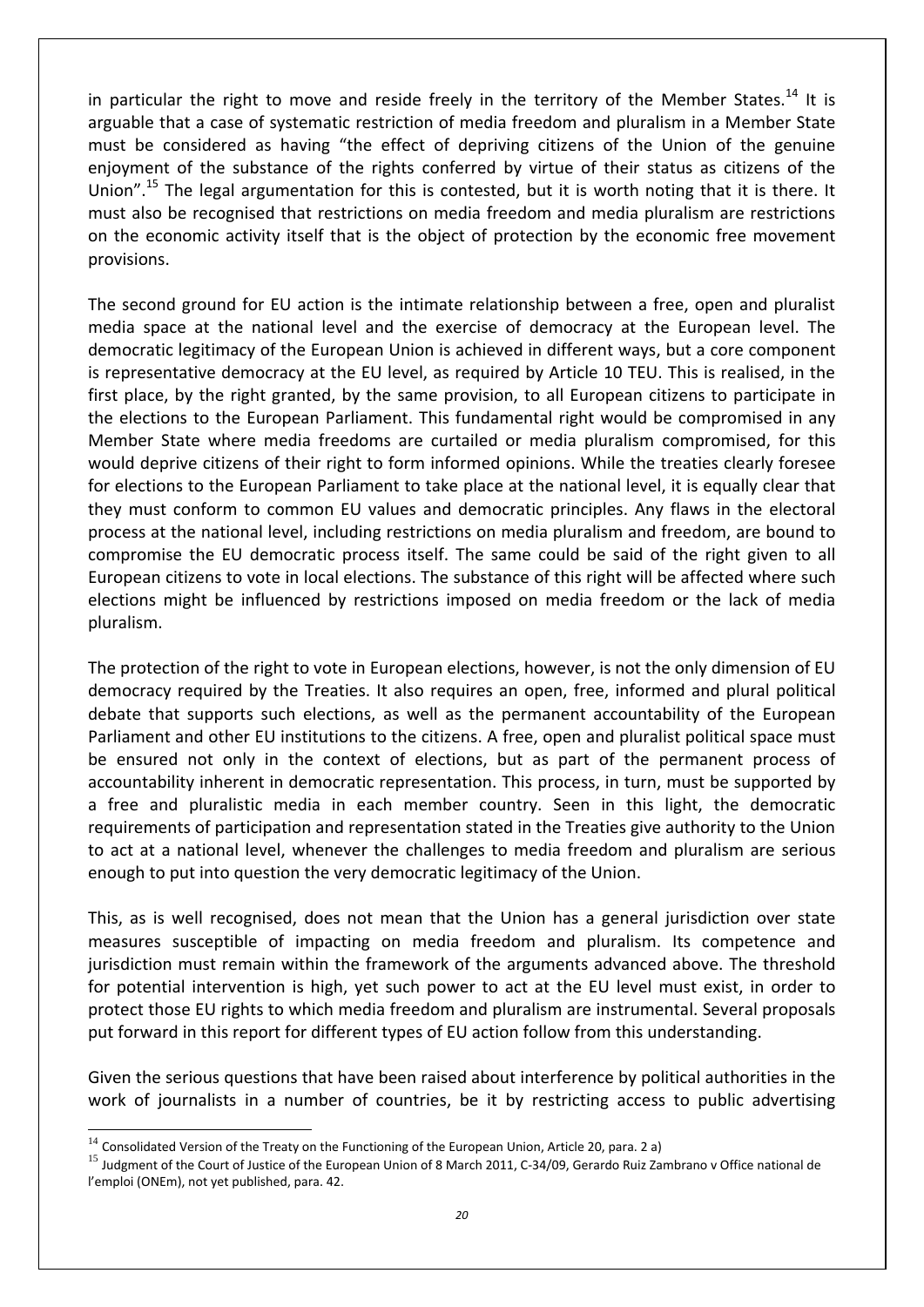in particular the right to move and reside freely in the territory of the Member States.[14] It is arguable that a case of systematic restriction of media freedom and pluralism in a Member State must be considered as having "the effect of depriving citizens of the Union of the genuine enjoyment of the substance of the rights conferred by virtue of their status as citizens of the Union".[15] The legal argumentation for this is contested, but it is worth noting that it is there. It must also be recognised that restrictions on media freedom and media pluralism are restrictions on the economic activity itself that is the object of protection by the economic free movement provisions.

The second ground for EU action is the intimate relationship between a free, open and pluralist media space at the national level and the exercise of democracy at the European level. The democratic legitimacy of the European Union is achieved in different ways, but a core component is representative democracy at the EU level, as required by Article 10 TEU. This is realised, in the first place, by the right granted, by the same provision, to all European citizens to participate in the elections to the European Parliament. This fundamental right would be compromised in any Member State where media freedoms are curtailed or media pluralism compromised, for this would deprive citizens of their right to form informed opinions. While the treaties clearly foresee for elections to the European Parliament to take place at the national level, it is equally clear that they must conform to common EU values and democratic principles. Any flaws in the electoral process at the national level, including restrictions on media pluralism and freedom, are bound to compromise the EU democratic process itself. The same could be said of the right given to all European citizens to vote in local elections. The substance of this right will be affected where such elections might be influenced by restrictions imposed on media freedom or the lack of media pluralism.

The protection of the right to vote in European elections, however, is not the only dimension of EU democracy required by the Treaties. It also requires an open, free, informed and plural political debate that supports such elections, as well as the permanent accountability of the European Parliament and other EU institutions to the citizens. A free, open and pluralist political space must be ensured not only in the context of elections, but as part of the permanent process of accountability inherent in democratic representation. This process, in turn, must be supported by a free and pluralistic media in each member country. Seen in this light, the democratic requirements of participation and representation stated in the Treaties give authority to the Union to act at a national level, whenever the challenges to media freedom and pluralism are serious enough to put into question the very democratic legitimacy of the Union.

This, as is well recognised, does not mean that the Union has a general jurisdiction over state measures susceptible of impacting on media freedom and pluralism. Its competence and jurisdiction must remain within the framework of the arguments advanced above. The threshold for potential intervention is high, yet such power to act at the EU level must exist, in order to protect those EU rights to which media freedom and pluralism are instrumental. Several proposals put forward in this report for different types of EU action follow from this understanding.

Given the serious questions that have been raised about interference by political authorities in the work of journalists in a number of countries, be it by restricting access to public advertising

---

[14] Consolidated Version of the Treaty on the Functioning of the European Union, Article 20, para. 2 a)

[15] Judgment of the Court of Justice of the European Union of 8 March 2011, C-34/09, Gerardo Ruiz Zambrano v Office national de l'emploi (ONEm), not yet published, para. 42.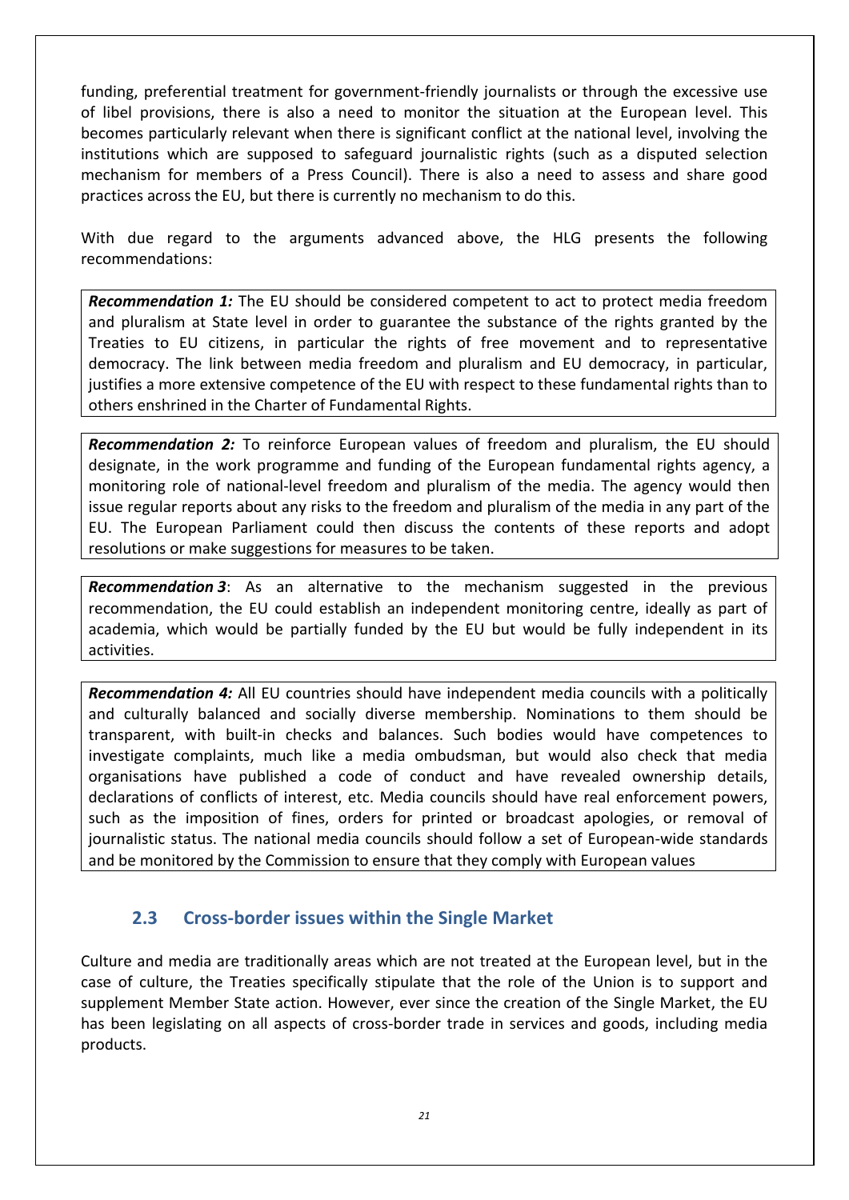funding, preferential treatment for government-friendly journalists or through the excessive use of libel provisions, there is also a need to monitor the situation at the European level. This becomes particularly relevant when there is significant conflict at the national level, involving the institutions which are supposed to safeguard journalistic rights (such as a disputed selection mechanism for members of a Press Council). There is also a need to assess and share good practices across the EU, but there is currently no mechanism to do this.

With due regard to the arguments advanced above, the HLG presents the following recommendations:

> ***Recommendation 1:*** The EU should be considered competent to act to protect media freedom and pluralism at State level in order to guarantee the substance of the rights granted by the Treaties to EU citizens, in particular the rights of free movement and to representative democracy. The link between media freedom and pluralism and EU democracy, in particular, justifies a more extensive competence of the EU with respect to these fundamental rights than to others enshrined in the Charter of Fundamental Rights.

> ***Recommendation 2:*** To reinforce European values of freedom and pluralism, the EU should designate, in the work programme and funding of the European fundamental rights agency, a monitoring role of national-level freedom and pluralism of the media. The agency would then issue regular reports about any risks to the freedom and pluralism of the media in any part of the EU. The European Parliament could then discuss the contents of these reports and adopt resolutions or make suggestions for measures to be taken.

> ***Recommendation 3***: As an alternative to the mechanism suggested in the previous recommendation, the EU could establish an independent monitoring centre, ideally as part of academia, which would be partially funded by the EU but would be fully independent in its activities.

> ***Recommendation 4:*** All EU countries should have independent media councils with a politically and culturally balanced and socially diverse membership. Nominations to them should be transparent, with built-in checks and balances. Such bodies would have competences to investigate complaints, much like a media ombudsman, but would also check that media organisations have published a code of conduct and have revealed ownership details, declarations of conflicts of interest, etc. Media councils should have real enforcement powers, such as the imposition of fines, orders for printed or broadcast apologies, or removal of journalistic status. The national media councils should follow a set of European-wide standards and be monitored by the Commission to ensure that they comply with European values

## 2.3 Cross-border issues within the Single Market

Culture and media are traditionally areas which are not treated at the European level, but in the case of culture, the Treaties specifically stipulate that the role of the Union is to support and supplement Member State action. However, ever since the creation of the Single Market, the EU has been legislating on all aspects of cross-border trade in services and goods, including media products.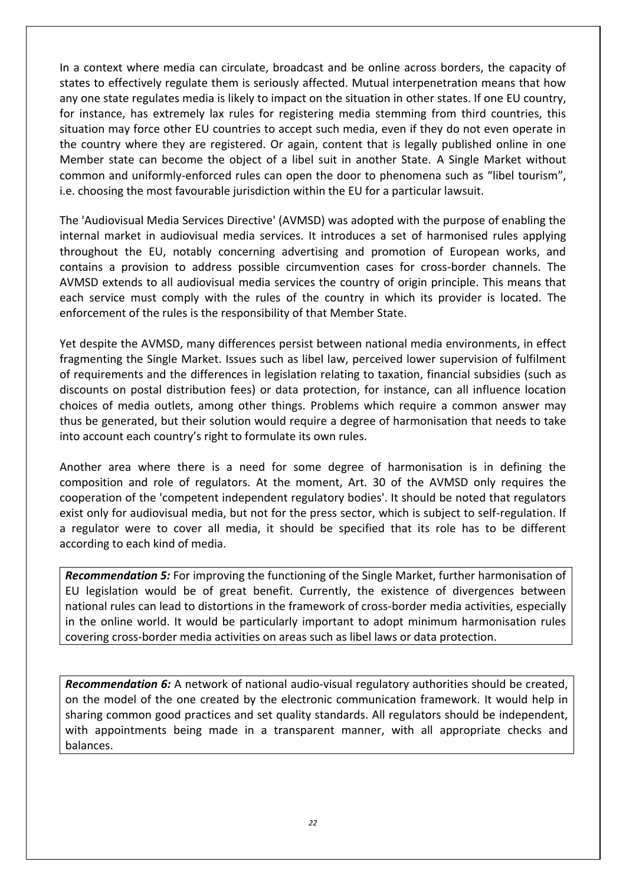In a context where media can circulate, broadcast and be online across borders, the capacity of states to effectively regulate them is seriously affected. Mutual interpenetration means that how any one state regulates media is likely to impact on the situation in other states. If one EU country, for instance, has extremely lax rules for registering media stemming from third countries, this situation may force other EU countries to accept such media, even if they do not even operate in the country where they are registered. Or again, content that is legally published online in one Member state can become the object of a libel suit in another State. A Single Market without common and uniformly-enforced rules can open the door to phenomena such as "libel tourism", i.e. choosing the most favourable jurisdiction within the EU for a particular lawsuit.

The 'Audiovisual Media Services Directive' (AVMSD) was adopted with the purpose of enabling the internal market in audiovisual media services. It introduces a set of harmonised rules applying throughout the EU, notably concerning advertising and promotion of European works, and contains a provision to address possible circumvention cases for cross-border channels. The AVMSD extends to all audiovisual media services the country of origin principle. This means that each service must comply with the rules of the country in which its provider is located. The enforcement of the rules is the responsibility of that Member State.

Yet despite the AVMSD, many differences persist between national media environments, in effect fragmenting the Single Market. Issues such as libel law, perceived lower supervision of fulfilment of requirements and the differences in legislation relating to taxation, financial subsidies (such as discounts on postal distribution fees) or data protection, for instance, can all influence location choices of media outlets, among other things. Problems which require a common answer may thus be generated, but their solution would require a degree of harmonisation that needs to take into account each country's right to formulate its own rules.

Another area where there is a need for some degree of harmonisation is in defining the composition and role of regulators. At the moment, Art. 30 of the AVMSD only requires the cooperation of the 'competent independent regulatory bodies'. It should be noted that regulators exist only for audiovisual media, but not for the press sector, which is subject to self-regulation. If a regulator were to cover all media, it should be specified that its role has to be different according to each kind of media.

***Recommendation 5:*** For improving the functioning of the Single Market, further harmonisation of EU legislation would be of great benefit. Currently, the existence of divergences between national rules can lead to distortions in the framework of cross-border media activities, especially in the online world. It would be particularly important to adopt minimum harmonisation rules covering cross-border media activities on areas such as libel laws or data protection.

***Recommendation 6:*** A network of national audio-visual regulatory authorities should be created, on the model of the one created by the electronic communication framework. It would help in sharing common good practices and set quality standards. All regulators should be independent, with appointments being made in a transparent manner, with all appropriate checks and balances.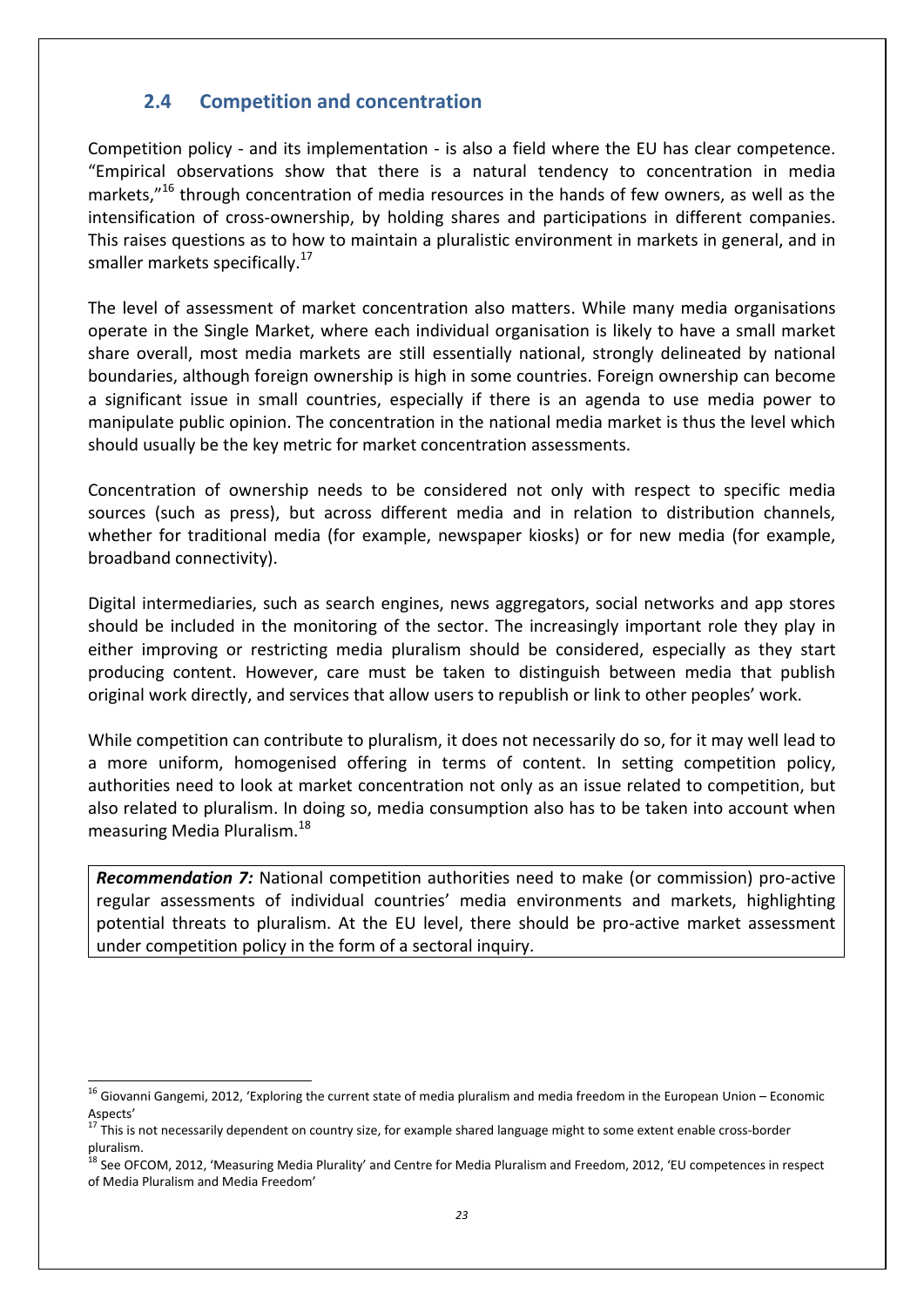## 2.4 Competition and concentration

Competition policy - and its implementation - is also a field where the EU has clear competence. "Empirical observations show that there is a natural tendency to concentration in media markets,"[16] through concentration of media resources in the hands of few owners, as well as the intensification of cross-ownership, by holding shares and participations in different companies. This raises questions as to how to maintain a pluralistic environment in markets in general, and in smaller markets specifically.[17]

The level of assessment of market concentration also matters. While many media organisations operate in the Single Market, where each individual organisation is likely to have a small market share overall, most media markets are still essentially national, strongly delineated by national boundaries, although foreign ownership is high in some countries. Foreign ownership can become a significant issue in small countries, especially if there is an agenda to use media power to manipulate public opinion. The concentration in the national media market is thus the level which should usually be the key metric for market concentration assessments.

Concentration of ownership needs to be considered not only with respect to specific media sources (such as press), but across different media and in relation to distribution channels, whether for traditional media (for example, newspaper kiosks) or for new media (for example, broadband connectivity).

Digital intermediaries, such as search engines, news aggregators, social networks and app stores should be included in the monitoring of the sector. The increasingly important role they play in either improving or restricting media pluralism should be considered, especially as they start producing content. However, care must be taken to distinguish between media that publish original work directly, and services that allow users to republish or link to other peoples' work.

While competition can contribute to pluralism, it does not necessarily do so, for it may well lead to a more uniform, homogenised offering in terms of content. In setting competition policy, authorities need to look at market concentration not only as an issue related to competition, but also related to pluralism. In doing so, media consumption also has to be taken into account when measuring Media Pluralism.[18]

> ***Recommendation 7:*** National competition authorities need to make (or commission) pro-active regular assessments of individual countries' media environments and markets, highlighting potential threats to pluralism. At the EU level, there should be pro-active market assessment under competition policy in the form of a sectoral inquiry.

---

[16] Giovanni Gangemi, 2012, 'Exploring the current state of media pluralism and media freedom in the European Union – Economic Aspects'

[17] This is not necessarily dependent on country size, for example shared language might to some extent enable cross-border pluralism.

[18] See OFCOM, 2012, 'Measuring Media Plurality' and Centre for Media Pluralism and Freedom, 2012, 'EU competences in respect of Media Pluralism and Media Freedom'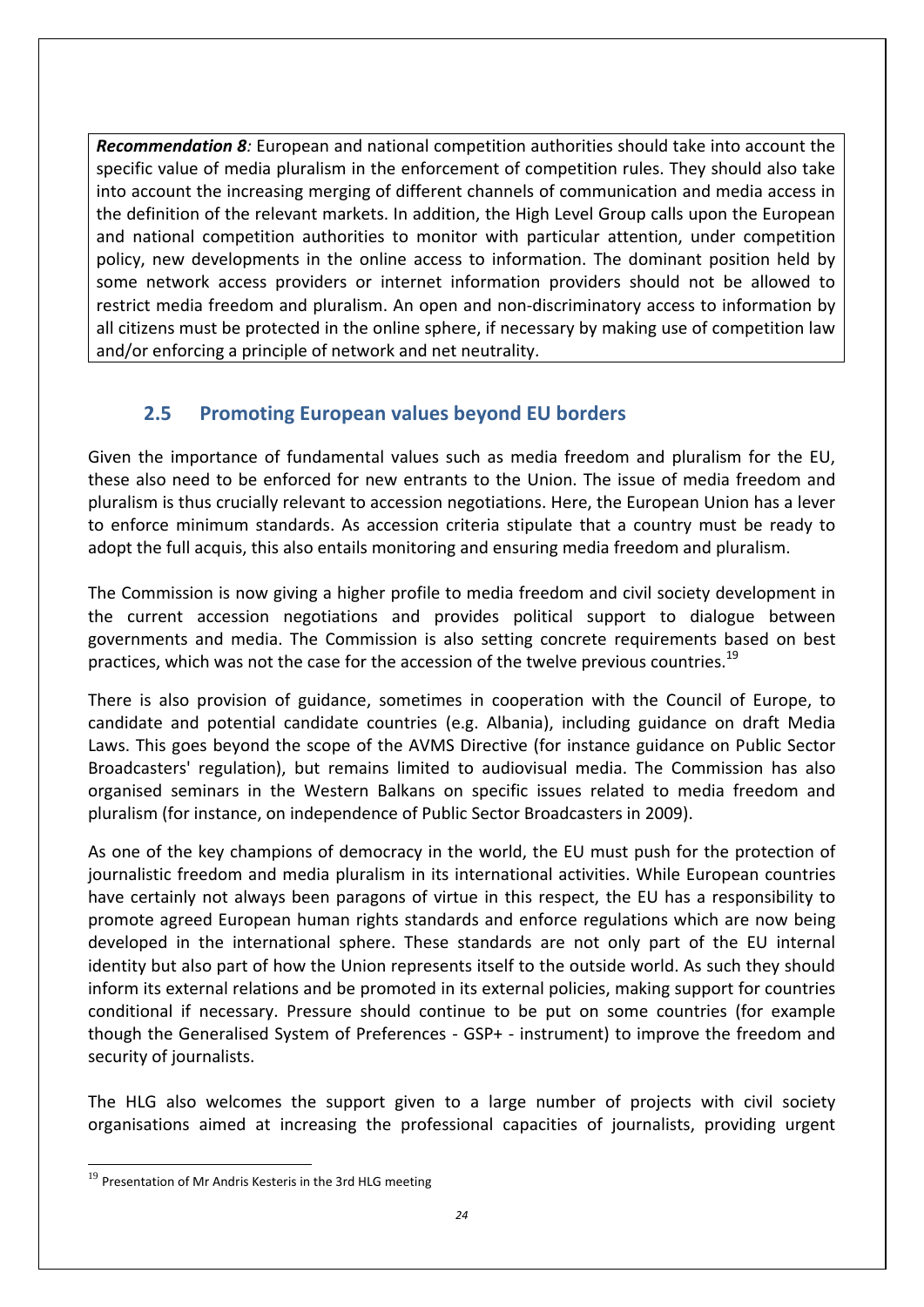***Recommendation 8**:* European and national competition authorities should take into account the specific value of media pluralism in the enforcement of competition rules. They should also take into account the increasing merging of different channels of communication and media access in the definition of the relevant markets. In addition, the High Level Group calls upon the European and national competition authorities to monitor with particular attention, under competition policy, new developments in the online access to information. The dominant position held by some network access providers or internet information providers should not be allowed to restrict media freedom and pluralism. An open and non-discriminatory access to information by all citizens must be protected in the online sphere, if necessary by making use of competition law and/or enforcing a principle of network and net neutrality.

## 2.5 Promoting European values beyond EU borders

Given the importance of fundamental values such as media freedom and pluralism for the EU, these also need to be enforced for new entrants to the Union. The issue of media freedom and pluralism is thus crucially relevant to accession negotiations. Here, the European Union has a lever to enforce minimum standards. As accession criteria stipulate that a country must be ready to adopt the full acquis, this also entails monitoring and ensuring media freedom and pluralism.

The Commission is now giving a higher profile to media freedom and civil society development in the current accession negotiations and provides political support to dialogue between governments and media. The Commission is also setting concrete requirements based on best practices, which was not the case for the accession of the twelve previous countries.[19]

There is also provision of guidance, sometimes in cooperation with the Council of Europe, to candidate and potential candidate countries (e.g. Albania), including guidance on draft Media Laws. This goes beyond the scope of the AVMS Directive (for instance guidance on Public Sector Broadcasters' regulation), but remains limited to audiovisual media. The Commission has also organised seminars in the Western Balkans on specific issues related to media freedom and pluralism (for instance, on independence of Public Sector Broadcasters in 2009).

As one of the key champions of democracy in the world, the EU must push for the protection of journalistic freedom and media pluralism in its international activities. While European countries have certainly not always been paragons of virtue in this respect, the EU has a responsibility to promote agreed European human rights standards and enforce regulations which are now being developed in the international sphere. These standards are not only part of the EU internal identity but also part of how the Union represents itself to the outside world. As such they should inform its external relations and be promoted in its external policies, making support for countries conditional if necessary. Pressure should continue to be put on some countries (for example though the Generalised System of Preferences - GSP+ - instrument) to improve the freedom and security of journalists.

The HLG also welcomes the support given to a large number of projects with civil society organisations aimed at increasing the professional capacities of journalists, providing urgent

[19] Presentation of Mr Andris Kesteris in the 3rd HLG meeting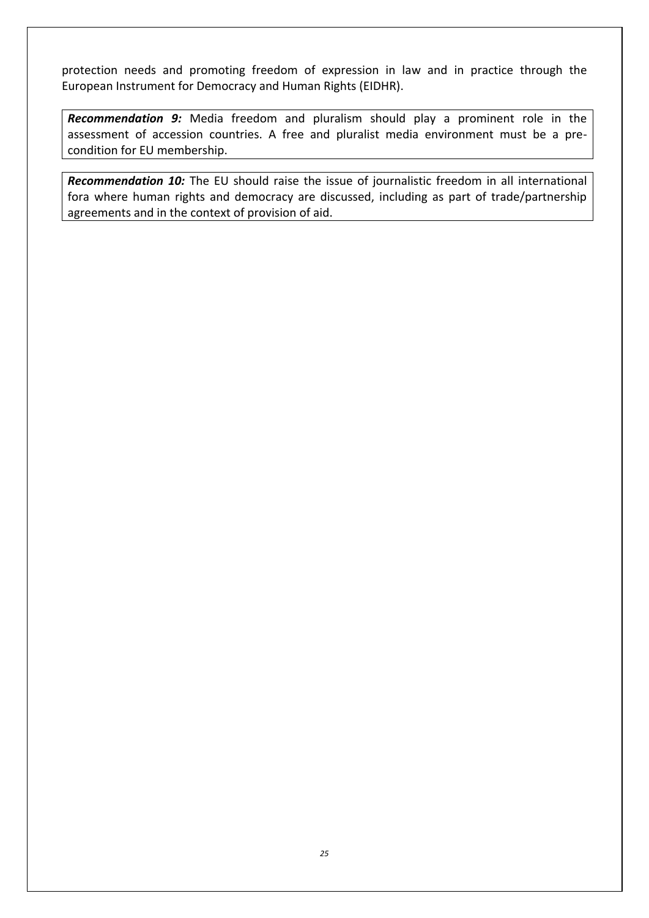protection needs and promoting freedom of expression in law and in practice through the European Instrument for Democracy and Human Rights (EIDHR).

> ***Recommendation 9:*** Media freedom and pluralism should play a prominent role in the assessment of accession countries. A free and pluralist media environment must be a pre-condition for EU membership.

> ***Recommendation 10:*** The EU should raise the issue of journalistic freedom in all international fora where human rights and democracy are discussed, including as part of trade/partnership agreements and in the context of provision of aid.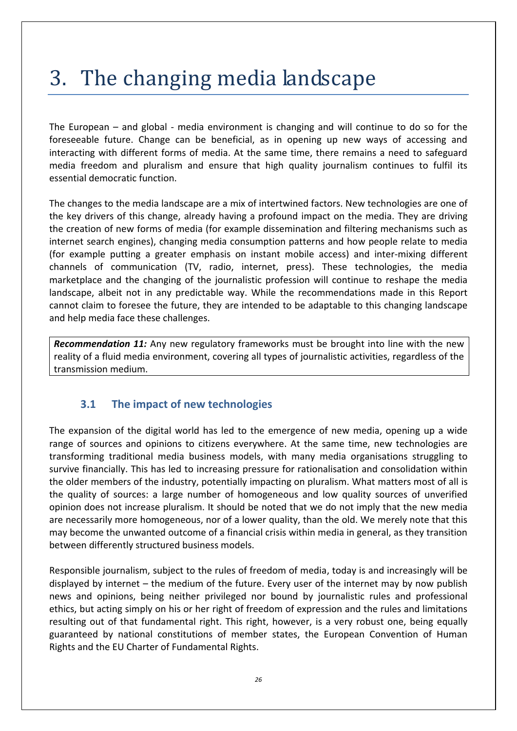# 3. The changing media landscape

The European – and global - media environment is changing and will continue to do so for the foreseeable future. Change can be beneficial, as in opening up new ways of accessing and interacting with different forms of media. At the same time, there remains a need to safeguard media freedom and pluralism and ensure that high quality journalism continues to fulfil its essential democratic function.

The changes to the media landscape are a mix of intertwined factors. New technologies are one of the key drivers of this change, already having a profound impact on the media. They are driving the creation of new forms of media (for example dissemination and filtering mechanisms such as internet search engines), changing media consumption patterns and how people relate to media (for example putting a greater emphasis on instant mobile access) and inter-mixing different channels of communication (TV, radio, internet, press). These technologies, the media marketplace and the changing of the journalistic profession will continue to reshape the media landscape, albeit not in any predictable way. While the recommendations made in this Report cannot claim to foresee the future, they are intended to be adaptable to this changing landscape and help media face these challenges.

> ***Recommendation 11:*** Any new regulatory frameworks must be brought into line with the new reality of a fluid media environment, covering all types of journalistic activities, regardless of the transmission medium.

## 3.1 The impact of new technologies

The expansion of the digital world has led to the emergence of new media, opening up a wide range of sources and opinions to citizens everywhere. At the same time, new technologies are transforming traditional media business models, with many media organisations struggling to survive financially. This has led to increasing pressure for rationalisation and consolidation within the older members of the industry, potentially impacting on pluralism. What matters most of all is the quality of sources: a large number of homogeneous and low quality sources of unverified opinion does not increase pluralism. It should be noted that we do not imply that the new media are necessarily more homogeneous, nor of a lower quality, than the old. We merely note that this may become the unwanted outcome of a financial crisis within media in general, as they transition between differently structured business models.

Responsible journalism, subject to the rules of freedom of media, today is and increasingly will be displayed by internet – the medium of the future. Every user of the internet may by now publish news and opinions, being neither privileged nor bound by journalistic rules and professional ethics, but acting simply on his or her right of freedom of expression and the rules and limitations resulting out of that fundamental right. This right, however, is a very robust one, being equally guaranteed by national constitutions of member states, the European Convention of Human Rights and the EU Charter of Fundamental Rights.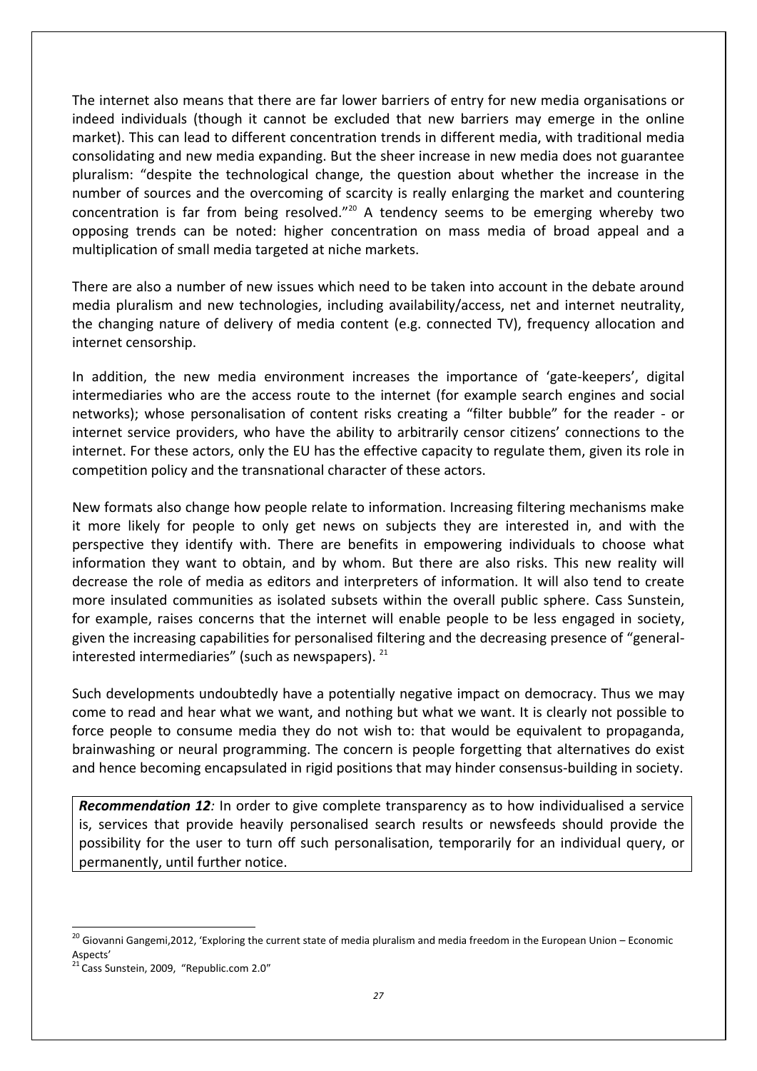The internet also means that there are far lower barriers of entry for new media organisations or indeed individuals (though it cannot be excluded that new barriers may emerge in the online market). This can lead to different concentration trends in different media, with traditional media consolidating and new media expanding. But the sheer increase in new media does not guarantee pluralism: "despite the technological change, the question about whether the increase in the number of sources and the overcoming of scarcity is really enlarging the market and countering concentration is far from being resolved."[20] A tendency seems to be emerging whereby two opposing trends can be noted: higher concentration on mass media of broad appeal and a multiplication of small media targeted at niche markets.

There are also a number of new issues which need to be taken into account in the debate around media pluralism and new technologies, including availability/access, net and internet neutrality, the changing nature of delivery of media content (e.g. connected TV), frequency allocation and internet censorship.

In addition, the new media environment increases the importance of 'gate-keepers', digital intermediaries who are the access route to the internet (for example search engines and social networks); whose personalisation of content risks creating a "filter bubble" for the reader - or internet service providers, who have the ability to arbitrarily censor citizens' connections to the internet. For these actors, only the EU has the effective capacity to regulate them, given its role in competition policy and the transnational character of these actors.

New formats also change how people relate to information. Increasing filtering mechanisms make it more likely for people to only get news on subjects they are interested in, and with the perspective they identify with. There are benefits in empowering individuals to choose what information they want to obtain, and by whom. But there are also risks. This new reality will decrease the role of media as editors and interpreters of information. It will also tend to create more insulated communities as isolated subsets within the overall public sphere. Cass Sunstein, for example, raises concerns that the internet will enable people to be less engaged in society, given the increasing capabilities for personalised filtering and the decreasing presence of "general-interested intermediaries" (such as newspapers). [21]

Such developments undoubtedly have a potentially negative impact on democracy. Thus we may come to read and hear what we want, and nothing but what we want. It is clearly not possible to force people to consume media they do not wish to: that would be equivalent to propaganda, brainwashing or neural programming. The concern is people forgetting that alternatives do exist and hence becoming encapsulated in rigid positions that may hinder consensus-building in society.

> ***Recommendation 12****:* In order to give complete transparency as to how individualised a service is, services that provide heavily personalised search results or newsfeeds should provide the possibility for the user to turn off such personalisation, temporarily for an individual query, or permanently, until further notice.

---

[20] Giovanni Gangemi,2012, 'Exploring the current state of media pluralism and media freedom in the European Union – Economic Aspects'

[21] Cass Sunstein, 2009, "Republic.com 2.0"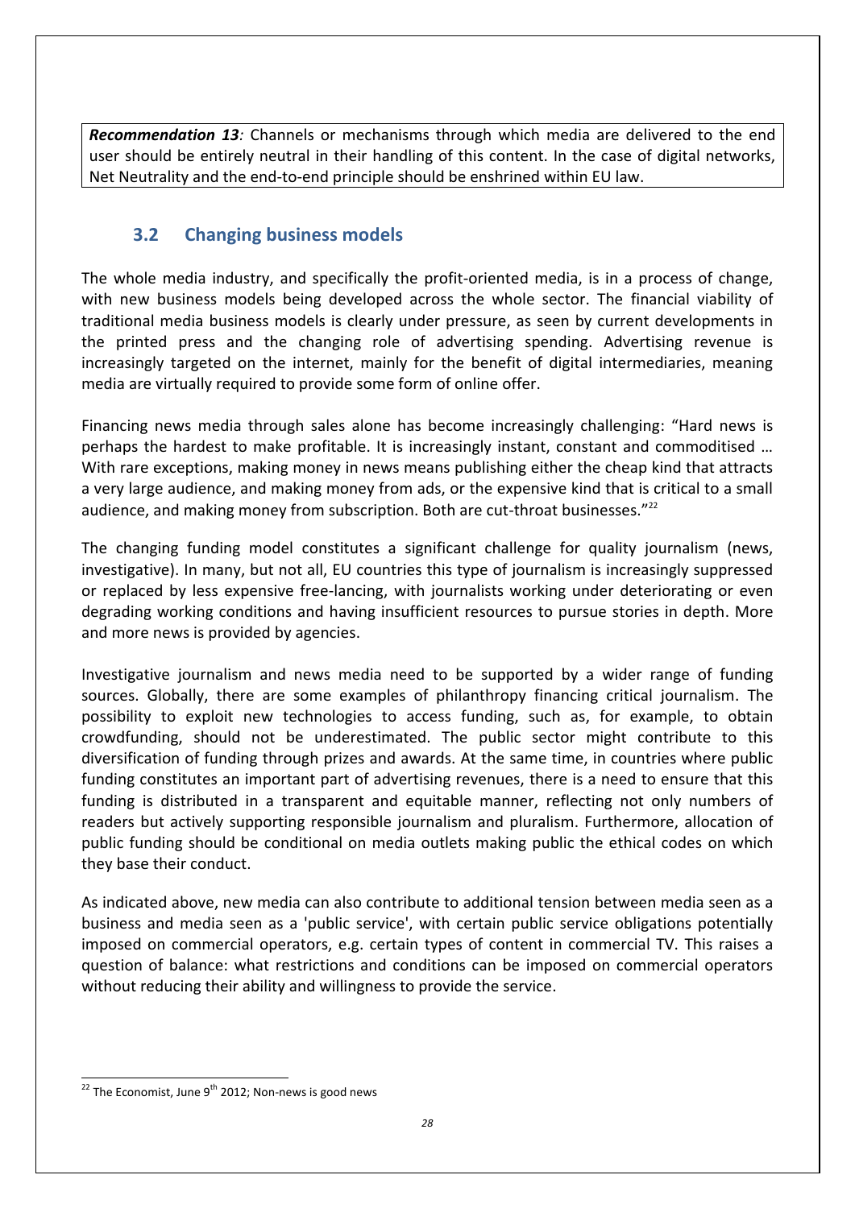***Recommendation 13**:* Channels or mechanisms through which media are delivered to the end user should be entirely neutral in their handling of this content. In the case of digital networks, Net Neutrality and the end-to-end principle should be enshrined within EU law.

## 3.2 Changing business models

The whole media industry, and specifically the profit-oriented media, is in a process of change, with new business models being developed across the whole sector. The financial viability of traditional media business models is clearly under pressure, as seen by current developments in the printed press and the changing role of advertising spending. Advertising revenue is increasingly targeted on the internet, mainly for the benefit of digital intermediaries, meaning media are virtually required to provide some form of online offer.

Financing news media through sales alone has become increasingly challenging: "Hard news is perhaps the hardest to make profitable. It is increasingly instant, constant and commoditised … With rare exceptions, making money in news means publishing either the cheap kind that attracts a very large audience, and making money from ads, or the expensive kind that is critical to a small audience, and making money from subscription. Both are cut-throat businesses."[22]

The changing funding model constitutes a significant challenge for quality journalism (news, investigative). In many, but not all, EU countries this type of journalism is increasingly suppressed or replaced by less expensive free-lancing, with journalists working under deteriorating or even degrading working conditions and having insufficient resources to pursue stories in depth. More and more news is provided by agencies.

Investigative journalism and news media need to be supported by a wider range of funding sources. Globally, there are some examples of philanthropy financing critical journalism. The possibility to exploit new technologies to access funding, such as, for example, to obtain crowdfunding, should not be underestimated. The public sector might contribute to this diversification of funding through prizes and awards. At the same time, in countries where public funding constitutes an important part of advertising revenues, there is a need to ensure that this funding is distributed in a transparent and equitable manner, reflecting not only numbers of readers but actively supporting responsible journalism and pluralism. Furthermore, allocation of public funding should be conditional on media outlets making public the ethical codes on which they base their conduct.

As indicated above, new media can also contribute to additional tension between media seen as a business and media seen as a 'public service', with certain public service obligations potentially imposed on commercial operators, e.g. certain types of content in commercial TV. This raises a question of balance: what restrictions and conditions can be imposed on commercial operators without reducing their ability and willingness to provide the service.

---

[22] The Economist, June 9th 2012; Non-news is good news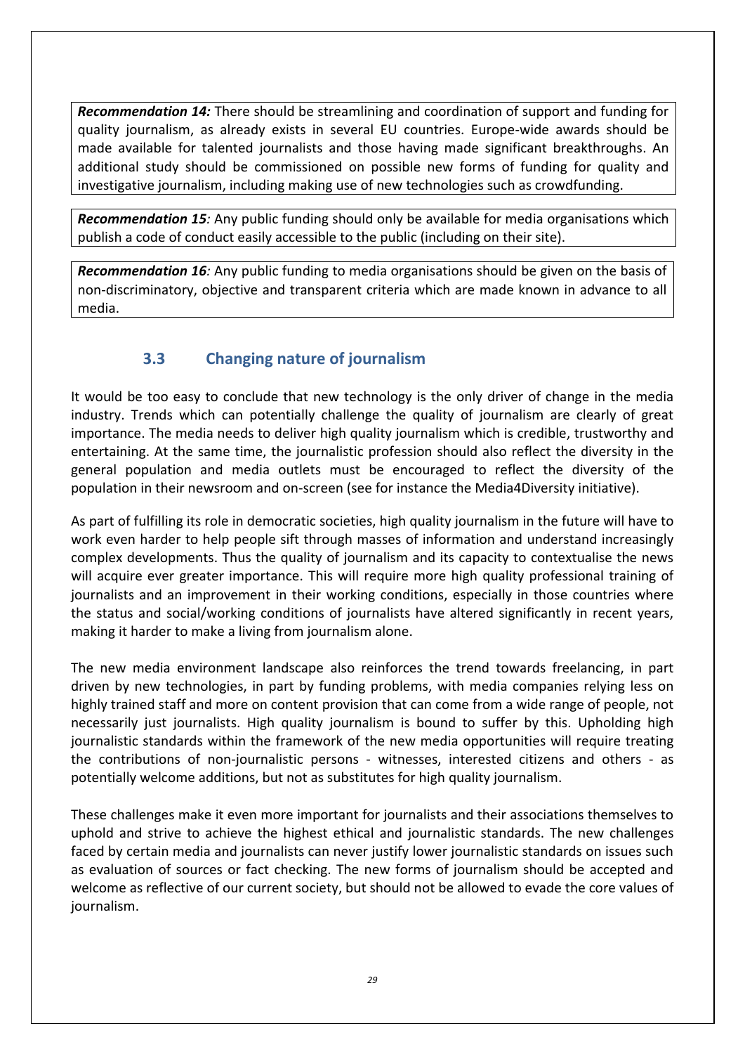***Recommendation 14:*** There should be streamlining and coordination of support and funding for quality journalism, as already exists in several EU countries. Europe-wide awards should be made available for talented journalists and those having made significant breakthroughs. An additional study should be commissioned on possible new forms of funding for quality and investigative journalism, including making use of new technologies such as crowdfunding.

***Recommendation 15****:* Any public funding should only be available for media organisations which publish a code of conduct easily accessible to the public (including on their site).

***Recommendation 16****:* Any public funding to media organisations should be given on the basis of non-discriminatory, objective and transparent criteria which are made known in advance to all media.

## 3.3 Changing nature of journalism

It would be too easy to conclude that new technology is the only driver of change in the media industry. Trends which can potentially challenge the quality of journalism are clearly of great importance. The media needs to deliver high quality journalism which is credible, trustworthy and entertaining. At the same time, the journalistic profession should also reflect the diversity in the general population and media outlets must be encouraged to reflect the diversity of the population in their newsroom and on-screen (see for instance the Media4Diversity initiative).

As part of fulfilling its role in democratic societies, high quality journalism in the future will have to work even harder to help people sift through masses of information and understand increasingly complex developments. Thus the quality of journalism and its capacity to contextualise the news will acquire ever greater importance. This will require more high quality professional training of journalists and an improvement in their working conditions, especially in those countries where the status and social/working conditions of journalists have altered significantly in recent years, making it harder to make a living from journalism alone.

The new media environment landscape also reinforces the trend towards freelancing, in part driven by new technologies, in part by funding problems, with media companies relying less on highly trained staff and more on content provision that can come from a wide range of people, not necessarily just journalists. High quality journalism is bound to suffer by this. Upholding high journalistic standards within the framework of the new media opportunities will require treating the contributions of non-journalistic persons - witnesses, interested citizens and others - as potentially welcome additions, but not as substitutes for high quality journalism.

These challenges make it even more important for journalists and their associations themselves to uphold and strive to achieve the highest ethical and journalistic standards. The new challenges faced by certain media and journalists can never justify lower journalistic standards on issues such as evaluation of sources or fact checking. The new forms of journalism should be accepted and welcome as reflective of our current society, but should not be allowed to evade the core values of journalism.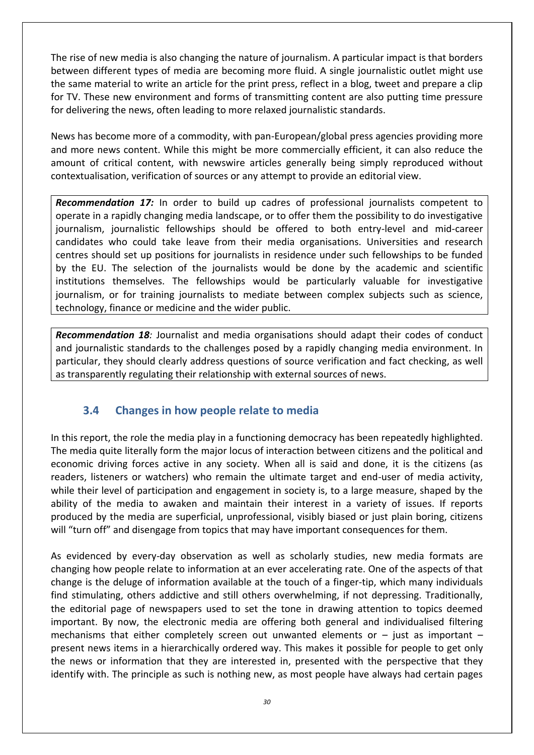The rise of new media is also changing the nature of journalism. A particular impact is that borders between different types of media are becoming more fluid. A single journalistic outlet might use the same material to write an article for the print press, reflect in a blog, tweet and prepare a clip for TV. These new environment and forms of transmitting content are also putting time pressure for delivering the news, often leading to more relaxed journalistic standards.

News has become more of a commodity, with pan-European/global press agencies providing more and more news content. While this might be more commercially efficient, it can also reduce the amount of critical content, with newswire articles generally being simply reproduced without contextualisation, verification of sources or any attempt to provide an editorial view.

> ***Recommendation 17:*** In order to build up cadres of professional journalists competent to operate in a rapidly changing media landscape, or to offer them the possibility to do investigative journalism, journalistic fellowships should be offered to both entry-level and mid-career candidates who could take leave from their media organisations. Universities and research centres should set up positions for journalists in residence under such fellowships to be funded by the EU. The selection of the journalists would be done by the academic and scientific institutions themselves. The fellowships would be particularly valuable for investigative journalism, or for training journalists to mediate between complex subjects such as science, technology, finance or medicine and the wider public.

> ***Recommendation 18:*** Journalist and media organisations should adapt their codes of conduct and journalistic standards to the challenges posed by a rapidly changing media environment. In particular, they should clearly address questions of source verification and fact checking, as well as transparently regulating their relationship with external sources of news.

## 3.4 Changes in how people relate to media

In this report, the role the media play in a functioning democracy has been repeatedly highlighted. The media quite literally form the major locus of interaction between citizens and the political and economic driving forces active in any society. When all is said and done, it is the citizens (as readers, listeners or watchers) who remain the ultimate target and end-user of media activity, while their level of participation and engagement in society is, to a large measure, shaped by the ability of the media to awaken and maintain their interest in a variety of issues. If reports produced by the media are superficial, unprofessional, visibly biased or just plain boring, citizens will "turn off" and disengage from topics that may have important consequences for them.

As evidenced by every-day observation as well as scholarly studies, new media formats are changing how people relate to information at an ever accelerating rate. One of the aspects of that change is the deluge of information available at the touch of a finger-tip, which many individuals find stimulating, others addictive and still others overwhelming, if not depressing. Traditionally, the editorial page of newspapers used to set the tone in drawing attention to topics deemed important. By now, the electronic media are offering both general and individualised filtering mechanisms that either completely screen out unwanted elements or – just as important – present news items in a hierarchically ordered way. This makes it possible for people to get only the news or information that they are interested in, presented with the perspective that they identify with. The principle as such is nothing new, as most people have always had certain pages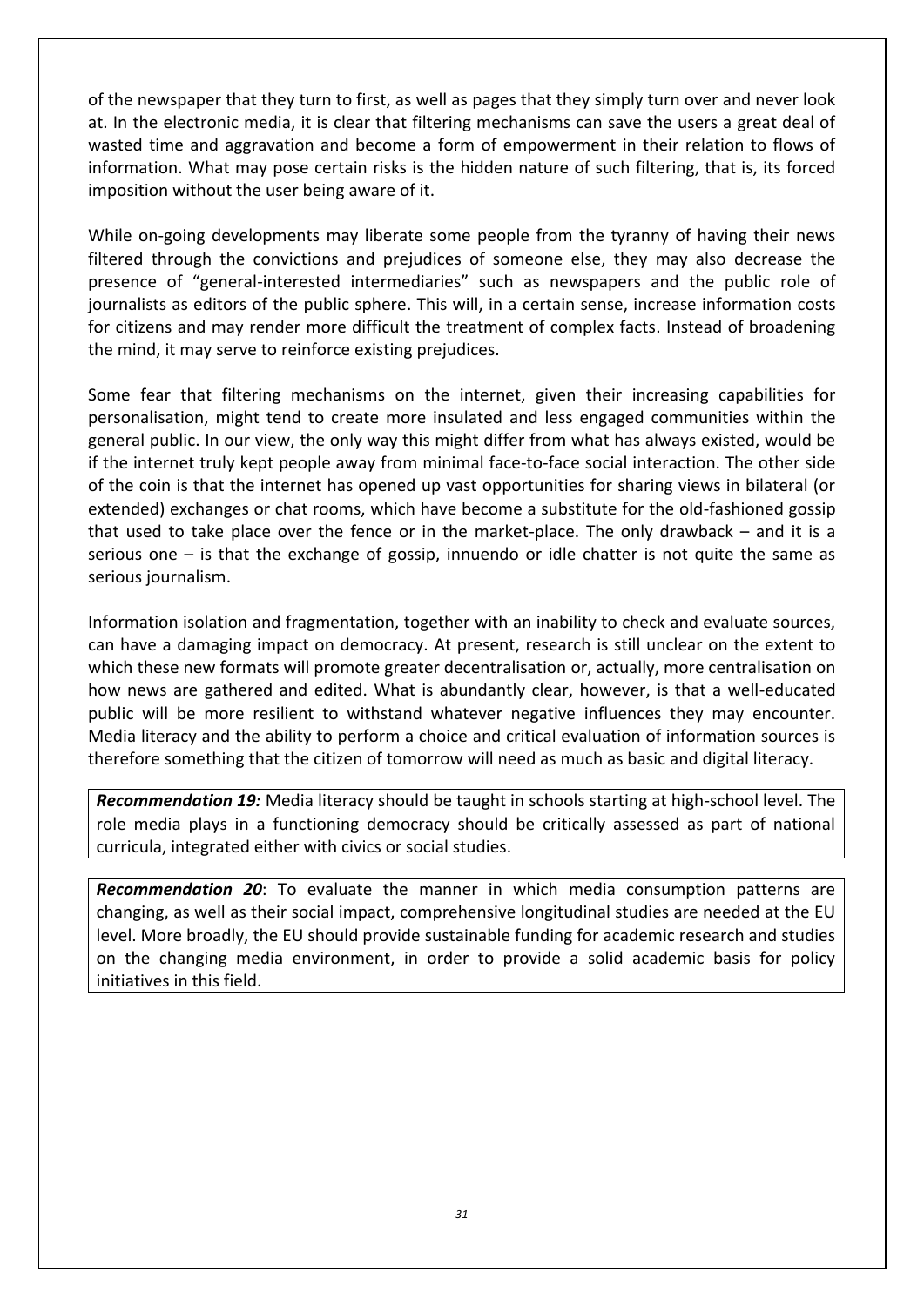of the newspaper that they turn to first, as well as pages that they simply turn over and never look at. In the electronic media, it is clear that filtering mechanisms can save the users a great deal of wasted time and aggravation and become a form of empowerment in their relation to flows of information. What may pose certain risks is the hidden nature of such filtering, that is, its forced imposition without the user being aware of it.

While on-going developments may liberate some people from the tyranny of having their news filtered through the convictions and prejudices of someone else, they may also decrease the presence of "general-interested intermediaries" such as newspapers and the public role of journalists as editors of the public sphere. This will, in a certain sense, increase information costs for citizens and may render more difficult the treatment of complex facts. Instead of broadening the mind, it may serve to reinforce existing prejudices.

Some fear that filtering mechanisms on the internet, given their increasing capabilities for personalisation, might tend to create more insulated and less engaged communities within the general public. In our view, the only way this might differ from what has always existed, would be if the internet truly kept people away from minimal face-to-face social interaction. The other side of the coin is that the internet has opened up vast opportunities for sharing views in bilateral (or extended) exchanges or chat rooms, which have become a substitute for the old-fashioned gossip that used to take place over the fence or in the market-place. The only drawback – and it is a serious one – is that the exchange of gossip, innuendo or idle chatter is not quite the same as serious journalism.

Information isolation and fragmentation, together with an inability to check and evaluate sources, can have a damaging impact on democracy. At present, research is still unclear on the extent to which these new formats will promote greater decentralisation or, actually, more centralisation on how news are gathered and edited. What is abundantly clear, however, is that a well-educated public will be more resilient to withstand whatever negative influences they may encounter. Media literacy and the ability to perform a choice and critical evaluation of information sources is therefore something that the citizen of tomorrow will need as much as basic and digital literacy.

***Recommendation 19:*** Media literacy should be taught in schools starting at high-school level. The role media plays in a functioning democracy should be critically assessed as part of national curricula, integrated either with civics or social studies.

***Recommendation 20***: To evaluate the manner in which media consumption patterns are changing, as well as their social impact, comprehensive longitudinal studies are needed at the EU level. More broadly, the EU should provide sustainable funding for academic research and studies on the changing media environment, in order to provide a solid academic basis for policy initiatives in this field.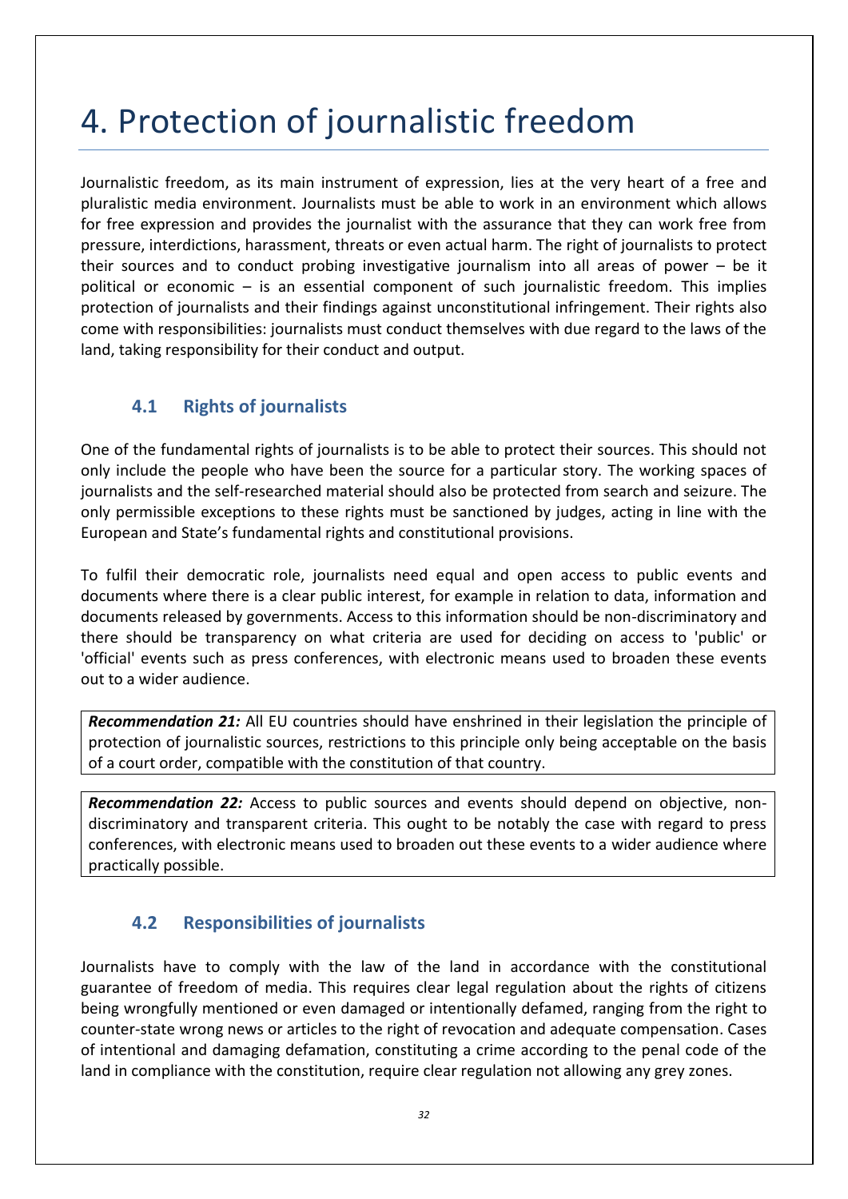# 4. Protection of journalistic freedom

Journalistic freedom, as its main instrument of expression, lies at the very heart of a free and pluralistic media environment. Journalists must be able to work in an environment which allows for free expression and provides the journalist with the assurance that they can work free from pressure, interdictions, harassment, threats or even actual harm. The right of journalists to protect their sources and to conduct probing investigative journalism into all areas of power – be it political or economic – is an essential component of such journalistic freedom. This implies protection of journalists and their findings against unconstitutional infringement. Their rights also come with responsibilities: journalists must conduct themselves with due regard to the laws of the land, taking responsibility for their conduct and output.

## 4.1 Rights of journalists

One of the fundamental rights of journalists is to be able to protect their sources. This should not only include the people who have been the source for a particular story. The working spaces of journalists and the self-researched material should also be protected from search and seizure. The only permissible exceptions to these rights must be sanctioned by judges, acting in line with the European and State's fundamental rights and constitutional provisions.

To fulfil their democratic role, journalists need equal and open access to public events and documents where there is a clear public interest, for example in relation to data, information and documents released by governments. Access to this information should be non-discriminatory and there should be transparency on what criteria are used for deciding on access to 'public' or 'official' events such as press conferences, with electronic means used to broaden these events out to a wider audience.

***Recommendation 21:*** All EU countries should have enshrined in their legislation the principle of protection of journalistic sources, restrictions to this principle only being acceptable on the basis of a court order, compatible with the constitution of that country.

***Recommendation 22:*** Access to public sources and events should depend on objective, non-discriminatory and transparent criteria. This ought to be notably the case with regard to press conferences, with electronic means used to broaden out these events to a wider audience where practically possible.

## 4.2 Responsibilities of journalists

Journalists have to comply with the law of the land in accordance with the constitutional guarantee of freedom of media. This requires clear legal regulation about the rights of citizens being wrongfully mentioned or even damaged or intentionally defamed, ranging from the right to counter-state wrong news or articles to the right of revocation and adequate compensation. Cases of intentional and damaging defamation, constituting a crime according to the penal code of the land in compliance with the constitution, require clear regulation not allowing any grey zones.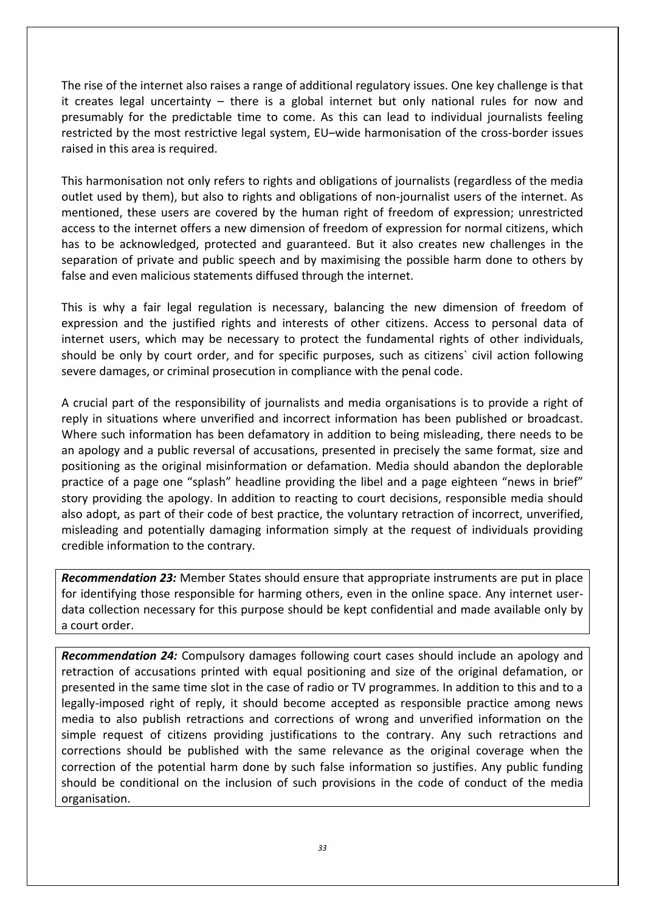The rise of the internet also raises a range of additional regulatory issues. One key challenge is that it creates legal uncertainty – there is a global internet but only national rules for now and presumably for the predictable time to come. As this can lead to individual journalists feeling restricted by the most restrictive legal system, EU–wide harmonisation of the cross-border issues raised in this area is required.

This harmonisation not only refers to rights and obligations of journalists (regardless of the media outlet used by them), but also to rights and obligations of non-journalist users of the internet. As mentioned, these users are covered by the human right of freedom of expression; unrestricted access to the internet offers a new dimension of freedom of expression for normal citizens, which has to be acknowledged, protected and guaranteed. But it also creates new challenges in the separation of private and public speech and by maximising the possible harm done to others by false and even malicious statements diffused through the internet.

This is why a fair legal regulation is necessary, balancing the new dimension of freedom of expression and the justified rights and interests of other citizens. Access to personal data of internet users, which may be necessary to protect the fundamental rights of other individuals, should be only by court order, and for specific purposes, such as citizens` civil action following severe damages, or criminal prosecution in compliance with the penal code.

A crucial part of the responsibility of journalists and media organisations is to provide a right of reply in situations where unverified and incorrect information has been published or broadcast. Where such information has been defamatory in addition to being misleading, there needs to be an apology and a public reversal of accusations, presented in precisely the same format, size and positioning as the original misinformation or defamation. Media should abandon the deplorable practice of a page one "splash" headline providing the libel and a page eighteen "news in brief" story providing the apology. In addition to reacting to court decisions, responsible media should also adopt, as part of their code of best practice, the voluntary retraction of incorrect, unverified, misleading and potentially damaging information simply at the request of individuals providing credible information to the contrary.

***Recommendation 23:*** Member States should ensure that appropriate instruments are put in place for identifying those responsible for harming others, even in the online space. Any internet user-data collection necessary for this purpose should be kept confidential and made available only by a court order.

***Recommendation 24:*** Compulsory damages following court cases should include an apology and retraction of accusations printed with equal positioning and size of the original defamation, or presented in the same time slot in the case of radio or TV programmes. In addition to this and to a legally-imposed right of reply, it should become accepted as responsible practice among news media to also publish retractions and corrections of wrong and unverified information on the simple request of citizens providing justifications to the contrary. Any such retractions and corrections should be published with the same relevance as the original coverage when the correction of the potential harm done by such false information so justifies. Any public funding should be conditional on the inclusion of such provisions in the code of conduct of the media organisation.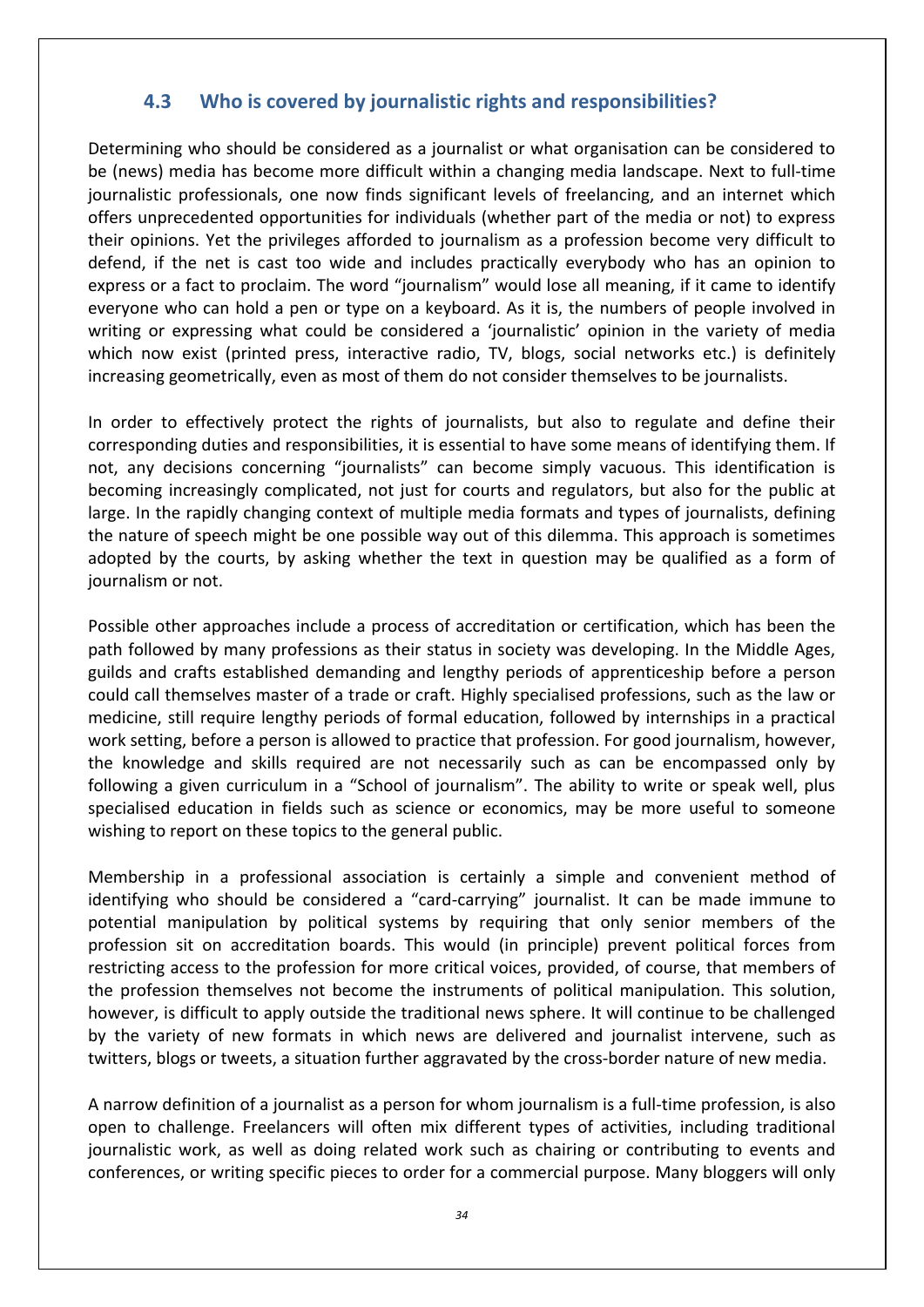### 4.3 Who is covered by journalistic rights and responsibilities?

Determining who should be considered as a journalist or what organisation can be considered to be (news) media has become more difficult within a changing media landscape. Next to full-time journalistic professionals, one now finds significant levels of freelancing, and an internet which offers unprecedented opportunities for individuals (whether part of the media or not) to express their opinions. Yet the privileges afforded to journalism as a profession become very difficult to defend, if the net is cast too wide and includes practically everybody who has an opinion to express or a fact to proclaim. The word "journalism" would lose all meaning, if it came to identify everyone who can hold a pen or type on a keyboard. As it is, the numbers of people involved in writing or expressing what could be considered a 'journalistic' opinion in the variety of media which now exist (printed press, interactive radio, TV, blogs, social networks etc.) is definitely increasing geometrically, even as most of them do not consider themselves to be journalists.

In order to effectively protect the rights of journalists, but also to regulate and define their corresponding duties and responsibilities, it is essential to have some means of identifying them. If not, any decisions concerning "journalists" can become simply vacuous. This identification is becoming increasingly complicated, not just for courts and regulators, but also for the public at large. In the rapidly changing context of multiple media formats and types of journalists, defining the nature of speech might be one possible way out of this dilemma. This approach is sometimes adopted by the courts, by asking whether the text in question may be qualified as a form of journalism or not.

Possible other approaches include a process of accreditation or certification, which has been the path followed by many professions as their status in society was developing. In the Middle Ages, guilds and crafts established demanding and lengthy periods of apprenticeship before a person could call themselves master of a trade or craft. Highly specialised professions, such as the law or medicine, still require lengthy periods of formal education, followed by internships in a practical work setting, before a person is allowed to practice that profession. For good journalism, however, the knowledge and skills required are not necessarily such as can be encompassed only by following a given curriculum in a "School of journalism". The ability to write or speak well, plus specialised education in fields such as science or economics, may be more useful to someone wishing to report on these topics to the general public.

Membership in a professional association is certainly a simple and convenient method of identifying who should be considered a "card-carrying" journalist. It can be made immune to potential manipulation by political systems by requiring that only senior members of the profession sit on accreditation boards. This would (in principle) prevent political forces from restricting access to the profession for more critical voices, provided, of course, that members of the profession themselves not become the instruments of political manipulation. This solution, however, is difficult to apply outside the traditional news sphere. It will continue to be challenged by the variety of new formats in which news are delivered and journalist intervene, such as twitters, blogs or tweets, a situation further aggravated by the cross-border nature of new media.

A narrow definition of a journalist as a person for whom journalism is a full-time profession, is also open to challenge. Freelancers will often mix different types of activities, including traditional journalistic work, as well as doing related work such as chairing or contributing to events and conferences, or writing specific pieces to order for a commercial purpose. Many bloggers will only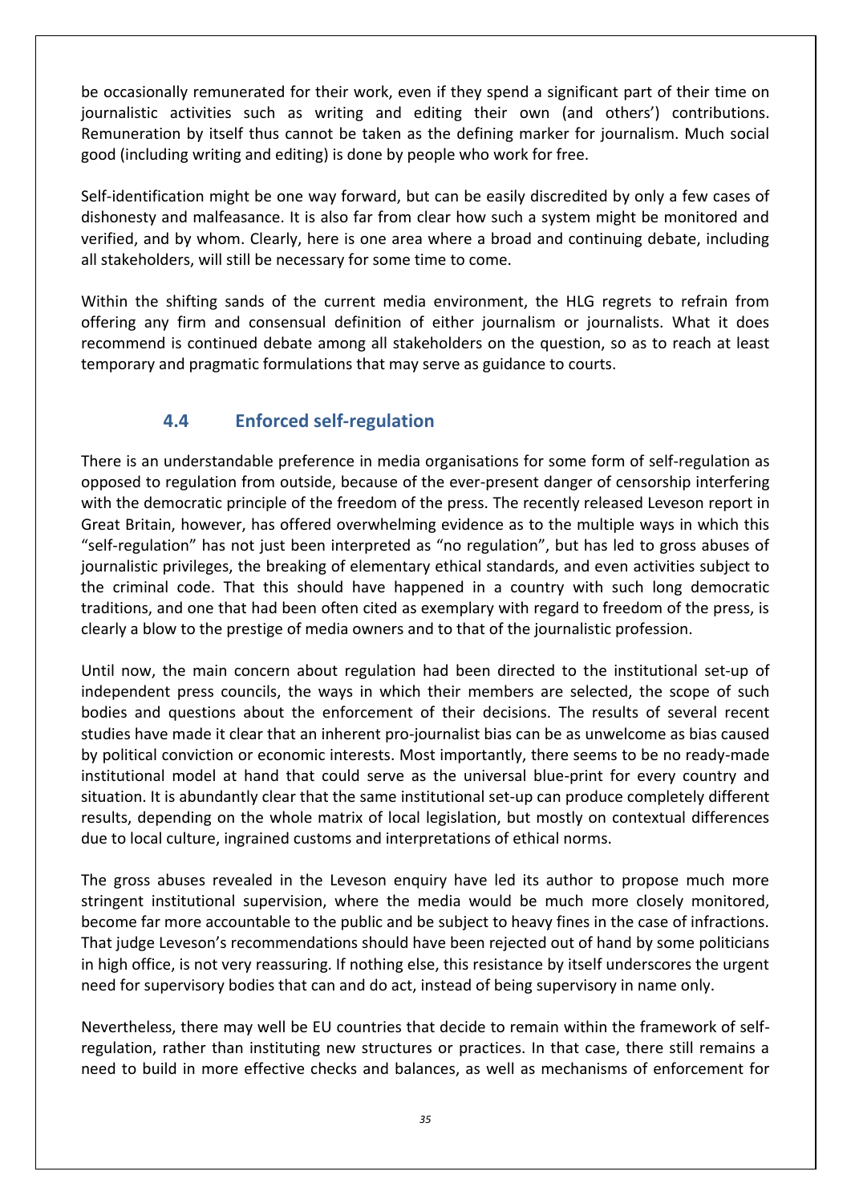be occasionally remunerated for their work, even if they spend a significant part of their time on journalistic activities such as writing and editing their own (and others') contributions. Remuneration by itself thus cannot be taken as the defining marker for journalism. Much social good (including writing and editing) is done by people who work for free.

Self-identification might be one way forward, but can be easily discredited by only a few cases of dishonesty and malfeasance. It is also far from clear how such a system might be monitored and verified, and by whom. Clearly, here is one area where a broad and continuing debate, including all stakeholders, will still be necessary for some time to come.

Within the shifting sands of the current media environment, the HLG regrets to refrain from offering any firm and consensual definition of either journalism or journalists. What it does recommend is continued debate among all stakeholders on the question, so as to reach at least temporary and pragmatic formulations that may serve as guidance to courts.

## 4.4 Enforced self-regulation

There is an understandable preference in media organisations for some form of self-regulation as opposed to regulation from outside, because of the ever-present danger of censorship interfering with the democratic principle of the freedom of the press. The recently released Leveson report in Great Britain, however, has offered overwhelming evidence as to the multiple ways in which this "self-regulation" has not just been interpreted as "no regulation", but has led to gross abuses of journalistic privileges, the breaking of elementary ethical standards, and even activities subject to the criminal code. That this should have happened in a country with such long democratic traditions, and one that had been often cited as exemplary with regard to freedom of the press, is clearly a blow to the prestige of media owners and to that of the journalistic profession.

Until now, the main concern about regulation had been directed to the institutional set-up of independent press councils, the ways in which their members are selected, the scope of such bodies and questions about the enforcement of their decisions. The results of several recent studies have made it clear that an inherent pro-journalist bias can be as unwelcome as bias caused by political conviction or economic interests. Most importantly, there seems to be no ready-made institutional model at hand that could serve as the universal blue-print for every country and situation. It is abundantly clear that the same institutional set-up can produce completely different results, depending on the whole matrix of local legislation, but mostly on contextual differences due to local culture, ingrained customs and interpretations of ethical norms.

The gross abuses revealed in the Leveson enquiry have led its author to propose much more stringent institutional supervision, where the media would be much more closely monitored, become far more accountable to the public and be subject to heavy fines in the case of infractions. That judge Leveson's recommendations should have been rejected out of hand by some politicians in high office, is not very reassuring. If nothing else, this resistance by itself underscores the urgent need for supervisory bodies that can and do act, instead of being supervisory in name only.

Nevertheless, there may well be EU countries that decide to remain within the framework of self-regulation, rather than instituting new structures or practices. In that case, there still remains a need to build in more effective checks and balances, as well as mechanisms of enforcement for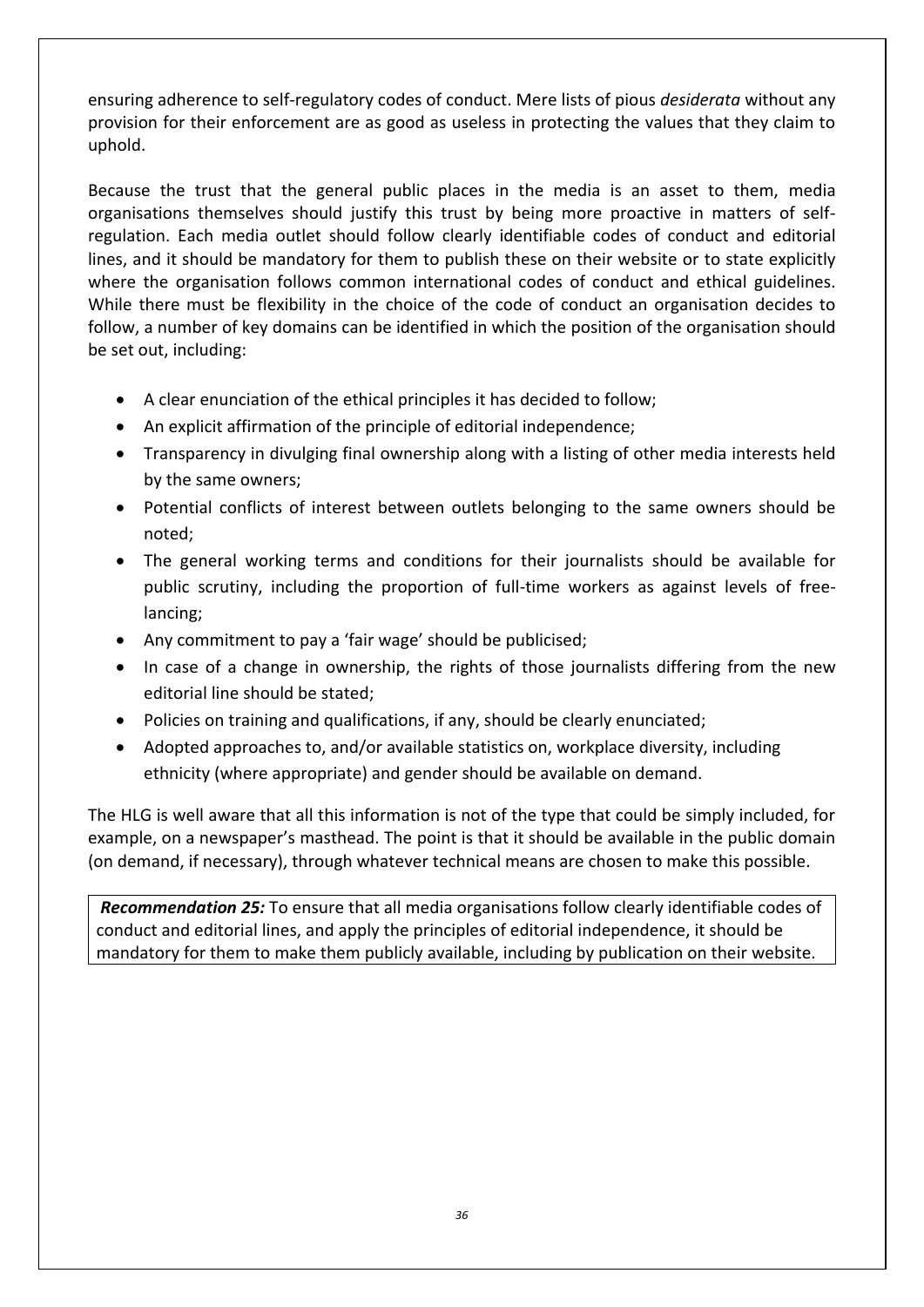ensuring adherence to self-regulatory codes of conduct. Mere lists of pious *desiderata* without any provision for their enforcement are as good as useless in protecting the values that they claim to uphold.

Because the trust that the general public places in the media is an asset to them, media organisations themselves should justify this trust by being more proactive in matters of self-regulation. Each media outlet should follow clearly identifiable codes of conduct and editorial lines, and it should be mandatory for them to publish these on their website or to state explicitly where the organisation follows common international codes of conduct and ethical guidelines. While there must be flexibility in the choice of the code of conduct an organisation decides to follow, a number of key domains can be identified in which the position of the organisation should be set out, including:

- A clear enunciation of the ethical principles it has decided to follow;
- An explicit affirmation of the principle of editorial independence;
- Transparency in divulging final ownership along with a listing of other media interests held by the same owners;
- Potential conflicts of interest between outlets belonging to the same owners should be noted;
- The general working terms and conditions for their journalists should be available for public scrutiny, including the proportion of full-time workers as against levels of free-lancing;
- Any commitment to pay a 'fair wage' should be publicised;
- In case of a change in ownership, the rights of those journalists differing from the new editorial line should be stated;
- Policies on training and qualifications, if any, should be clearly enunciated;
- Adopted approaches to, and/or available statistics on, workplace diversity, including ethnicity (where appropriate) and gender should be available on demand.

The HLG is well aware that all this information is not of the type that could be simply included, for example, on a newspaper's masthead. The point is that it should be available in the public domain (on demand, if necessary), through whatever technical means are chosen to make this possible.

***Recommendation 25:*** To ensure that all media organisations follow clearly identifiable codes of conduct and editorial lines, and apply the principles of editorial independence, it should be mandatory for them to make them publicly available, including by publication on their website.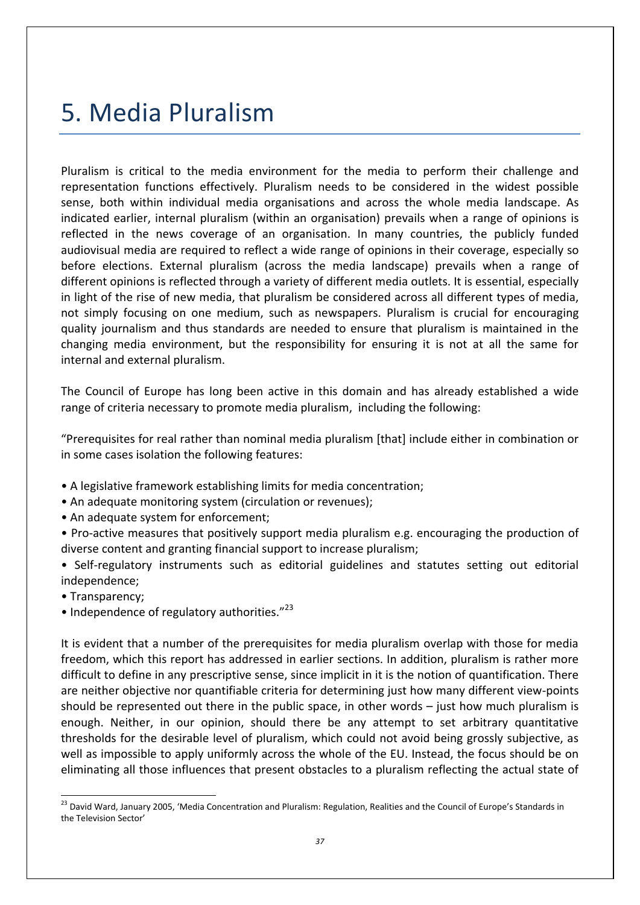# 5. Media Pluralism

Pluralism is critical to the media environment for the media to perform their challenge and representation functions effectively. Pluralism needs to be considered in the widest possible sense, both within individual media organisations and across the whole media landscape. As indicated earlier, internal pluralism (within an organisation) prevails when a range of opinions is reflected in the news coverage of an organisation. In many countries, the publicly funded audiovisual media are required to reflect a wide range of opinions in their coverage, especially so before elections. External pluralism (across the media landscape) prevails when a range of different opinions is reflected through a variety of different media outlets. It is essential, especially in light of the rise of new media, that pluralism be considered across all different types of media, not simply focusing on one medium, such as newspapers. Pluralism is crucial for encouraging quality journalism and thus standards are needed to ensure that pluralism is maintained in the changing media environment, but the responsibility for ensuring it is not at all the same for internal and external pluralism.

The Council of Europe has long been active in this domain and has already established a wide range of criteria necessary to promote media pluralism, including the following:

"Prerequisites for real rather than nominal media pluralism [that] include either in combination or in some cases isolation the following features:

- A legislative framework establishing limits for media concentration;
- An adequate monitoring system (circulation or revenues);
- An adequate system for enforcement;
- Pro-active measures that positively support media pluralism e.g. encouraging the production of diverse content and granting financial support to increase pluralism;
- Self-regulatory instruments such as editorial guidelines and statutes setting out editorial independence;
- Transparency;
- Independence of regulatory authorities."[23]

It is evident that a number of the prerequisites for media pluralism overlap with those for media freedom, which this report has addressed in earlier sections. In addition, pluralism is rather more difficult to define in any prescriptive sense, since implicit in it is the notion of quantification. There are neither objective nor quantifiable criteria for determining just how many different view-points should be represented out there in the public space, in other words – just how much pluralism is enough. Neither, in our opinion, should there be any attempt to set arbitrary quantitative thresholds for the desirable level of pluralism, which could not avoid being grossly subjective, as well as impossible to apply uniformly across the whole of the EU. Instead, the focus should be on eliminating all those influences that present obstacles to a pluralism reflecting the actual state of

[23] David Ward, January 2005, 'Media Concentration and Pluralism: Regulation, Realities and the Council of Europe's Standards in the Television Sector'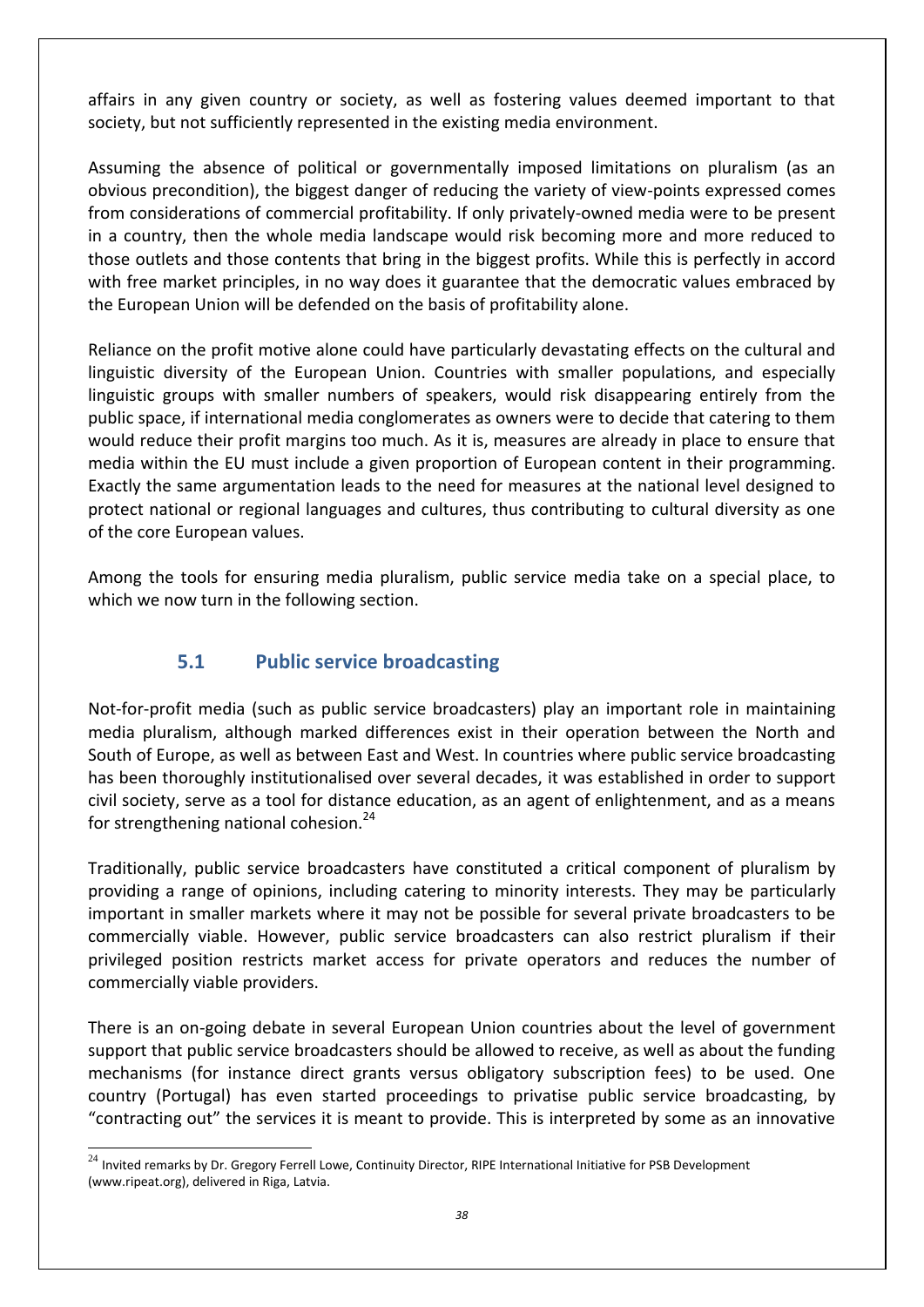affairs in any given country or society, as well as fostering values deemed important to that society, but not sufficiently represented in the existing media environment.

Assuming the absence of political or governmentally imposed limitations on pluralism (as an obvious precondition), the biggest danger of reducing the variety of view-points expressed comes from considerations of commercial profitability. If only privately-owned media were to be present in a country, then the whole media landscape would risk becoming more and more reduced to those outlets and those contents that bring in the biggest profits. While this is perfectly in accord with free market principles, in no way does it guarantee that the democratic values embraced by the European Union will be defended on the basis of profitability alone.

Reliance on the profit motive alone could have particularly devastating effects on the cultural and linguistic diversity of the European Union. Countries with smaller populations, and especially linguistic groups with smaller numbers of speakers, would risk disappearing entirely from the public space, if international media conglomerates as owners were to decide that catering to them would reduce their profit margins too much. As it is, measures are already in place to ensure that media within the EU must include a given proportion of European content in their programming. Exactly the same argumentation leads to the need for measures at the national level designed to protect national or regional languages and cultures, thus contributing to cultural diversity as one of the core European values.

Among the tools for ensuring media pluralism, public service media take on a special place, to which we now turn in the following section.

## 5.1 Public service broadcasting

Not-for-profit media (such as public service broadcasters) play an important role in maintaining media pluralism, although marked differences exist in their operation between the North and South of Europe, as well as between East and West. In countries where public service broadcasting has been thoroughly institutionalised over several decades, it was established in order to support civil society, serve as a tool for distance education, as an agent of enlightenment, and as a means for strengthening national cohesion.[24]

Traditionally, public service broadcasters have constituted a critical component of pluralism by providing a range of opinions, including catering to minority interests. They may be particularly important in smaller markets where it may not be possible for several private broadcasters to be commercially viable. However, public service broadcasters can also restrict pluralism if their privileged position restricts market access for private operators and reduces the number of commercially viable providers.

There is an on-going debate in several European Union countries about the level of government support that public service broadcasters should be allowed to receive, as well as about the funding mechanisms (for instance direct grants versus obligatory subscription fees) to be used. One country (Portugal) has even started proceedings to privatise public service broadcasting, by "contracting out" the services it is meant to provide. This is interpreted by some as an innovative

[24] Invited remarks by Dr. Gregory Ferrell Lowe, Continuity Director, RIPE International Initiative for PSB Development (www.ripeat.org), delivered in Riga, Latvia.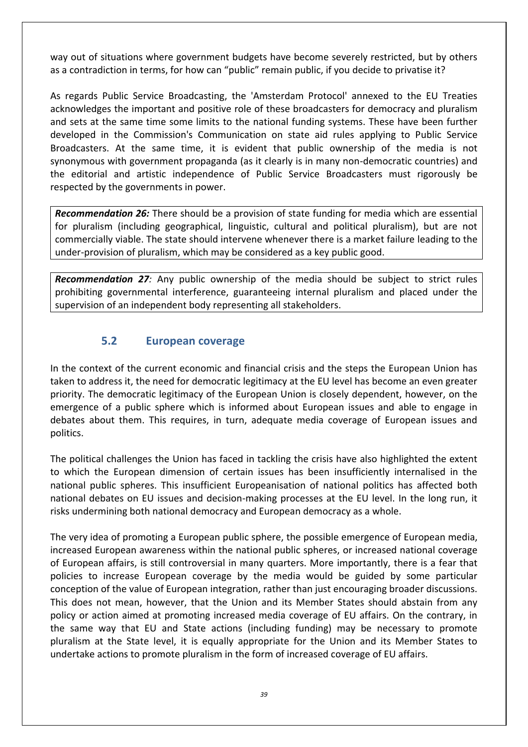way out of situations where government budgets have become severely restricted, but by others as a contradiction in terms, for how can "public" remain public, if you decide to privatise it?

As regards Public Service Broadcasting, the 'Amsterdam Protocol' annexed to the EU Treaties acknowledges the important and positive role of these broadcasters for democracy and pluralism and sets at the same time some limits to the national funding systems. These have been further developed in the Commission's Communication on state aid rules applying to Public Service Broadcasters. At the same time, it is evident that public ownership of the media is not synonymous with government propaganda (as it clearly is in many non-democratic countries) and the editorial and artistic independence of Public Service Broadcasters must rigorously be respected by the governments in power.

***Recommendation 26:*** There should be a provision of state funding for media which are essential for pluralism (including geographical, linguistic, cultural and political pluralism), but are not commercially viable. The state should intervene whenever there is a market failure leading to the under-provision of pluralism, which may be considered as a key public good.

***Recommendation 27:*** Any public ownership of the media should be subject to strict rules prohibiting governmental interference, guaranteeing internal pluralism and placed under the supervision of an independent body representing all stakeholders.

## 5.2 European coverage

In the context of the current economic and financial crisis and the steps the European Union has taken to address it, the need for democratic legitimacy at the EU level has become an even greater priority. The democratic legitimacy of the European Union is closely dependent, however, on the emergence of a public sphere which is informed about European issues and able to engage in debates about them. This requires, in turn, adequate media coverage of European issues and politics.

The political challenges the Union has faced in tackling the crisis have also highlighted the extent to which the European dimension of certain issues has been insufficiently internalised in the national public spheres. This insufficient Europeanisation of national politics has affected both national debates on EU issues and decision-making processes at the EU level. In the long run, it risks undermining both national democracy and European democracy as a whole.

The very idea of promoting a European public sphere, the possible emergence of European media, increased European awareness within the national public spheres, or increased national coverage of European affairs, is still controversial in many quarters. More importantly, there is a fear that policies to increase European coverage by the media would be guided by some particular conception of the value of European integration, rather than just encouraging broader discussions. This does not mean, however, that the Union and its Member States should abstain from any policy or action aimed at promoting increased media coverage of EU affairs. On the contrary, in the same way that EU and State actions (including funding) may be necessary to promote pluralism at the State level, it is equally appropriate for the Union and its Member States to undertake actions to promote pluralism in the form of increased coverage of EU affairs.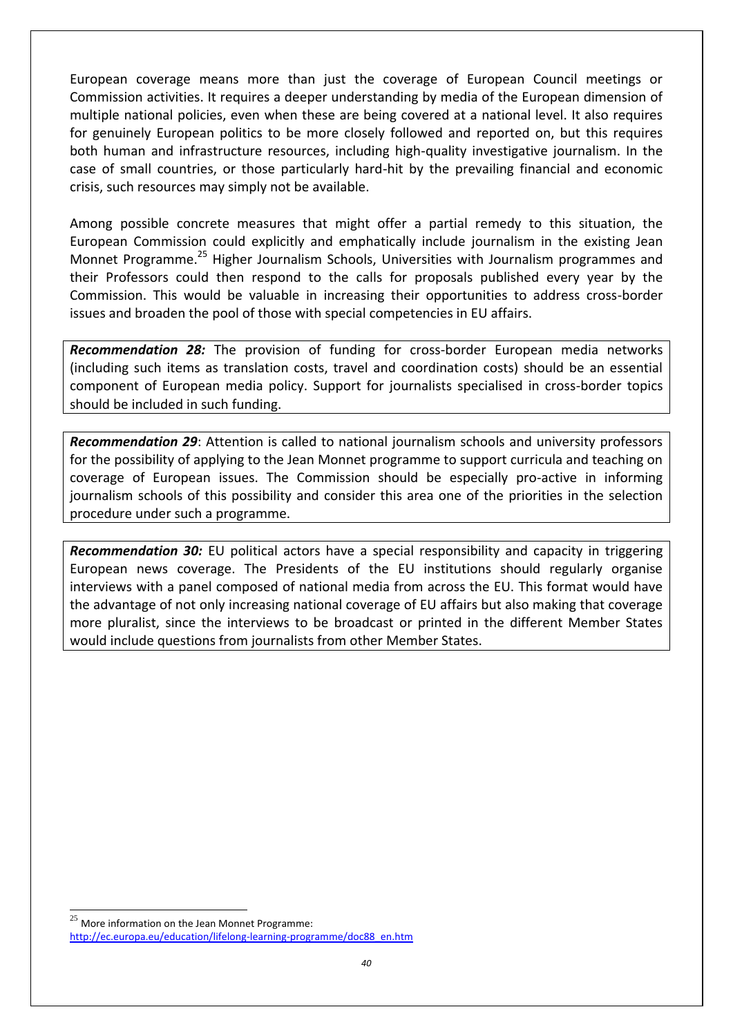European coverage means more than just the coverage of European Council meetings or Commission activities. It requires a deeper understanding by media of the European dimension of multiple national policies, even when these are being covered at a national level. It also requires for genuinely European politics to be more closely followed and reported on, but this requires both human and infrastructure resources, including high-quality investigative journalism. In the case of small countries, or those particularly hard-hit by the prevailing financial and economic crisis, such resources may simply not be available.

Among possible concrete measures that might offer a partial remedy to this situation, the European Commission could explicitly and emphatically include journalism in the existing Jean Monnet Programme.[25] Higher Journalism Schools, Universities with Journalism programmes and their Professors could then respond to the calls for proposals published every year by the Commission. This would be valuable in increasing their opportunities to address cross-border issues and broaden the pool of those with special competencies in EU affairs.

> ***Recommendation 28:*** The provision of funding for cross-border European media networks (including such items as translation costs, travel and coordination costs) should be an essential component of European media policy. Support for journalists specialised in cross-border topics should be included in such funding.

> ***Recommendation 29***: Attention is called to national journalism schools and university professors for the possibility of applying to the Jean Monnet programme to support curricula and teaching on coverage of European issues. The Commission should be especially pro-active in informing journalism schools of this possibility and consider this area one of the priorities in the selection procedure under such a programme.

> ***Recommendation 30:*** EU political actors have a special responsibility and capacity in triggering European news coverage. The Presidents of the EU institutions should regularly organise interviews with a panel composed of national media from across the EU. This format would have the advantage of not only increasing national coverage of EU affairs but also making that coverage more pluralist, since the interviews to be broadcast or printed in the different Member States would include questions from journalists from other Member States.

[25] More information on the Jean Monnet Programme: http://ec.europa.eu/education/lifelong-learning-programme/doc88_en.htm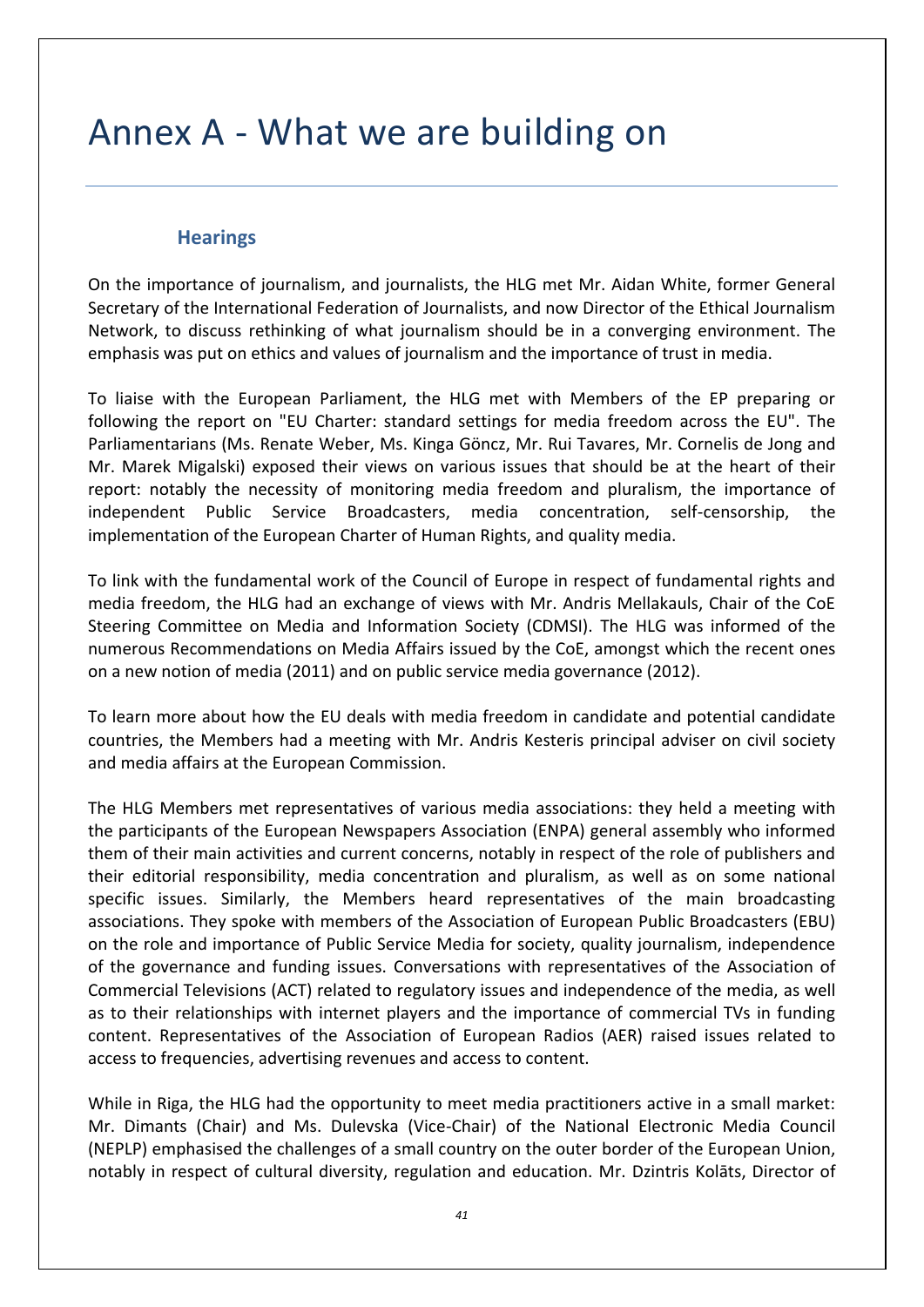# Annex A - What we are building on

## Hearings

On the importance of journalism, and journalists, the HLG met Mr. Aidan White, former General Secretary of the International Federation of Journalists, and now Director of the Ethical Journalism Network, to discuss rethinking of what journalism should be in a converging environment. The emphasis was put on ethics and values of journalism and the importance of trust in media.

To liaise with the European Parliament, the HLG met with Members of the EP preparing or following the report on "EU Charter: standard settings for media freedom across the EU". The Parliamentarians (Ms. Renate Weber, Ms. Kinga Göncz, Mr. Rui Tavares, Mr. Cornelis de Jong and Mr. Marek Migalski) exposed their views on various issues that should be at the heart of their report: notably the necessity of monitoring media freedom and pluralism, the importance of independent Public Service Broadcasters, media concentration, self-censorship, the implementation of the European Charter of Human Rights, and quality media.

To link with the fundamental work of the Council of Europe in respect of fundamental rights and media freedom, the HLG had an exchange of views with Mr. Andris Mellakauls, Chair of the CoE Steering Committee on Media and Information Society (CDMSI). The HLG was informed of the numerous Recommendations on Media Affairs issued by the CoE, amongst which the recent ones on a new notion of media (2011) and on public service media governance (2012).

To learn more about how the EU deals with media freedom in candidate and potential candidate countries, the Members had a meeting with Mr. Andris Kesteris principal adviser on civil society and media affairs at the European Commission.

The HLG Members met representatives of various media associations: they held a meeting with the participants of the European Newspapers Association (ENPA) general assembly who informed them of their main activities and current concerns, notably in respect of the role of publishers and their editorial responsibility, media concentration and pluralism, as well as on some national specific issues. Similarly, the Members heard representatives of the main broadcasting associations. They spoke with members of the Association of European Public Broadcasters (EBU) on the role and importance of Public Service Media for society, quality journalism, independence of the governance and funding issues. Conversations with representatives of the Association of Commercial Televisions (ACT) related to regulatory issues and independence of the media, as well as to their relationships with internet players and the importance of commercial TVs in funding content. Representatives of the Association of European Radios (AER) raised issues related to access to frequencies, advertising revenues and access to content.

While in Riga, the HLG had the opportunity to meet media practitioners active in a small market: Mr. Dimants (Chair) and Ms. Dulevska (Vice-Chair) of the National Electronic Media Council (NEPLP) emphasised the challenges of a small country on the outer border of the European Union, notably in respect of cultural diversity, regulation and education. Mr. Dzintris Kolāts, Director of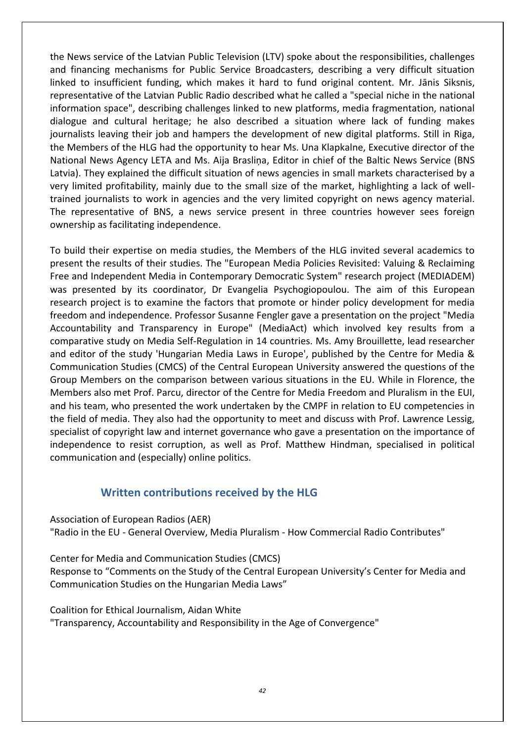the News service of the Latvian Public Television (LTV) spoke about the responsibilities, challenges and financing mechanisms for Public Service Broadcasters, describing a very difficult situation linked to insufficient funding, which makes it hard to fund original content. Mr. Jānis Siksnis, representative of the Latvian Public Radio described what he called a "special niche in the national information space", describing challenges linked to new platforms, media fragmentation, national dialogue and cultural heritage; he also described a situation where lack of funding makes journalists leaving their job and hampers the development of new digital platforms. Still in Riga, the Members of the HLG had the opportunity to hear Ms. Una Klapkalne, Executive director of the National News Agency LETA and Ms. Aija Brasliņa, Editor in chief of the Baltic News Service (BNS Latvia). They explained the difficult situation of news agencies in small markets characterised by a very limited profitability, mainly due to the small size of the market, highlighting a lack of well-trained journalists to work in agencies and the very limited copyright on news agency material. The representative of BNS, a news service present in three countries however sees foreign ownership as facilitating independence.

To build their expertise on media studies, the Members of the HLG invited several academics to present the results of their studies. The "European Media Policies Revisited: Valuing & Reclaiming Free and Independent Media in Contemporary Democratic System" research project (MEDIADEM) was presented by its coordinator, Dr Evangelia Psychogiopoulou. The aim of this European research project is to examine the factors that promote or hinder policy development for media freedom and independence. Professor Susanne Fengler gave a presentation on the project "Media Accountability and Transparency in Europe" (MediaAct) which involved key results from a comparative study on Media Self-Regulation in 14 countries. Ms. Amy Brouillette, lead researcher and editor of the study 'Hungarian Media Laws in Europe', published by the Centre for Media & Communication Studies (CMCS) of the Central European University answered the questions of the Group Members on the comparison between various situations in the EU. While in Florence, the Members also met Prof. Parcu, director of the Centre for Media Freedom and Pluralism in the EUI, and his team, who presented the work undertaken by the CMPF in relation to EU competencies in the field of media. They also had the opportunity to meet and discuss with Prof. Lawrence Lessig, specialist of copyright law and internet governance who gave a presentation on the importance of independence to resist corruption, as well as Prof. Matthew Hindman, specialised in political communication and (especially) online politics.

## Written contributions received by the HLG

Association of European Radios (AER)
"Radio in the EU - General Overview, Media Pluralism - How Commercial Radio Contributes"

Center for Media and Communication Studies (CMCS)
Response to "Comments on the Study of the Central European University's Center for Media and Communication Studies on the Hungarian Media Laws"

Coalition for Ethical Journalism, Aidan White
"Transparency, Accountability and Responsibility in the Age of Convergence"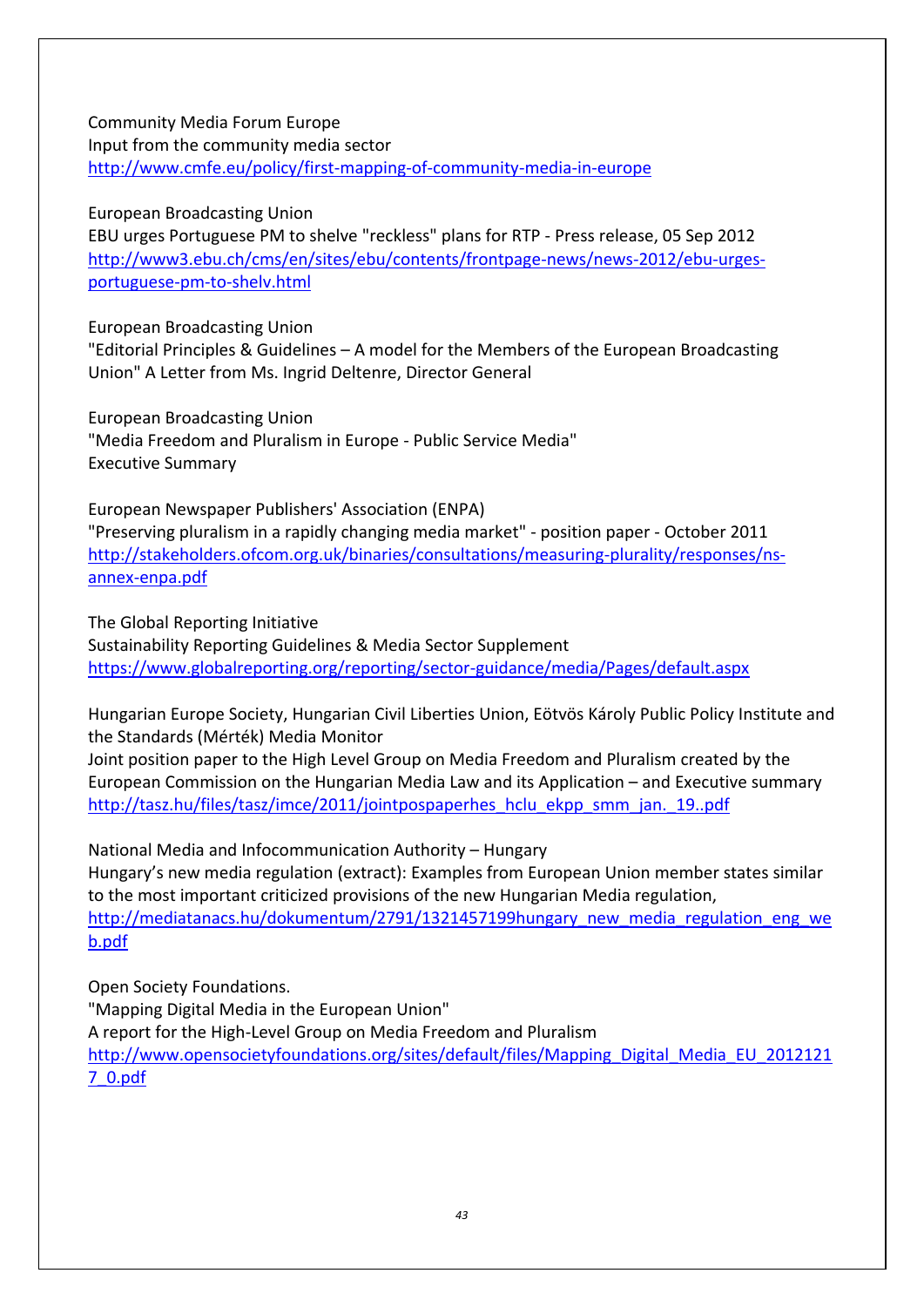Community Media Forum Europe
Input from the community media sector
http://www.cmfe.eu/policy/first-mapping-of-community-media-in-europe

European Broadcasting Union
EBU urges Portuguese PM to shelve "reckless" plans for RTP - Press release, 05 Sep 2012
http://www3.ebu.ch/cms/en/sites/ebu/contents/frontpage-news/news-2012/ebu-urges-portuguese-pm-to-shelv.html

European Broadcasting Union
"Editorial Principles & Guidelines – A model for the Members of the European Broadcasting Union" A Letter from Ms. Ingrid Deltenre, Director General

European Broadcasting Union
"Media Freedom and Pluralism in Europe - Public Service Media"
Executive Summary

European Newspaper Publishers' Association (ENPA)
"Preserving pluralism in a rapidly changing media market" - position paper - October 2011
http://stakeholders.ofcom.org.uk/binaries/consultations/measuring-plurality/responses/ns-annex-enpa.pdf

The Global Reporting Initiative
Sustainability Reporting Guidelines & Media Sector Supplement
https://www.globalreporting.org/reporting/sector-guidance/media/Pages/default.aspx

Hungarian Europe Society, Hungarian Civil Liberties Union, Eötvös Károly Public Policy Institute and the Standards (Mérték) Media Monitor
Joint position paper to the High Level Group on Media Freedom and Pluralism created by the European Commission on the Hungarian Media Law and its Application – and Executive summary
http://tasz.hu/files/tasz/imce/2011/jointpospaperhes_hclu_ekpp_smm_jan._19..pdf

National Media and Infocommunication Authority – Hungary
Hungary's new media regulation (extract): Examples from European Union member states similar to the most important criticized provisions of the new Hungarian Media regulation,
http://mediatanacs.hu/dokumentum/2791/1321457199hungary_new_media_regulation_eng_web.pdf

Open Society Foundations.
"Mapping Digital Media in the European Union"
A report for the High-Level Group on Media Freedom and Pluralism
http://www.opensocietyfoundations.org/sites/default/files/Mapping_Digital_Media_EU_20121217_0.pdf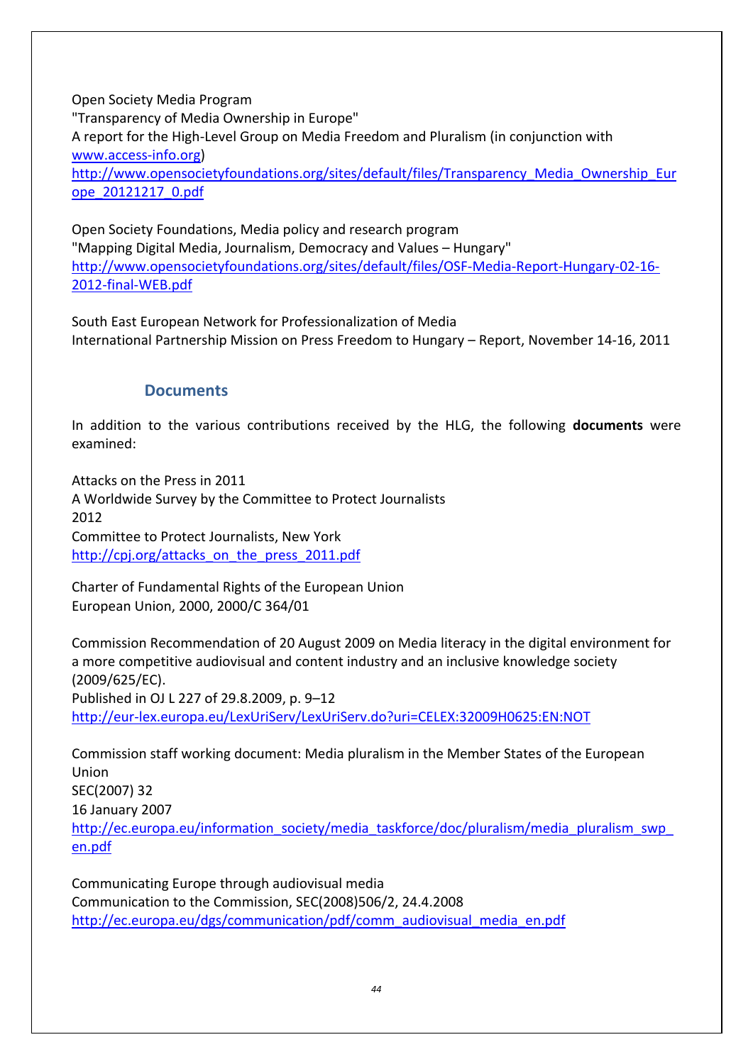Open Society Media Program
"Transparency of Media Ownership in Europe"
A report for the High-Level Group on Media Freedom and Pluralism (in conjunction with www.access-info.org)
http://www.opensocietyfoundations.org/sites/default/files/Transparency_Media_Ownership_Europe_20121217_0.pdf

Open Society Foundations, Media policy and research program
"Mapping Digital Media, Journalism, Democracy and Values – Hungary"
http://www.opensocietyfoundations.org/sites/default/files/OSF-Media-Report-Hungary-02-16-2012-final-WEB.pdf

South East European Network for Professionalization of Media
International Partnership Mission on Press Freedom to Hungary – Report, November 14-16, 2011

## Documents

In addition to the various contributions received by the HLG, the following **documents** were examined:

Attacks on the Press in 2011
A Worldwide Survey by the Committee to Protect Journalists
2012
Committee to Protect Journalists, New York
http://cpj.org/attacks_on_the_press_2011.pdf

Charter of Fundamental Rights of the European Union
European Union, 2000, 2000/C 364/01

Commission Recommendation of 20 August 2009 on Media literacy in the digital environment for a more competitive audiovisual and content industry and an inclusive knowledge society (2009/625/EC).
Published in OJ L 227 of 29.8.2009, p. 9–12
http://eur-lex.europa.eu/LexUriServ/LexUriServ.do?uri=CELEX:32009H0625:EN:NOT

Commission staff working document: Media pluralism in the Member States of the European Union
SEC(2007) 32
16 January 2007
http://ec.europa.eu/information_society/media_taskforce/doc/pluralism/media_pluralism_swp_en.pdf

Communicating Europe through audiovisual media
Communication to the Commission, SEC(2008)506/2, 24.4.2008
http://ec.europa.eu/dgs/communication/pdf/comm_audiovisual_media_en.pdf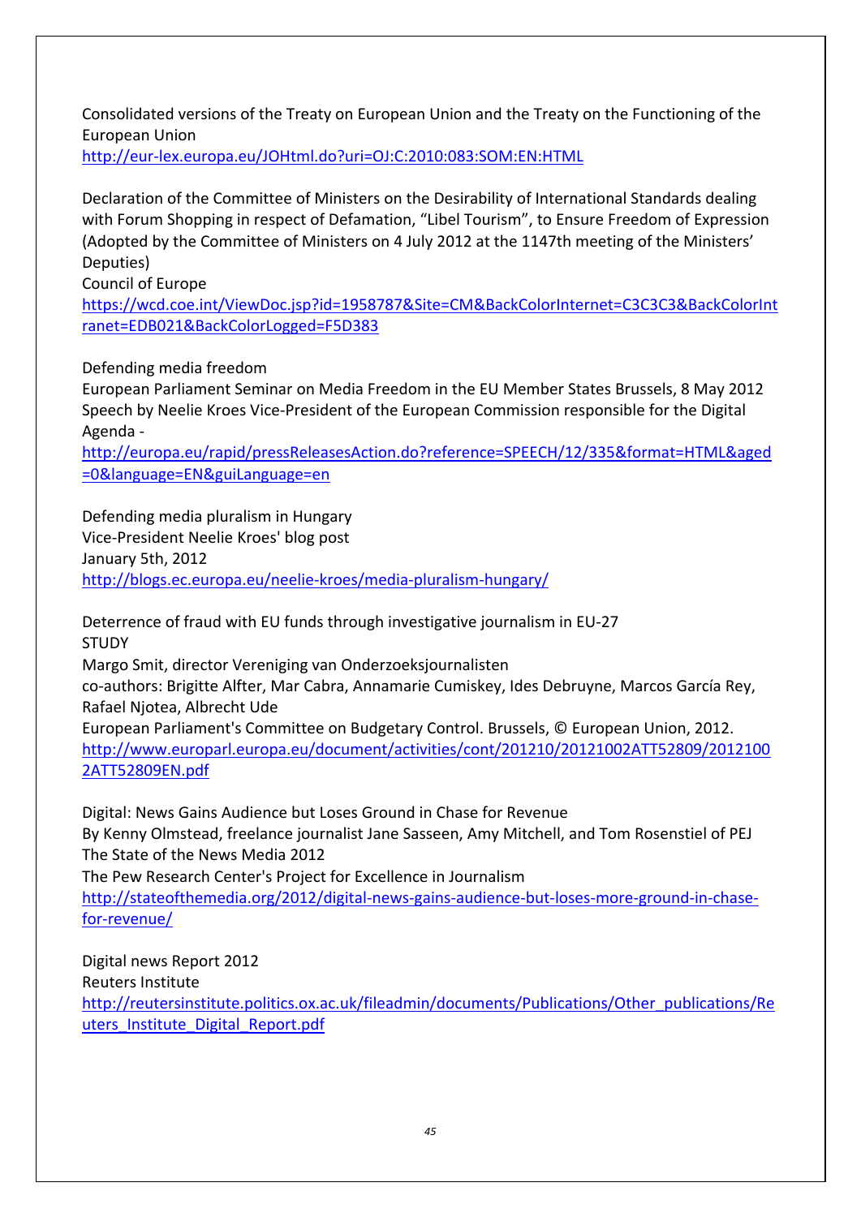Consolidated versions of the Treaty on European Union and the Treaty on the Functioning of the European Union
http://eur-lex.europa.eu/JOHtml.do?uri=OJ:C:2010:083:SOM:EN:HTML

Declaration of the Committee of Ministers on the Desirability of International Standards dealing with Forum Shopping in respect of Defamation, “Libel Tourism”, to Ensure Freedom of Expression (Adopted by the Committee of Ministers on 4 July 2012 at the 1147th meeting of the Ministers’ Deputies)
Council of Europe
https://wcd.coe.int/ViewDoc.jsp?id=1958787&Site=CM&BackColorInternet=C3C3C3&BackColorIntranet=EDB021&BackColorLogged=F5D383

Defending media freedom
European Parliament Seminar on Media Freedom in the EU Member States Brussels, 8 May 2012
Speech by Neelie Kroes Vice-President of the European Commission responsible for the Digital Agenda -
http://europa.eu/rapid/pressReleasesAction.do?reference=SPEECH/12/335&format=HTML&aged=0&language=EN&guiLanguage=en

Defending media pluralism in Hungary
Vice-President Neelie Kroes' blog post
January 5th, 2012
http://blogs.ec.europa.eu/neelie-kroes/media-pluralism-hungary/

Deterrence of fraud with EU funds through investigative journalism in EU-27
STUDY
Margo Smit, director Vereniging van Onderzoeksjournalisten
co-authors: Brigitte Alfter, Mar Cabra, Annamarie Cumiskey, Ides Debruyne, Marcos García Rey, Rafael Njotea, Albrecht Ude
European Parliament's Committee on Budgetary Control. Brussels, © European Union, 2012.
http://www.europarl.europa.eu/document/activities/cont/201210/20121002ATT52809/20121002ATT52809EN.pdf

Digital: News Gains Audience but Loses Ground in Chase for Revenue
By Kenny Olmstead, freelance journalist Jane Sasseen, Amy Mitchell, and Tom Rosenstiel of PEJ
The State of the News Media 2012
The Pew Research Center's Project for Excellence in Journalism
http://stateofthemedia.org/2012/digital-news-gains-audience-but-loses-more-ground-in-chase-for-revenue/

Digital news Report 2012
Reuters Institute
http://reutersinstitute.politics.ox.ac.uk/fileadmin/documents/Publications/Other_publications/Reuters_Institute_Digital_Report.pdf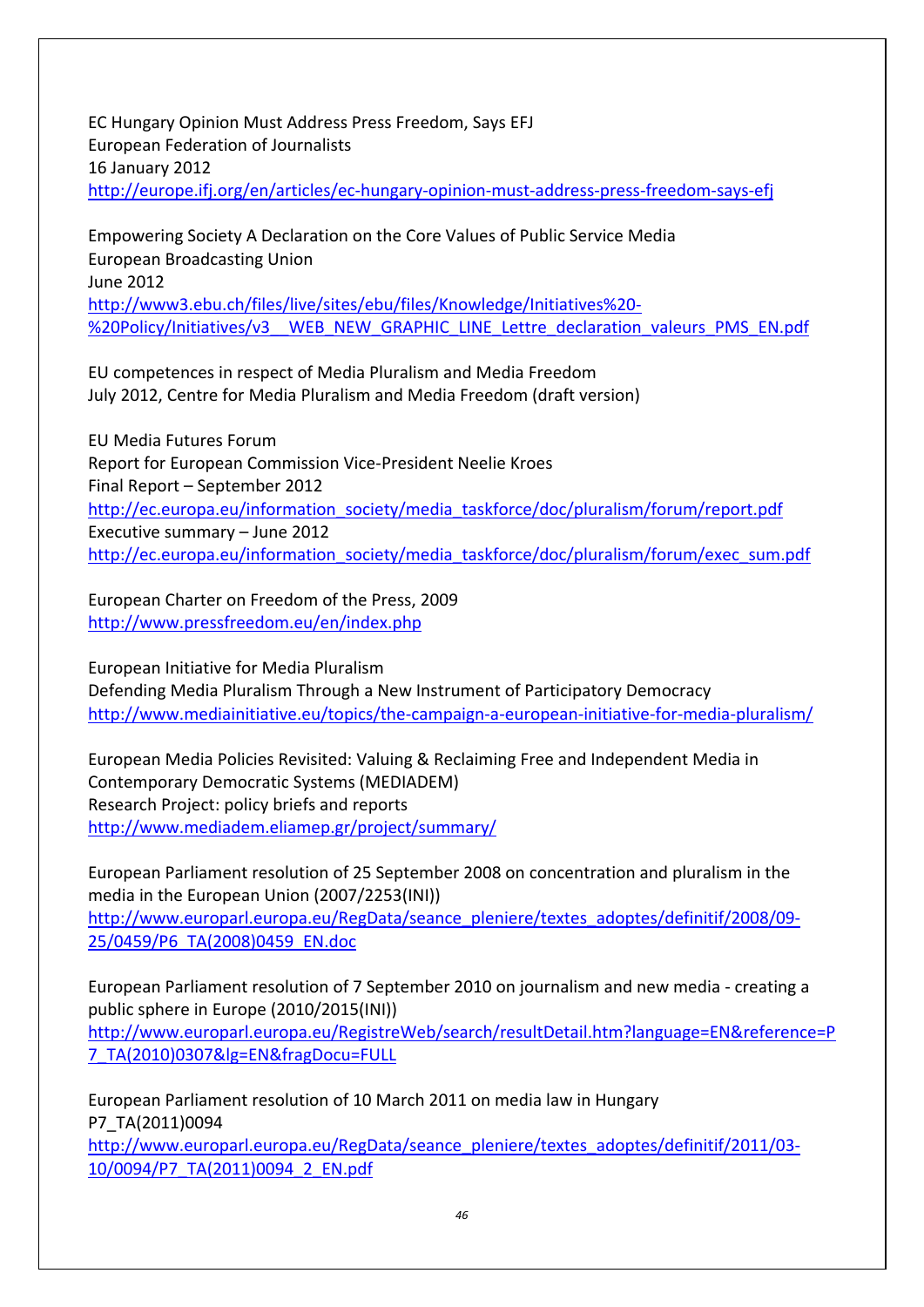EC Hungary Opinion Must Address Press Freedom, Says EFJ
European Federation of Journalists
16 January 2012
http://europe.ifj.org/en/articles/ec-hungary-opinion-must-address-press-freedom-says-efj

Empowering Society A Declaration on the Core Values of Public Service Media
European Broadcasting Union
June 2012
http://www3.ebu.ch/files/live/sites/ebu/files/Knowledge/Initiatives%20-%20Policy/Initiatives/v3__WEB_NEW_GRAPHIC_LINE_Lettre_declaration_valeurs_PMS_EN.pdf

EU competences in respect of Media Pluralism and Media Freedom
July 2012, Centre for Media Pluralism and Media Freedom (draft version)

EU Media Futures Forum
Report for European Commission Vice-President Neelie Kroes
Final Report – September 2012
http://ec.europa.eu/information_society/media_taskforce/doc/pluralism/forum/report.pdf
Executive summary – June 2012
http://ec.europa.eu/information_society/media_taskforce/doc/pluralism/forum/exec_sum.pdf

European Charter on Freedom of the Press, 2009
http://www.pressfreedom.eu/en/index.php

European Initiative for Media Pluralism
Defending Media Pluralism Through a New Instrument of Participatory Democracy
http://www.mediainitiative.eu/topics/the-campaign-a-european-initiative-for-media-pluralism/

European Media Policies Revisited: Valuing & Reclaiming Free and Independent Media in Contemporary Democratic Systems (MEDIADEM)
Research Project: policy briefs and reports
http://www.mediadem.eliamep.gr/project/summary/

European Parliament resolution of 25 September 2008 on concentration and pluralism in the media in the European Union (2007/2253(INI))
http://www.europarl.europa.eu/RegData/seance_pleniere/textes_adoptes/definitif/2008/09-25/0459/P6_TA(2008)0459_EN.doc

European Parliament resolution of 7 September 2010 on journalism and new media - creating a public sphere in Europe (2010/2015(INI))
http://www.europarl.europa.eu/RegistreWeb/search/resultDetail.htm?language=EN&reference=P7_TA(2010)0307&lg=EN&fragDocu=FULL

European Parliament resolution of 10 March 2011 on media law in Hungary
P7_TA(2011)0094
http://www.europarl.europa.eu/RegData/seance_pleniere/textes_adoptes/definitif/2011/03-10/0094/P7_TA(2011)0094_2_EN.pdf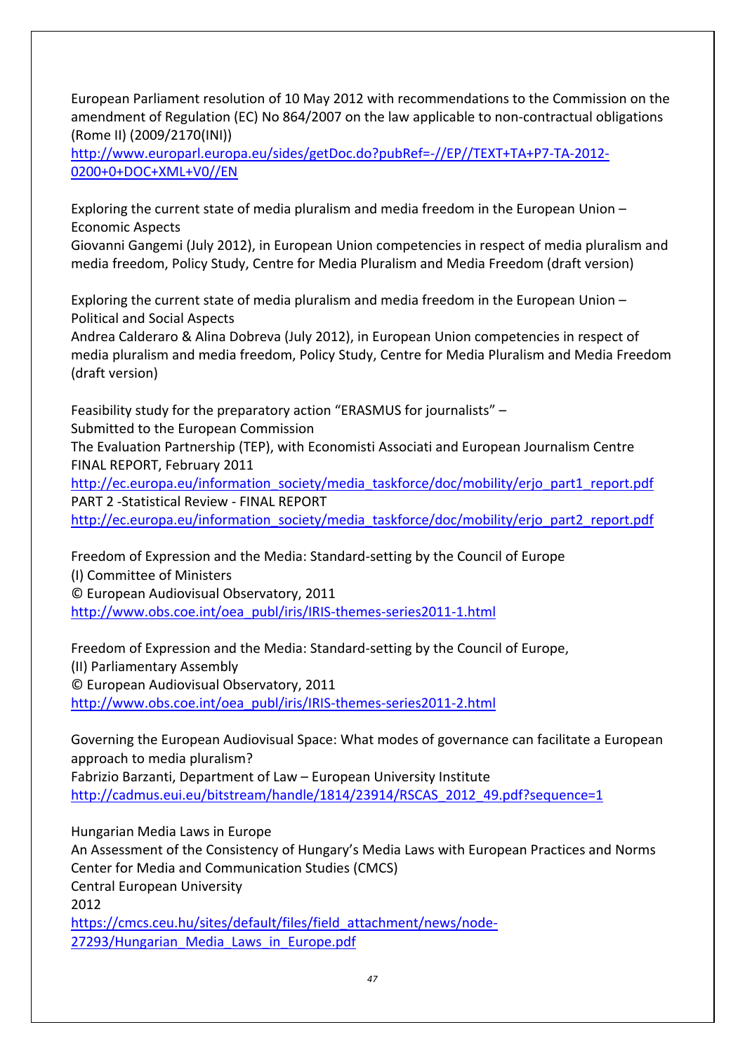European Parliament resolution of 10 May 2012 with recommendations to the Commission on the amendment of Regulation (EC) No 864/2007 on the law applicable to non-contractual obligations (Rome II) (2009/2170(INI))
http://www.europarl.europa.eu/sides/getDoc.do?pubRef=-//EP//TEXT+TA+P7-TA-2012-0200+0+DOC+XML+V0//EN

Exploring the current state of media pluralism and media freedom in the European Union – Economic Aspects
Giovanni Gangemi (July 2012), in European Union competencies in respect of media pluralism and media freedom, Policy Study, Centre for Media Pluralism and Media Freedom (draft version)

Exploring the current state of media pluralism and media freedom in the European Union – Political and Social Aspects
Andrea Calderaro & Alina Dobreva (July 2012), in European Union competencies in respect of media pluralism and media freedom, Policy Study, Centre for Media Pluralism and Media Freedom (draft version)

Feasibility study for the preparatory action "ERASMUS for journalists" –
Submitted to the European Commission
The Evaluation Partnership (TEP), with Economisti Associati and European Journalism Centre
FINAL REPORT, February 2011
http://ec.europa.eu/information_society/media_taskforce/doc/mobility/erjo_part1_report.pdf
PART 2 -Statistical Review - FINAL REPORT
http://ec.europa.eu/information_society/media_taskforce/doc/mobility/erjo_part2_report.pdf

Freedom of Expression and the Media: Standard-setting by the Council of Europe
(I) Committee of Ministers
© European Audiovisual Observatory, 2011
http://www.obs.coe.int/oea_publ/iris/IRIS-themes-series2011-1.html

Freedom of Expression and the Media: Standard-setting by the Council of Europe,
(II) Parliamentary Assembly
© European Audiovisual Observatory, 2011
http://www.obs.coe.int/oea_publ/iris/IRIS-themes-series2011-2.html

Governing the European Audiovisual Space: What modes of governance can facilitate a European approach to media pluralism?
Fabrizio Barzanti, Department of Law – European University Institute
http://cadmus.eui.eu/bitstream/handle/1814/23914/RSCAS_2012_49.pdf?sequence=1

Hungarian Media Laws in Europe
An Assessment of the Consistency of Hungary's Media Laws with European Practices and Norms
Center for Media and Communication Studies (CMCS)
Central European University
2012
https://cmcs.ceu.hu/sites/default/files/field_attachment/news/node-27293/Hungarian_Media_Laws_in_Europe.pdf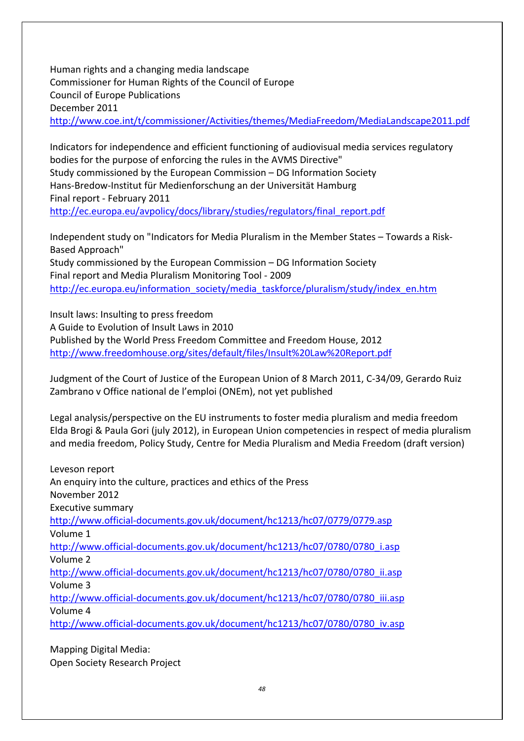Human rights and a changing media landscape
Commissioner for Human Rights of the Council of Europe
Council of Europe Publications
December 2011
http://www.coe.int/t/commissioner/Activities/themes/MediaFreedom/MediaLandscape2011.pdf

Indicators for independence and efficient functioning of audiovisual media services regulatory bodies for the purpose of enforcing the rules in the AVMS Directive"
Study commissioned by the European Commission – DG Information Society
Hans-Bredow-Institut für Medienforschung an der Universität Hamburg
Final report - February 2011
http://ec.europa.eu/avpolicy/docs/library/studies/regulators/final_report.pdf

Independent study on "Indicators for Media Pluralism in the Member States – Towards a Risk-Based Approach"
Study commissioned by the European Commission – DG Information Society
Final report and Media Pluralism Monitoring Tool - 2009
http://ec.europa.eu/information_society/media_taskforce/pluralism/study/index_en.htm

Insult laws: Insulting to press freedom
A Guide to Evolution of Insult Laws in 2010
Published by the World Press Freedom Committee and Freedom House, 2012
http://www.freedomhouse.org/sites/default/files/Insult%20Law%20Report.pdf

Judgment of the Court of Justice of the European Union of 8 March 2011, C-34/09, Gerardo Ruiz Zambrano v Office national de l'emploi (ONEm), not yet published

Legal analysis/perspective on the EU instruments to foster media pluralism and media freedom
Elda Brogi & Paula Gori (july 2012), in European Union competencies in respect of media pluralism and media freedom, Policy Study, Centre for Media Pluralism and Media Freedom (draft version)

Leveson report
An enquiry into the culture, practices and ethics of the Press
November 2012
Executive summary
http://www.official-documents.gov.uk/document/hc1213/hc07/0779/0779.asp
Volume 1
http://www.official-documents.gov.uk/document/hc1213/hc07/0780/0780_i.asp
Volume 2
http://www.official-documents.gov.uk/document/hc1213/hc07/0780/0780_ii.asp
Volume 3
http://www.official-documents.gov.uk/document/hc1213/hc07/0780/0780_iii.asp
Volume 4
http://www.official-documents.gov.uk/document/hc1213/hc07/0780/0780_iv.asp

Mapping Digital Media:
Open Society Research Project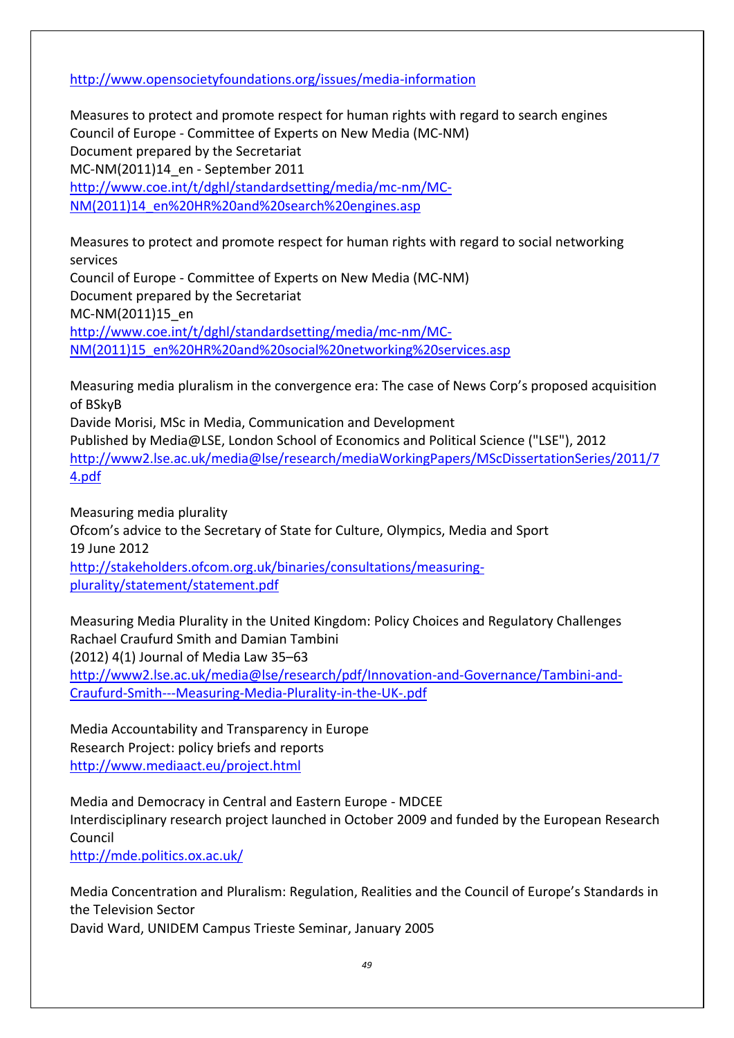http://www.opensocietyfoundations.org/issues/media-information

Measures to protect and promote respect for human rights with regard to search engines
Council of Europe - Committee of Experts on New Media (MC-NM)
Document prepared by the Secretariat
MC-NM(2011)14_en - September 2011
http://www.coe.int/t/dghl/standardsetting/media/mc-nm/MC-NM(2011)14_en%20HR%20and%20search%20engines.asp

Measures to protect and promote respect for human rights with regard to social networking services
Council of Europe - Committee of Experts on New Media (MC-NM)
Document prepared by the Secretariat
MC-NM(2011)15_en
http://www.coe.int/t/dghl/standardsetting/media/mc-nm/MC-NM(2011)15_en%20HR%20and%20social%20networking%20services.asp

Measuring media pluralism in the convergence era: The case of News Corp's proposed acquisition of BSkyB
Davide Morisi, MSc in Media, Communication and Development
Published by Media@LSE, London School of Economics and Political Science ("LSE"), 2012
http://www2.lse.ac.uk/media@lse/research/mediaWorkingPapers/MScDissertationSeries/2011/74.pdf

Measuring media plurality
Ofcom's advice to the Secretary of State for Culture, Olympics, Media and Sport
19 June 2012
http://stakeholders.ofcom.org.uk/binaries/consultations/measuring-plurality/statement/statement.pdf

Measuring Media Plurality in the United Kingdom: Policy Choices and Regulatory Challenges
Rachael Craufurd Smith and Damian Tambini
(2012) 4(1) Journal of Media Law 35–63
http://www2.lse.ac.uk/media@lse/research/pdf/Innovation-and-Governance/Tambini-and-Craufurd-Smith---Measuring-Media-Plurality-in-the-UK-.pdf

Media Accountability and Transparency in Europe
Research Project: policy briefs and reports
http://www.mediaact.eu/project.html

Media and Democracy in Central and Eastern Europe - MDCEE
Interdisciplinary research project launched in October 2009 and funded by the European Research Council
http://mde.politics.ox.ac.uk/

Media Concentration and Pluralism: Regulation, Realities and the Council of Europe's Standards in the Television Sector
David Ward, UNIDEM Campus Trieste Seminar, January 2005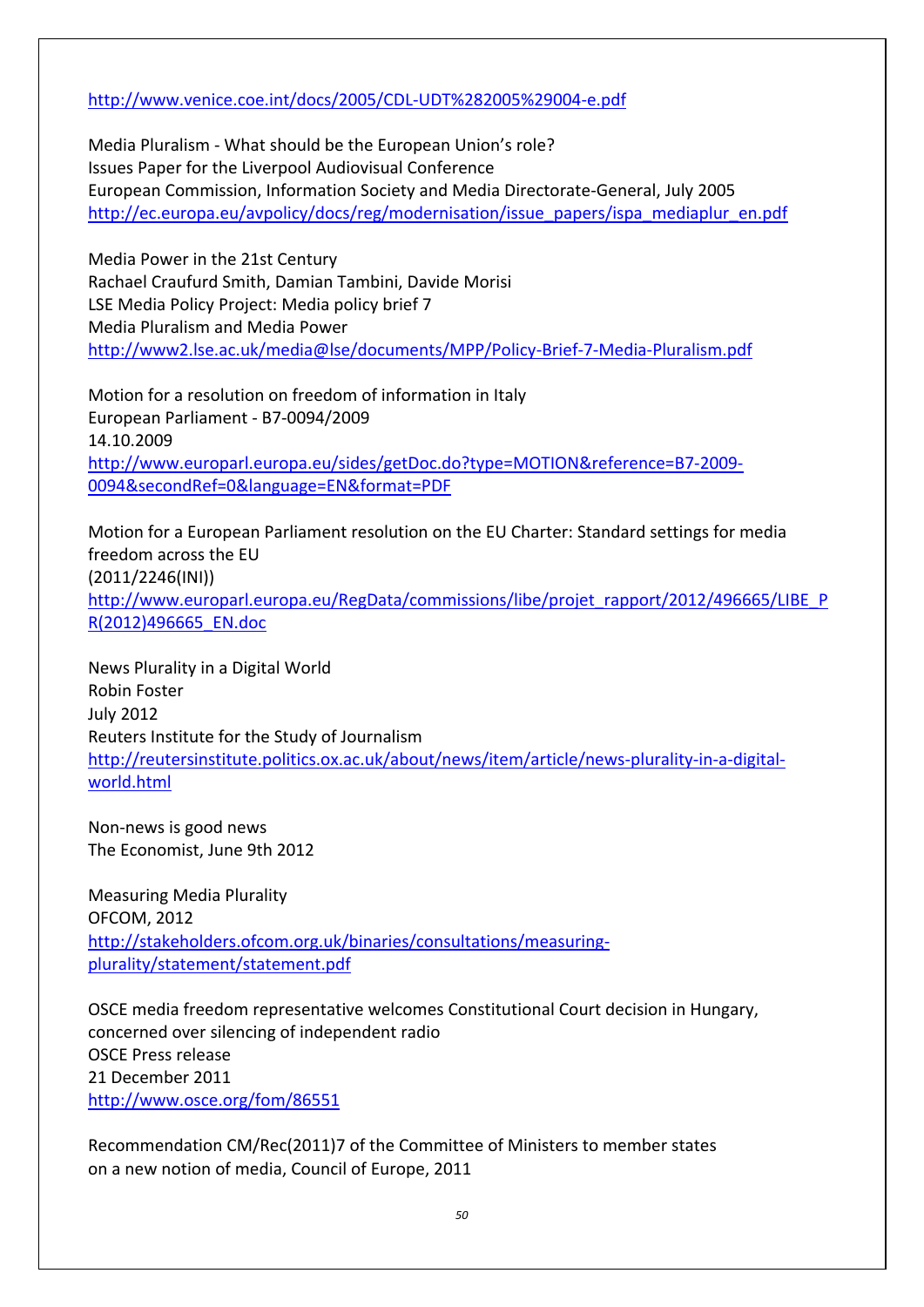http://www.venice.coe.int/docs/2005/CDL-UDT%282005%29004-e.pdf

Media Pluralism - What should be the European Union's role?
Issues Paper for the Liverpool Audiovisual Conference
European Commission, Information Society and Media Directorate-General, July 2005
http://ec.europa.eu/avpolicy/docs/reg/modernisation/issue_papers/ispa_mediaplur_en.pdf

Media Power in the 21st Century
Rachael Craufurd Smith, Damian Tambini, Davide Morisi
LSE Media Policy Project: Media policy brief 7
Media Pluralism and Media Power
http://www2.lse.ac.uk/media@lse/documents/MPP/Policy-Brief-7-Media-Pluralism.pdf

Motion for a resolution on freedom of information in Italy
European Parliament - B7-0094/2009
14.10.2009
http://www.europarl.europa.eu/sides/getDoc.do?type=MOTION&reference=B7-2009-0094&secondRef=0&language=EN&format=PDF

Motion for a European Parliament resolution on the EU Charter: Standard settings for media freedom across the EU
(2011/2246(INI))
http://www.europarl.europa.eu/RegData/commissions/libe/projet_rapport/2012/496665/LIBE_PR(2012)496665_EN.doc

News Plurality in a Digital World
Robin Foster
July 2012
Reuters Institute for the Study of Journalism
http://reutersinstitute.politics.ox.ac.uk/about/news/item/article/news-plurality-in-a-digital-world.html

Non-news is good news
The Economist, June 9th 2012

Measuring Media Plurality
OFCOM, 2012
http://stakeholders.ofcom.org.uk/binaries/consultations/measuring-plurality/statement/statement.pdf

OSCE media freedom representative welcomes Constitutional Court decision in Hungary, concerned over silencing of independent radio
OSCE Press release
21 December 2011
http://www.osce.org/fom/86551

Recommendation CM/Rec(2011)7 of the Committee of Ministers to member states on a new notion of media, Council of Europe, 2011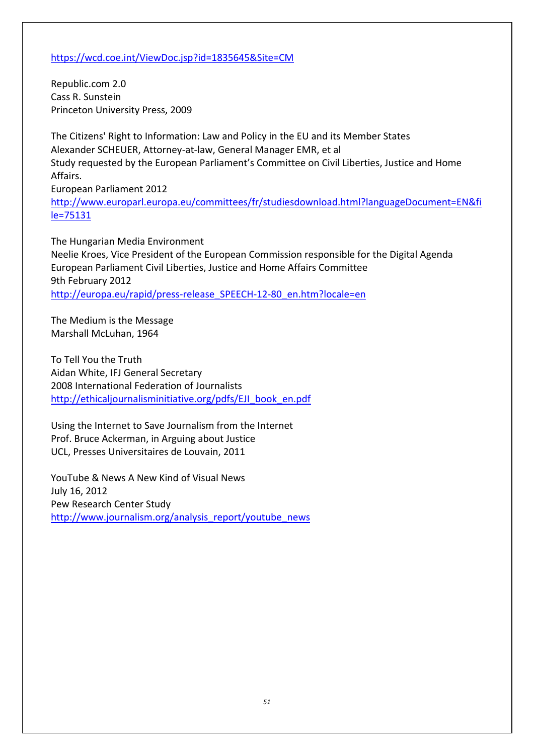https://wcd.coe.int/ViewDoc.jsp?id=1835645&Site=CM

Republic.com 2.0
Cass R. Sunstein
Princeton University Press, 2009

The Citizens' Right to Information: Law and Policy in the EU and its Member States
Alexander SCHEUER, Attorney-at-law, General Manager EMR, et al
Study requested by the European Parliament's Committee on Civil Liberties, Justice and Home Affairs.
European Parliament 2012
http://www.europarl.europa.eu/committees/fr/studiesdownload.html?languageDocument=EN&file=75131

The Hungarian Media Environment
Neelie Kroes, Vice President of the European Commission responsible for the Digital Agenda
European Parliament Civil Liberties, Justice and Home Affairs Committee
9th February 2012
http://europa.eu/rapid/press-release_SPEECH-12-80_en.htm?locale=en

The Medium is the Message
Marshall McLuhan, 1964

To Tell You the Truth
Aidan White, IFJ General Secretary
2008 International Federation of Journalists
http://ethicaljournalisminitiative.org/pdfs/EJI_book_en.pdf

Using the Internet to Save Journalism from the Internet
Prof. Bruce Ackerman, in Arguing about Justice
UCL, Presses Universitaires de Louvain, 2011

YouTube & News A New Kind of Visual News
July 16, 2012
Pew Research Center Study
http://www.journalism.org/analysis_report/youtube_news